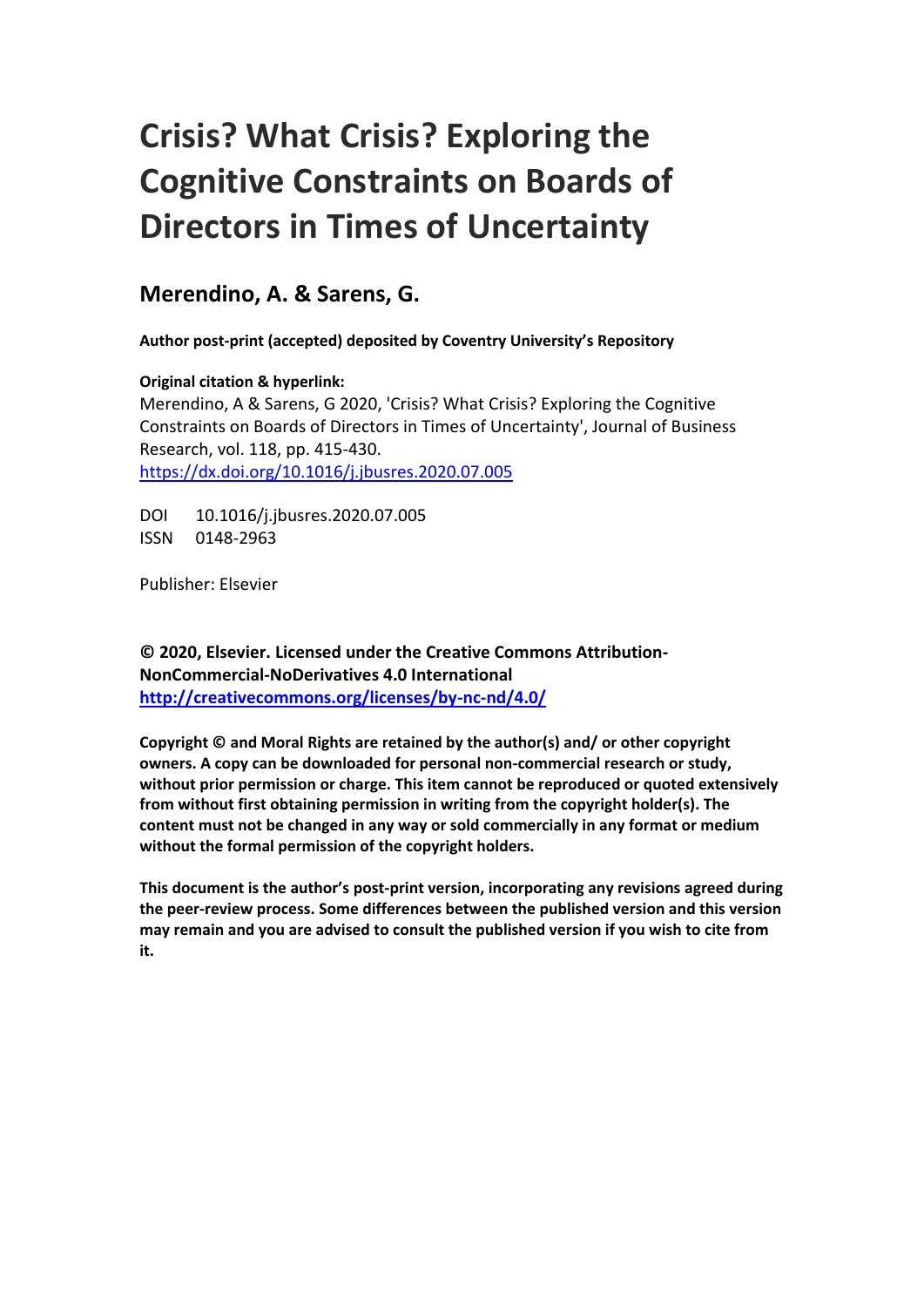# Crisis? What Crisis? Exploring the Cognitive Constraints on Boards of Directors in Times of Uncertainty

## Merendino, A. & Sarens, G.

**Author post-print (accepted) deposited by Coventry University's Repository**

**Original citation & hyperlink:**

Merendino, A & Sarens, G 2020, 'Crisis? What Crisis? Exploring the Cognitive Constraints on Boards of Directors in Times of Uncertainty', Journal of Business Research, vol. 118, pp. 415-430.
https://dx.doi.org/10.1016/j.jbusres.2020.07.005

DOI 10.1016/j.jbusres.2020.07.005
ISSN 0148-2963

Publisher: Elsevier

**© 2020, Elsevier. Licensed under the Creative Commons Attribution-NonCommercial-NoDerivatives 4.0 International**
**http://creativecommons.org/licenses/by-nc-nd/4.0/**

**Copyright © and Moral Rights are retained by the author(s) and/ or other copyright owners. A copy can be downloaded for personal non-commercial research or study, without prior permission or charge. This item cannot be reproduced or quoted extensively from without first obtaining permission in writing from the copyright holder(s). The content must not be changed in any way or sold commercially in any format or medium without the formal permission of the copyright holders.**

**This document is the author's post-print version, incorporating any revisions agreed during the peer-review process. Some differences between the published version and this version may remain and you are advised to consult the published version if you wish to cite from it.**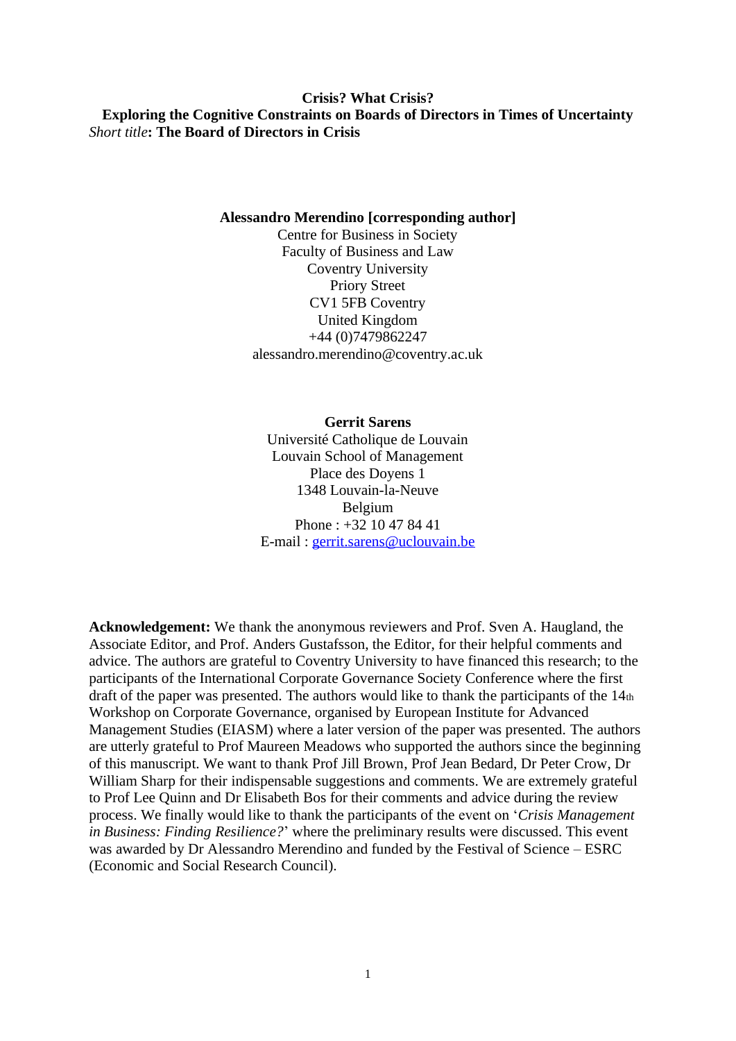**Crisis? What Crisis?**
**Exploring the Cognitive Constraints on Boards of Directors in Times of Uncertainty**
*Short title*: **The Board of Directors in Crisis**

**Alessandro Merendino [corresponding author]**
Centre for Business in Society
Faculty of Business and Law
Coventry University
Priory Street
CV1 5FB Coventry
United Kingdom
+44 (0)7479862247
alessandro.merendino@coventry.ac.uk

**Gerrit Sarens**
Université Catholique de Louvain
Louvain School of Management
Place des Doyens 1
1348 Louvain-la-Neuve
Belgium
Phone : +32 10 47 84 41
E-mail : gerrit.sarens@uclouvain.be

**Acknowledgement:** We thank the anonymous reviewers and Prof. Sven A. Haugland, the Associate Editor, and Prof. Anders Gustafsson, the Editor, for their helpful comments and advice. The authors are grateful to Coventry University to have financed this research; to the participants of the International Corporate Governance Society Conference where the first draft of the paper was presented. The authors would like to thank the participants of the 14th Workshop on Corporate Governance, organised by European Institute for Advanced Management Studies (EIASM) where a later version of the paper was presented. The authors are utterly grateful to Prof Maureen Meadows who supported the authors since the beginning of this manuscript. We want to thank Prof Jill Brown, Prof Jean Bedard, Dr Peter Crow, Dr William Sharp for their indispensable suggestions and comments. We are extremely grateful to Prof Lee Quinn and Dr Elisabeth Bos for their comments and advice during the review process. We finally would like to thank the participants of the event on '*Crisis Management in Business: Finding Resilience?*' where the preliminary results were discussed. This event was awarded by Dr Alessandro Merendino and funded by the Festival of Science – ESRC (Economic and Social Research Council).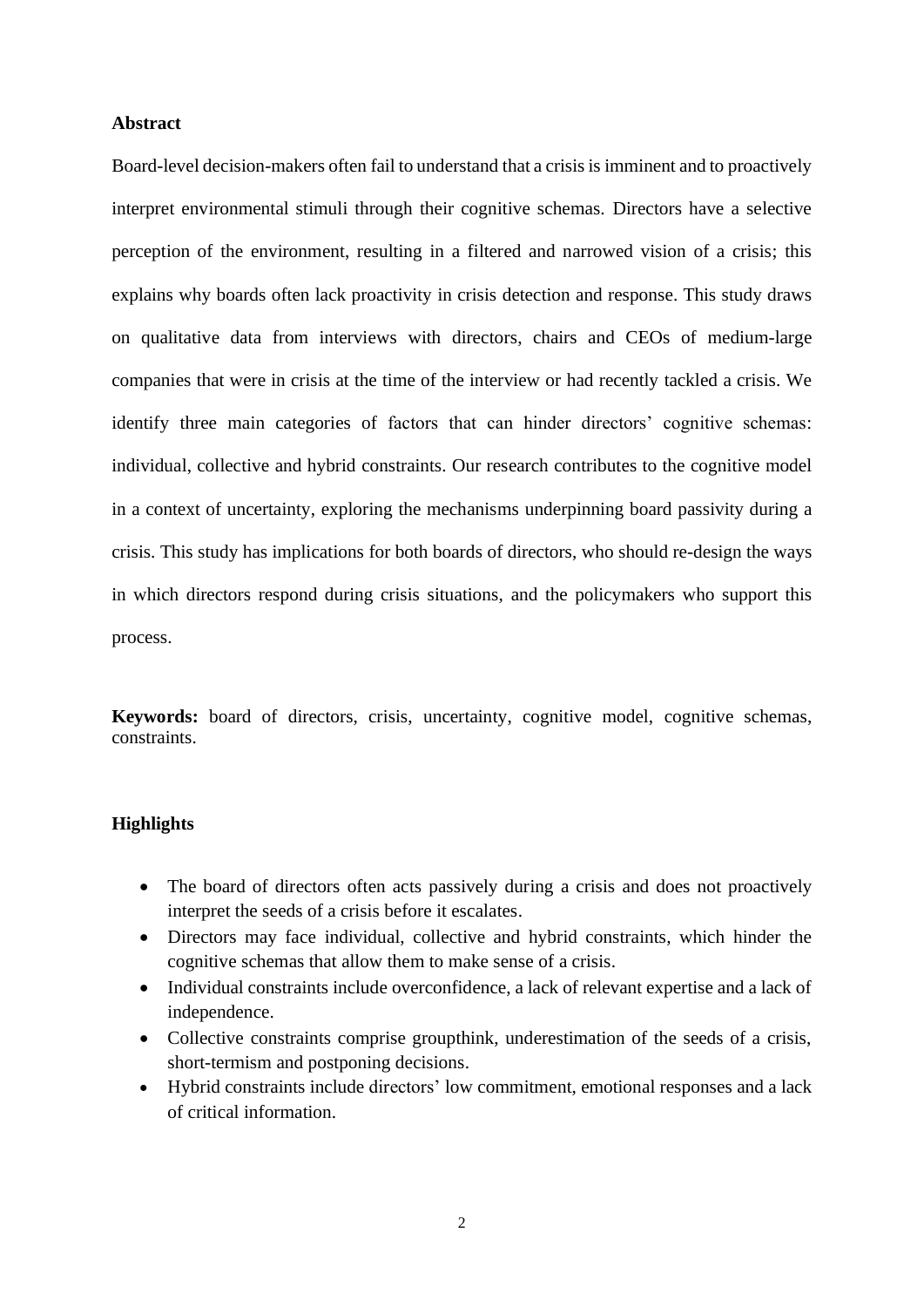**Abstract**

Board-level decision-makers often fail to understand that a crisis is imminent and to proactively interpret environmental stimuli through their cognitive schemas. Directors have a selective perception of the environment, resulting in a filtered and narrowed vision of a crisis; this explains why boards often lack proactivity in crisis detection and response. This study draws on qualitative data from interviews with directors, chairs and CEOs of medium-large companies that were in crisis at the time of the interview or had recently tackled a crisis. We identify three main categories of factors that can hinder directors' cognitive schemas: individual, collective and hybrid constraints. Our research contributes to the cognitive model in a context of uncertainty, exploring the mechanisms underpinning board passivity during a crisis. This study has implications for both boards of directors, who should re-design the ways in which directors respond during crisis situations, and the policymakers who support this process.

**Keywords:** board of directors, crisis, uncertainty, cognitive model, cognitive schemas, constraints.

**Highlights**

- The board of directors often acts passively during a crisis and does not proactively interpret the seeds of a crisis before it escalates.
- Directors may face individual, collective and hybrid constraints, which hinder the cognitive schemas that allow them to make sense of a crisis.
- Individual constraints include overconfidence, a lack of relevant expertise and a lack of independence.
- Collective constraints comprise groupthink, underestimation of the seeds of a crisis, short-termism and postponing decisions.
- Hybrid constraints include directors' low commitment, emotional responses and a lack of critical information.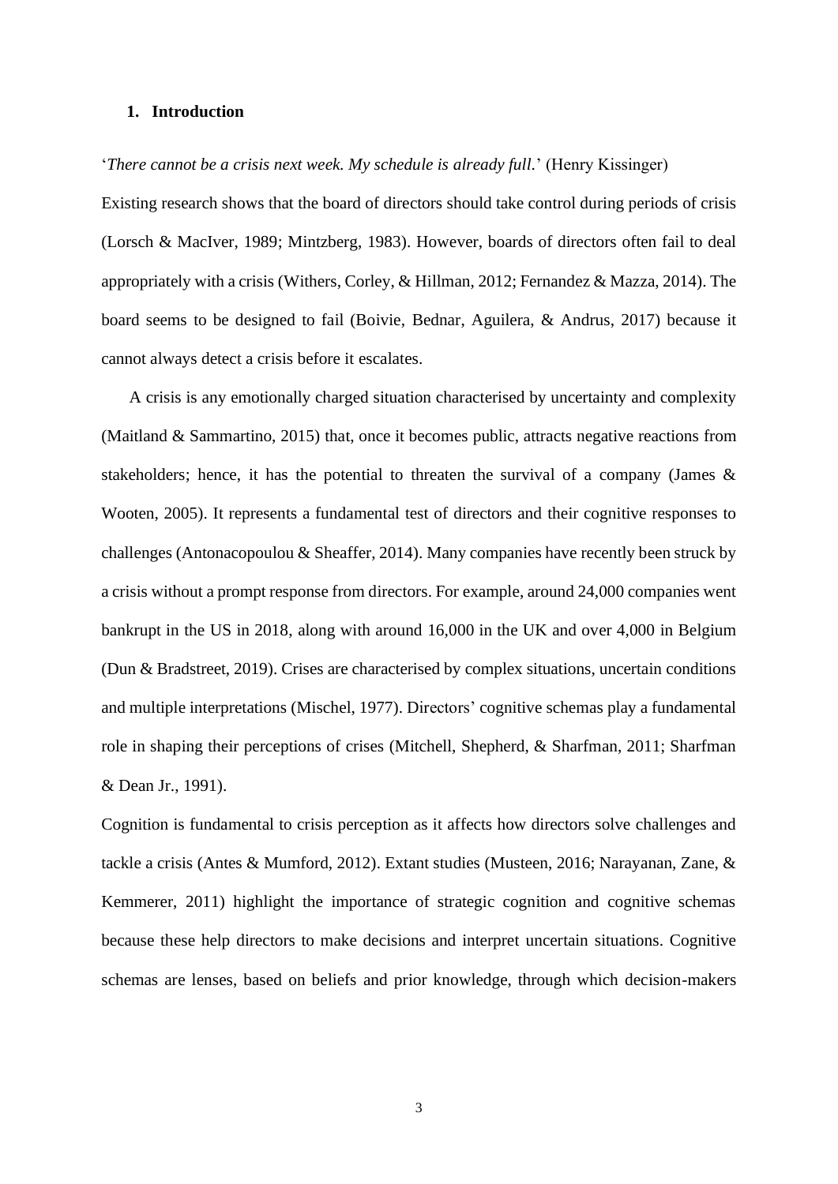## 1. Introduction

'*There cannot be a crisis next week. My schedule is already full.*' (Henry Kissinger)

Existing research shows that the board of directors should take control during periods of crisis (Lorsch & MacIver, 1989; Mintzberg, 1983). However, boards of directors often fail to deal appropriately with a crisis (Withers, Corley, & Hillman, 2012; Fernandez & Mazza, 2014). The board seems to be designed to fail (Boivie, Bednar, Aguilera, & Andrus, 2017) because it cannot always detect a crisis before it escalates.

A crisis is any emotionally charged situation characterised by uncertainty and complexity (Maitland & Sammartino, 2015) that, once it becomes public, attracts negative reactions from stakeholders; hence, it has the potential to threaten the survival of a company (James & Wooten, 2005). It represents a fundamental test of directors and their cognitive responses to challenges (Antonacopoulou & Sheaffer, 2014). Many companies have recently been struck by a crisis without a prompt response from directors. For example, around 24,000 companies went bankrupt in the US in 2018, along with around 16,000 in the UK and over 4,000 in Belgium (Dun & Bradstreet, 2019). Crises are characterised by complex situations, uncertain conditions and multiple interpretations (Mischel, 1977). Directors' cognitive schemas play a fundamental role in shaping their perceptions of crises (Mitchell, Shepherd, & Sharfman, 2011; Sharfman & Dean Jr., 1991).

Cognition is fundamental to crisis perception as it affects how directors solve challenges and tackle a crisis (Antes & Mumford, 2012). Extant studies (Musteen, 2016; Narayanan, Zane, & Kemmerer, 2011) highlight the importance of strategic cognition and cognitive schemas because these help directors to make decisions and interpret uncertain situations. Cognitive schemas are lenses, based on beliefs and prior knowledge, through which decision-makers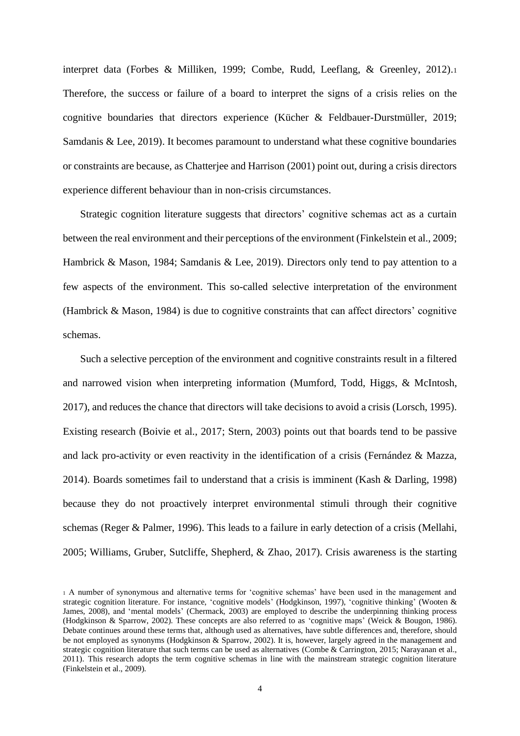interpret data (Forbes & Milliken, 1999; Combe, Rudd, Leeflang, & Greenley, 2012).[1] Therefore, the success or failure of a board to interpret the signs of a crisis relies on the cognitive boundaries that directors experience (Kücher & Feldbauer-Durstmüller, 2019; Samdanis & Lee, 2019). It becomes paramount to understand what these cognitive boundaries or constraints are because, as Chatterjee and Harrison (2001) point out, during a crisis directors experience different behaviour than in non-crisis circumstances.

Strategic cognition literature suggests that directors' cognitive schemas act as a curtain between the real environment and their perceptions of the environment (Finkelstein et al., 2009; Hambrick & Mason, 1984; Samdanis & Lee, 2019). Directors only tend to pay attention to a few aspects of the environment. This so-called selective interpretation of the environment (Hambrick & Mason, 1984) is due to cognitive constraints that can affect directors' cognitive schemas.

Such a selective perception of the environment and cognitive constraints result in a filtered and narrowed vision when interpreting information (Mumford, Todd, Higgs, & McIntosh, 2017), and reduces the chance that directors will take decisions to avoid a crisis (Lorsch, 1995). Existing research (Boivie et al., 2017; Stern, 2003) points out that boards tend to be passive and lack pro-activity or even reactivity in the identification of a crisis (Fernández & Mazza, 2014). Boards sometimes fail to understand that a crisis is imminent (Kash & Darling, 1998) because they do not proactively interpret environmental stimuli through their cognitive schemas (Reger & Palmer, 1996). This leads to a failure in early detection of a crisis (Mellahi, 2005; Williams, Gruber, Sutcliffe, Shepherd, & Zhao, 2017). Crisis awareness is the starting

[1] A number of synonymous and alternative terms for 'cognitive schemas' have been used in the management and strategic cognition literature. For instance, 'cognitive models' (Hodgkinson, 1997), 'cognitive thinking' (Wooten & James, 2008), and 'mental models' (Chermack, 2003) are employed to describe the underpinning thinking process (Hodgkinson & Sparrow, 2002). These concepts are also referred to as 'cognitive maps' (Weick & Bougon, 1986). Debate continues around these terms that, although used as alternatives, have subtle differences and, therefore, should be not employed as synonyms (Hodgkinson & Sparrow, 2002). It is, however, largely agreed in the management and strategic cognition literature that such terms can be used as alternatives (Combe & Carrington, 2015; Narayanan et al., 2011). This research adopts the term cognitive schemas in line with the mainstream strategic cognition literature (Finkelstein et al., 2009).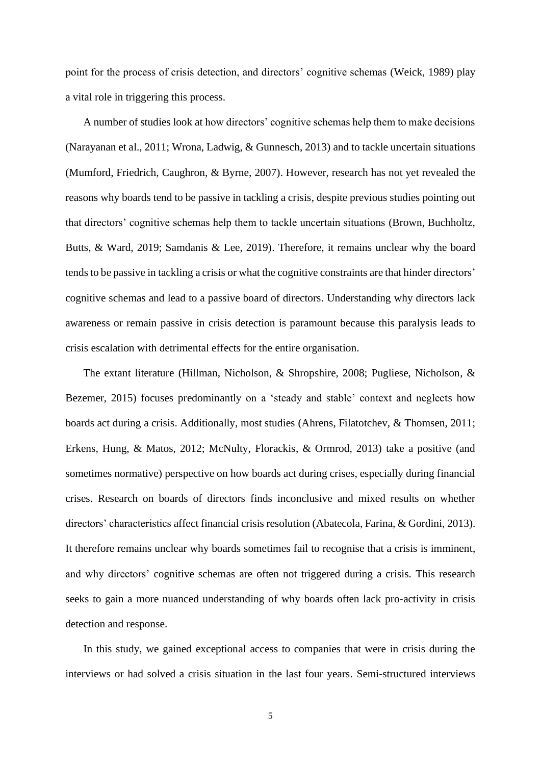point for the process of crisis detection, and directors' cognitive schemas (Weick, 1989) play a vital role in triggering this process.

A number of studies look at how directors' cognitive schemas help them to make decisions (Narayanan et al., 2011; Wrona, Ladwig, & Gunnesch, 2013) and to tackle uncertain situations (Mumford, Friedrich, Caughron, & Byrne, 2007). However, research has not yet revealed the reasons why boards tend to be passive in tackling a crisis, despite previous studies pointing out that directors' cognitive schemas help them to tackle uncertain situations (Brown, Buchholtz, Butts, & Ward, 2019; Samdanis & Lee, 2019). Therefore, it remains unclear why the board tends to be passive in tackling a crisis or what the cognitive constraints are that hinder directors' cognitive schemas and lead to a passive board of directors. Understanding why directors lack awareness or remain passive in crisis detection is paramount because this paralysis leads to crisis escalation with detrimental effects for the entire organisation.

The extant literature (Hillman, Nicholson, & Shropshire, 2008; Pugliese, Nicholson, & Bezemer, 2015) focuses predominantly on a 'steady and stable' context and neglects how boards act during a crisis. Additionally, most studies (Ahrens, Filatotchev, & Thomsen, 2011; Erkens, Hung, & Matos, 2012; McNulty, Florackis, & Ormrod, 2013) take a positive (and sometimes normative) perspective on how boards act during crises, especially during financial crises. Research on boards of directors finds inconclusive and mixed results on whether directors' characteristics affect financial crisis resolution (Abatecola, Farina, & Gordini, 2013). It therefore remains unclear why boards sometimes fail to recognise that a crisis is imminent, and why directors' cognitive schemas are often not triggered during a crisis. This research seeks to gain a more nuanced understanding of why boards often lack pro-activity in crisis detection and response.

In this study, we gained exceptional access to companies that were in crisis during the interviews or had solved a crisis situation in the last four years. Semi-structured interviews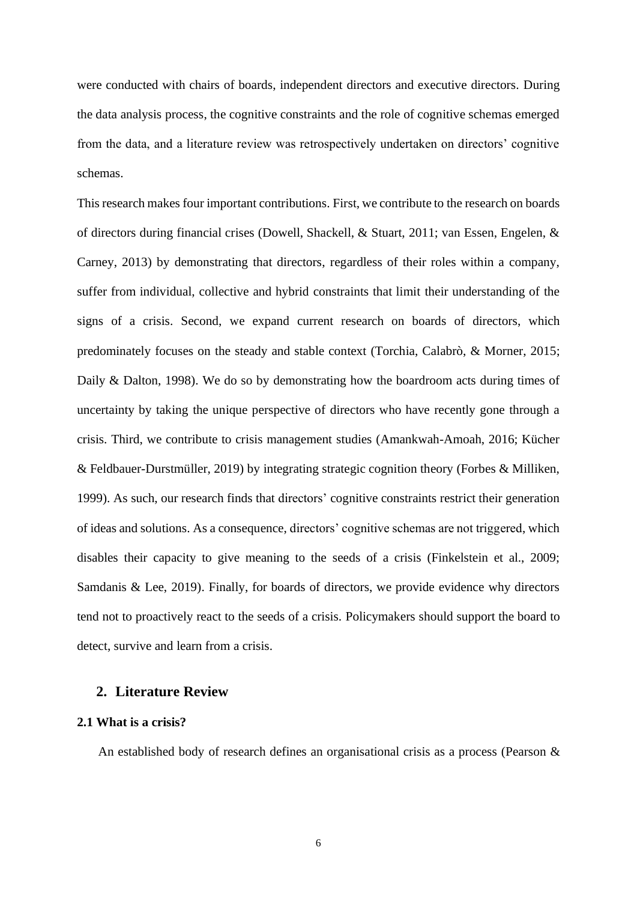were conducted with chairs of boards, independent directors and executive directors. During the data analysis process, the cognitive constraints and the role of cognitive schemas emerged from the data, and a literature review was retrospectively undertaken on directors' cognitive schemas.

This research makes four important contributions. First, we contribute to the research on boards of directors during financial crises (Dowell, Shackell, & Stuart, 2011; van Essen, Engelen, & Carney, 2013) by demonstrating that directors, regardless of their roles within a company, suffer from individual, collective and hybrid constraints that limit their understanding of the signs of a crisis. Second, we expand current research on boards of directors, which predominately focuses on the steady and stable context (Torchia, Calabrò, & Morner, 2015; Daily & Dalton, 1998). We do so by demonstrating how the boardroom acts during times of uncertainty by taking the unique perspective of directors who have recently gone through a crisis. Third, we contribute to crisis management studies (Amankwah-Amoah, 2016; Kücher & Feldbauer-Durstmüller, 2019) by integrating strategic cognition theory (Forbes & Milliken, 1999). As such, our research finds that directors' cognitive constraints restrict their generation of ideas and solutions. As a consequence, directors' cognitive schemas are not triggered, which disables their capacity to give meaning to the seeds of a crisis (Finkelstein et al., 2009; Samdanis & Lee, 2019). Finally, for boards of directors, we provide evidence why directors tend not to proactively react to the seeds of a crisis. Policymakers should support the board to detect, survive and learn from a crisis.

## 2. Literature Review

### 2.1 What is a crisis?

An established body of research defines an organisational crisis as a process (Pearson &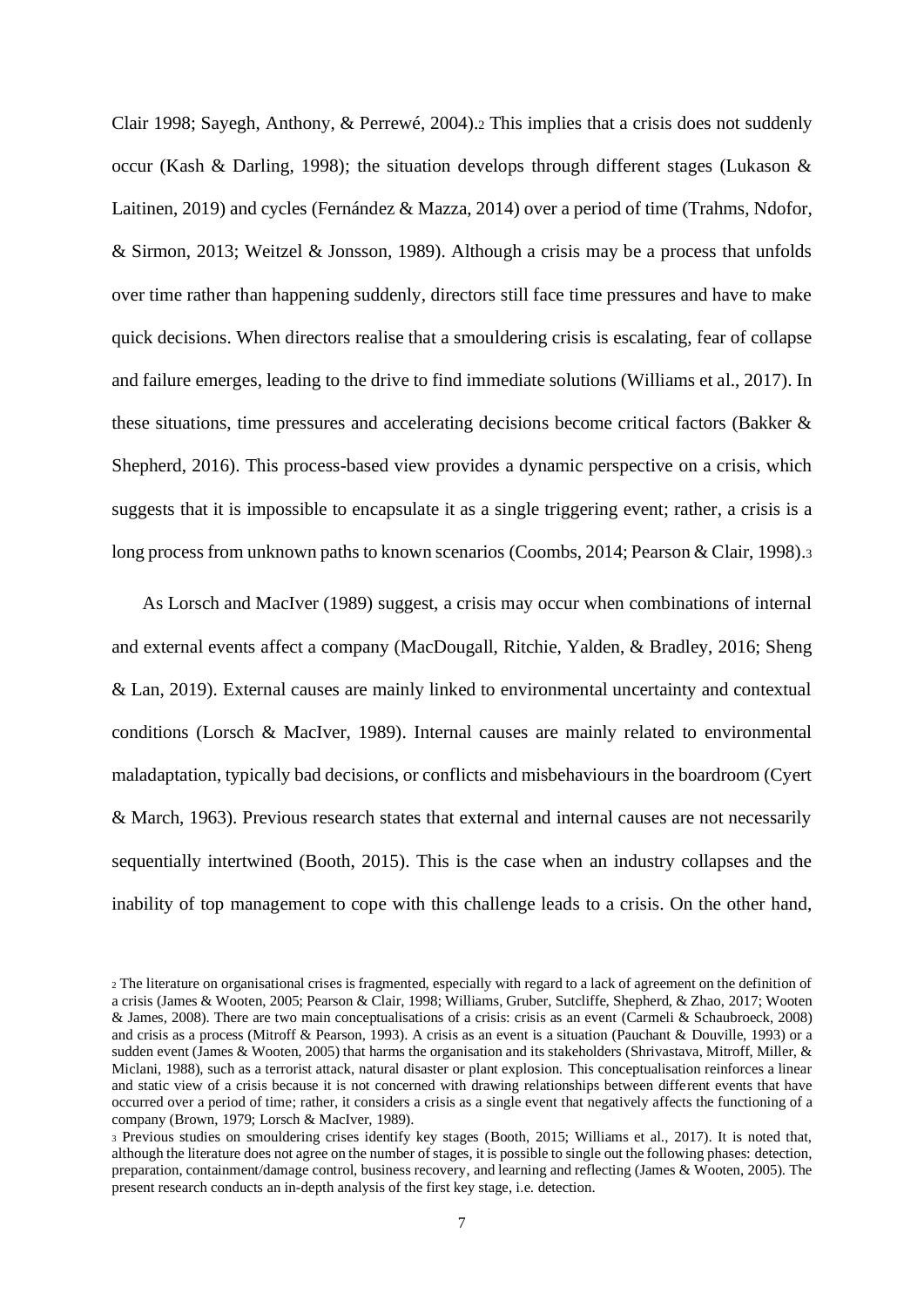Clair 1998; Sayegh, Anthony, & Perrewé, 2004).[2] This implies that a crisis does not suddenly occur (Kash & Darling, 1998); the situation develops through different stages (Lukason & Laitinen, 2019) and cycles (Fernández & Mazza, 2014) over a period of time (Trahms, Ndofor, & Sirmon, 2013; Weitzel & Jonsson, 1989). Although a crisis may be a process that unfolds over time rather than happening suddenly, directors still face time pressures and have to make quick decisions. When directors realise that a smouldering crisis is escalating, fear of collapse and failure emerges, leading to the drive to find immediate solutions (Williams et al., 2017). In these situations, time pressures and accelerating decisions become critical factors (Bakker & Shepherd, 2016). This process-based view provides a dynamic perspective on a crisis, which suggests that it is impossible to encapsulate it as a single triggering event; rather, a crisis is a long process from unknown paths to known scenarios (Coombs, 2014; Pearson & Clair, 1998).[3]

As Lorsch and MacIver (1989) suggest, a crisis may occur when combinations of internal and external events affect a company (MacDougall, Ritchie, Yalden, & Bradley, 2016; Sheng & Lan, 2019). External causes are mainly linked to environmental uncertainty and contextual conditions (Lorsch & MacIver, 1989). Internal causes are mainly related to environmental maladaptation, typically bad decisions, or conflicts and misbehaviours in the boardroom (Cyert & March, 1963). Previous research states that external and internal causes are not necessarily sequentially intertwined (Booth, 2015). This is the case when an industry collapses and the inability of top management to cope with this challenge leads to a crisis. On the other hand,

[2] The literature on organisational crises is fragmented, especially with regard to a lack of agreement on the definition of a crisis (James & Wooten, 2005; Pearson & Clair, 1998; Williams, Gruber, Sutcliffe, Shepherd, & Zhao, 2017; Wooten & James, 2008). There are two main conceptualisations of a crisis: crisis as an event (Carmeli & Schaubroeck, 2008) and crisis as a process (Mitroff & Pearson, 1993). A crisis as an event is a situation (Pauchant & Douville, 1993) or a sudden event (James & Wooten, 2005) that harms the organisation and its stakeholders (Shrivastava, Mitroff, Miller, & Miclani, 1988), such as a terrorist attack, natural disaster or plant explosion. This conceptualisation reinforces a linear and static view of a crisis because it is not concerned with drawing relationships between different events that have occurred over a period of time; rather, it considers a crisis as a single event that negatively affects the functioning of a company (Brown, 1979; Lorsch & MacIver, 1989).

[3] Previous studies on smouldering crises identify key stages (Booth, 2015; Williams et al., 2017). It is noted that, although the literature does not agree on the number of stages, it is possible to single out the following phases: detection, preparation, containment/damage control, business recovery, and learning and reflecting (James & Wooten, 2005). The present research conducts an in-depth analysis of the first key stage, i.e. detection.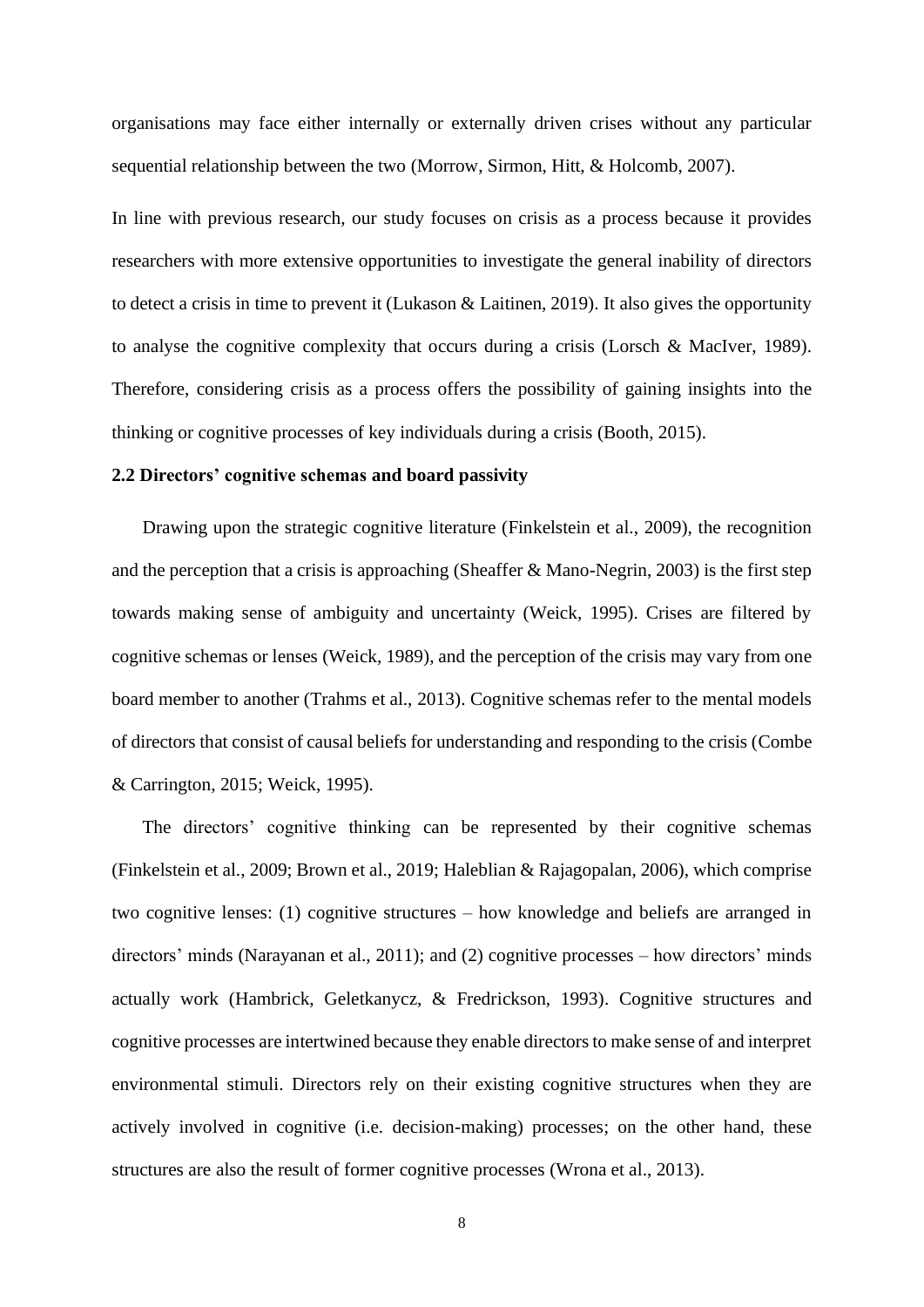organisations may face either internally or externally driven crises without any particular sequential relationship between the two (Morrow, Sirmon, Hitt, & Holcomb, 2007).

In line with previous research, our study focuses on crisis as a process because it provides researchers with more extensive opportunities to investigate the general inability of directors to detect a crisis in time to prevent it (Lukason & Laitinen, 2019). It also gives the opportunity to analyse the cognitive complexity that occurs during a crisis (Lorsch & MacIver, 1989). Therefore, considering crisis as a process offers the possibility of gaining insights into the thinking or cognitive processes of key individuals during a crisis (Booth, 2015).

### 2.2 Directors' cognitive schemas and board passivity

Drawing upon the strategic cognitive literature (Finkelstein et al., 2009), the recognition and the perception that a crisis is approaching (Sheaffer & Mano-Negrin, 2003) is the first step towards making sense of ambiguity and uncertainty (Weick, 1995). Crises are filtered by cognitive schemas or lenses (Weick, 1989), and the perception of the crisis may vary from one board member to another (Trahms et al., 2013). Cognitive schemas refer to the mental models of directors that consist of causal beliefs for understanding and responding to the crisis (Combe & Carrington, 2015; Weick, 1995).

The directors' cognitive thinking can be represented by their cognitive schemas (Finkelstein et al., 2009; Brown et al., 2019; Haleblian & Rajagopalan, 2006), which comprise two cognitive lenses: (1) cognitive structures – how knowledge and beliefs are arranged in directors' minds (Narayanan et al., 2011); and (2) cognitive processes – how directors' minds actually work (Hambrick, Geletkanycz, & Fredrickson, 1993). Cognitive structures and cognitive processes are intertwined because they enable directors to make sense of and interpret environmental stimuli. Directors rely on their existing cognitive structures when they are actively involved in cognitive (i.e. decision-making) processes; on the other hand, these structures are also the result of former cognitive processes (Wrona et al., 2013).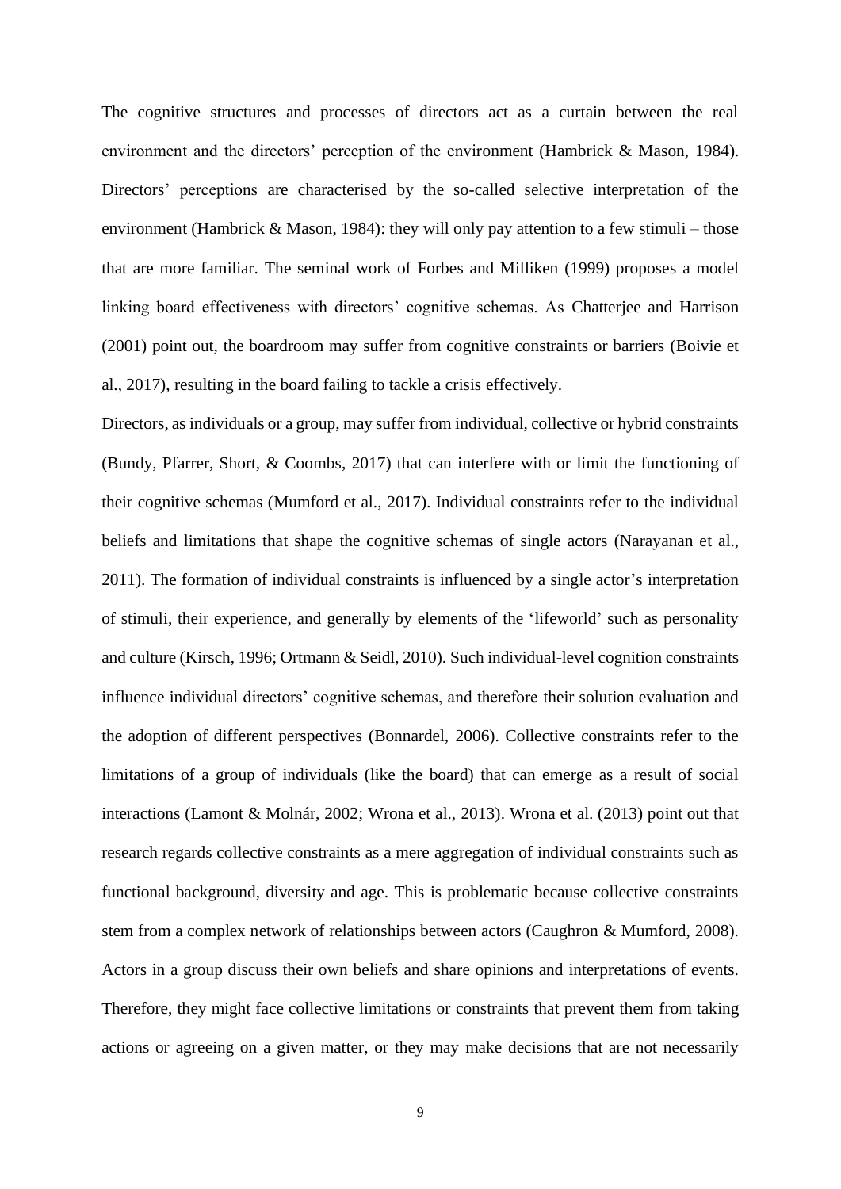The cognitive structures and processes of directors act as a curtain between the real environment and the directors' perception of the environment (Hambrick & Mason, 1984). Directors' perceptions are characterised by the so-called selective interpretation of the environment (Hambrick & Mason, 1984): they will only pay attention to a few stimuli – those that are more familiar. The seminal work of Forbes and Milliken (1999) proposes a model linking board effectiveness with directors' cognitive schemas. As Chatterjee and Harrison (2001) point out, the boardroom may suffer from cognitive constraints or barriers (Boivie et al., 2017), resulting in the board failing to tackle a crisis effectively.

Directors, as individuals or a group, may suffer from individual, collective or hybrid constraints (Bundy, Pfarrer, Short, & Coombs, 2017) that can interfere with or limit the functioning of their cognitive schemas (Mumford et al., 2017). Individual constraints refer to the individual beliefs and limitations that shape the cognitive schemas of single actors (Narayanan et al., 2011). The formation of individual constraints is influenced by a single actor's interpretation of stimuli, their experience, and generally by elements of the 'lifeworld' such as personality and culture (Kirsch, 1996; Ortmann & Seidl, 2010). Such individual-level cognition constraints influence individual directors' cognitive schemas, and therefore their solution evaluation and the adoption of different perspectives (Bonnardel, 2006). Collective constraints refer to the limitations of a group of individuals (like the board) that can emerge as a result of social interactions (Lamont & Molnár, 2002; Wrona et al., 2013). Wrona et al. (2013) point out that research regards collective constraints as a mere aggregation of individual constraints such as functional background, diversity and age. This is problematic because collective constraints stem from a complex network of relationships between actors (Caughron & Mumford, 2008). Actors in a group discuss their own beliefs and share opinions and interpretations of events. Therefore, they might face collective limitations or constraints that prevent them from taking actions or agreeing on a given matter, or they may make decisions that are not necessarily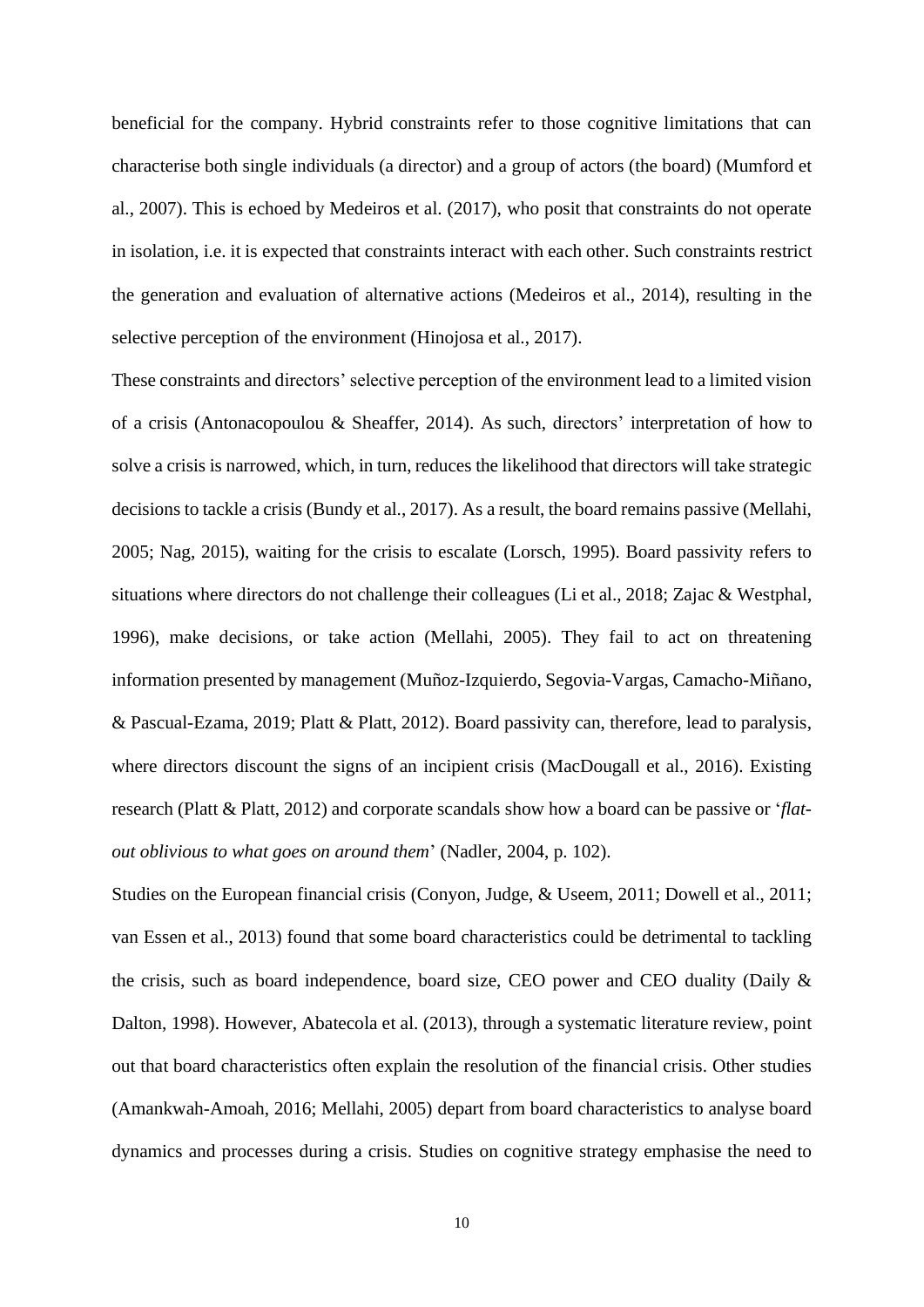beneficial for the company. Hybrid constraints refer to those cognitive limitations that can characterise both single individuals (a director) and a group of actors (the board) (Mumford et al., 2007). This is echoed by Medeiros et al. (2017), who posit that constraints do not operate in isolation, i.e. it is expected that constraints interact with each other. Such constraints restrict the generation and evaluation of alternative actions (Medeiros et al., 2014), resulting in the selective perception of the environment (Hinojosa et al., 2017).

These constraints and directors' selective perception of the environment lead to a limited vision of a crisis (Antonacopoulou & Sheaffer, 2014). As such, directors' interpretation of how to solve a crisis is narrowed, which, in turn, reduces the likelihood that directors will take strategic decisions to tackle a crisis (Bundy et al., 2017). As a result, the board remains passive (Mellahi, 2005; Nag, 2015), waiting for the crisis to escalate (Lorsch, 1995). Board passivity refers to situations where directors do not challenge their colleagues (Li et al., 2018; Zajac & Westphal, 1996), make decisions, or take action (Mellahi, 2005). They fail to act on threatening information presented by management (Muñoz-Izquierdo, Segovia-Vargas, Camacho-Miñano, & Pascual-Ezama, 2019; Platt & Platt, 2012). Board passivity can, therefore, lead to paralysis, where directors discount the signs of an incipient crisis (MacDougall et al., 2016). Existing research (Platt & Platt, 2012) and corporate scandals show how a board can be passive or '*flat-out oblivious to what goes on around them*' (Nadler, 2004, p. 102).

Studies on the European financial crisis (Conyon, Judge, & Useem, 2011; Dowell et al., 2011; van Essen et al., 2013) found that some board characteristics could be detrimental to tackling the crisis, such as board independence, board size, CEO power and CEO duality (Daily & Dalton, 1998). However, Abatecola et al. (2013), through a systematic literature review, point out that board characteristics often explain the resolution of the financial crisis. Other studies (Amankwah-Amoah, 2016; Mellahi, 2005) depart from board characteristics to analyse board dynamics and processes during a crisis. Studies on cognitive strategy emphasise the need to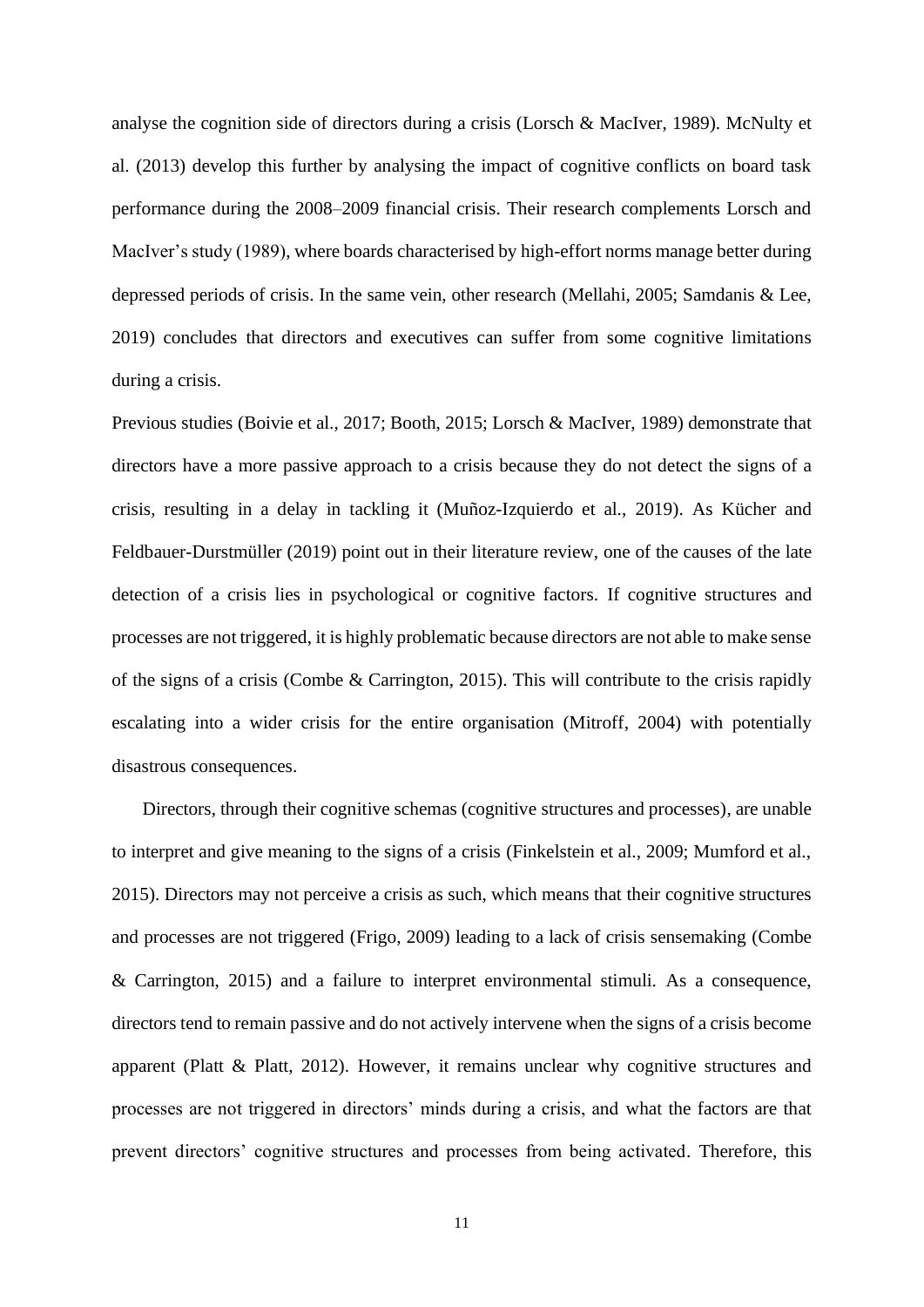analyse the cognition side of directors during a crisis (Lorsch & MacIver, 1989). McNulty et al. (2013) develop this further by analysing the impact of cognitive conflicts on board task performance during the 2008–2009 financial crisis. Their research complements Lorsch and MacIver's study (1989), where boards characterised by high-effort norms manage better during depressed periods of crisis. In the same vein, other research (Mellahi, 2005; Samdanis & Lee, 2019) concludes that directors and executives can suffer from some cognitive limitations during a crisis.

Previous studies (Boivie et al., 2017; Booth, 2015; Lorsch & MacIver, 1989) demonstrate that directors have a more passive approach to a crisis because they do not detect the signs of a crisis, resulting in a delay in tackling it (Muñoz-Izquierdo et al., 2019). As Kücher and Feldbauer-Durstmüller (2019) point out in their literature review, one of the causes of the late detection of a crisis lies in psychological or cognitive factors. If cognitive structures and processes are not triggered, it is highly problematic because directors are not able to make sense of the signs of a crisis (Combe & Carrington, 2015). This will contribute to the crisis rapidly escalating into a wider crisis for the entire organisation (Mitroff, 2004) with potentially disastrous consequences.

Directors, through their cognitive schemas (cognitive structures and processes), are unable to interpret and give meaning to the signs of a crisis (Finkelstein et al., 2009; Mumford et al., 2015). Directors may not perceive a crisis as such, which means that their cognitive structures and processes are not triggered (Frigo, 2009) leading to a lack of crisis sensemaking (Combe & Carrington, 2015) and a failure to interpret environmental stimuli. As a consequence, directors tend to remain passive and do not actively intervene when the signs of a crisis become apparent (Platt & Platt, 2012). However, it remains unclear why cognitive structures and processes are not triggered in directors' minds during a crisis, and what the factors are that prevent directors' cognitive structures and processes from being activated. Therefore, this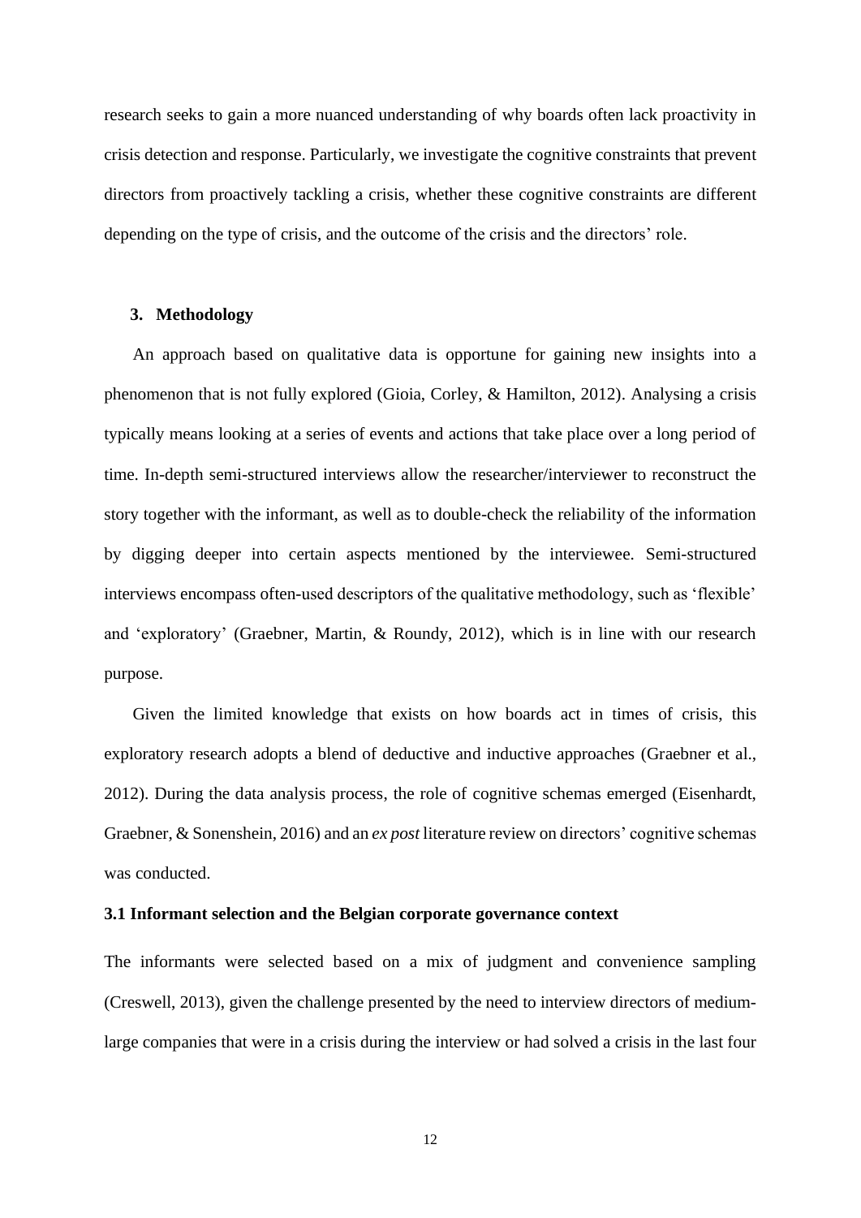research seeks to gain a more nuanced understanding of why boards often lack proactivity in crisis detection and response. Particularly, we investigate the cognitive constraints that prevent directors from proactively tackling a crisis, whether these cognitive constraints are different depending on the type of crisis, and the outcome of the crisis and the directors' role.

## 3. Methodology

An approach based on qualitative data is opportune for gaining new insights into a phenomenon that is not fully explored (Gioia, Corley, & Hamilton, 2012). Analysing a crisis typically means looking at a series of events and actions that take place over a long period of time. In-depth semi-structured interviews allow the researcher/interviewer to reconstruct the story together with the informant, as well as to double-check the reliability of the information by digging deeper into certain aspects mentioned by the interviewee. Semi-structured interviews encompass often-used descriptors of the qualitative methodology, such as 'flexible' and 'exploratory' (Graebner, Martin, & Roundy, 2012), which is in line with our research purpose.

Given the limited knowledge that exists on how boards act in times of crisis, this exploratory research adopts a blend of deductive and inductive approaches (Graebner et al., 2012). During the data analysis process, the role of cognitive schemas emerged (Eisenhardt, Graebner, & Sonenshein, 2016) and an *ex post* literature review on directors' cognitive schemas was conducted.

### 3.1 Informant selection and the Belgian corporate governance context

The informants were selected based on a mix of judgment and convenience sampling (Creswell, 2013), given the challenge presented by the need to interview directors of medium-large companies that were in a crisis during the interview or had solved a crisis in the last four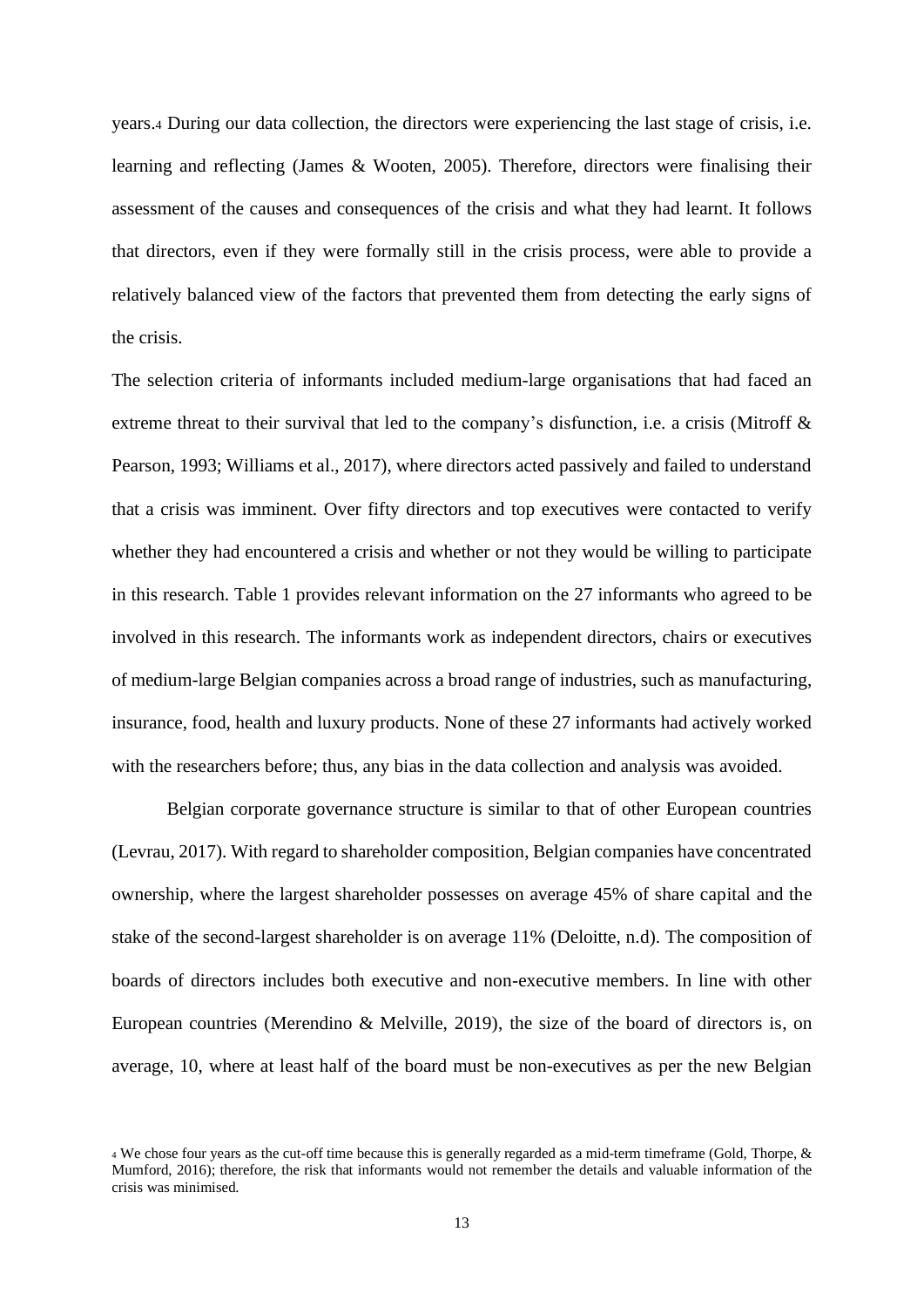years.[4] During our data collection, the directors were experiencing the last stage of crisis, i.e. learning and reflecting (James & Wooten, 2005). Therefore, directors were finalising their assessment of the causes and consequences of the crisis and what they had learnt. It follows that directors, even if they were formally still in the crisis process, were able to provide a relatively balanced view of the factors that prevented them from detecting the early signs of the crisis.

The selection criteria of informants included medium-large organisations that had faced an extreme threat to their survival that led to the company's disfunction, i.e. a crisis (Mitroff & Pearson, 1993; Williams et al., 2017), where directors acted passively and failed to understand that a crisis was imminent. Over fifty directors and top executives were contacted to verify whether they had encountered a crisis and whether or not they would be willing to participate in this research. Table 1 provides relevant information on the 27 informants who agreed to be involved in this research. The informants work as independent directors, chairs or executives of medium-large Belgian companies across a broad range of industries, such as manufacturing, insurance, food, health and luxury products. None of these 27 informants had actively worked with the researchers before; thus, any bias in the data collection and analysis was avoided.

Belgian corporate governance structure is similar to that of other European countries (Levrau, 2017). With regard to shareholder composition, Belgian companies have concentrated ownership, where the largest shareholder possesses on average 45% of share capital and the stake of the second-largest shareholder is on average 11% (Deloitte, n.d). The composition of boards of directors includes both executive and non-executive members. In line with other European countries (Merendino & Melville, 2019), the size of the board of directors is, on average, 10, where at least half of the board must be non-executives as per the new Belgian

[4] We chose four years as the cut-off time because this is generally regarded as a mid-term timeframe (Gold, Thorpe, & Mumford, 2016); therefore, the risk that informants would not remember the details and valuable information of the crisis was minimised.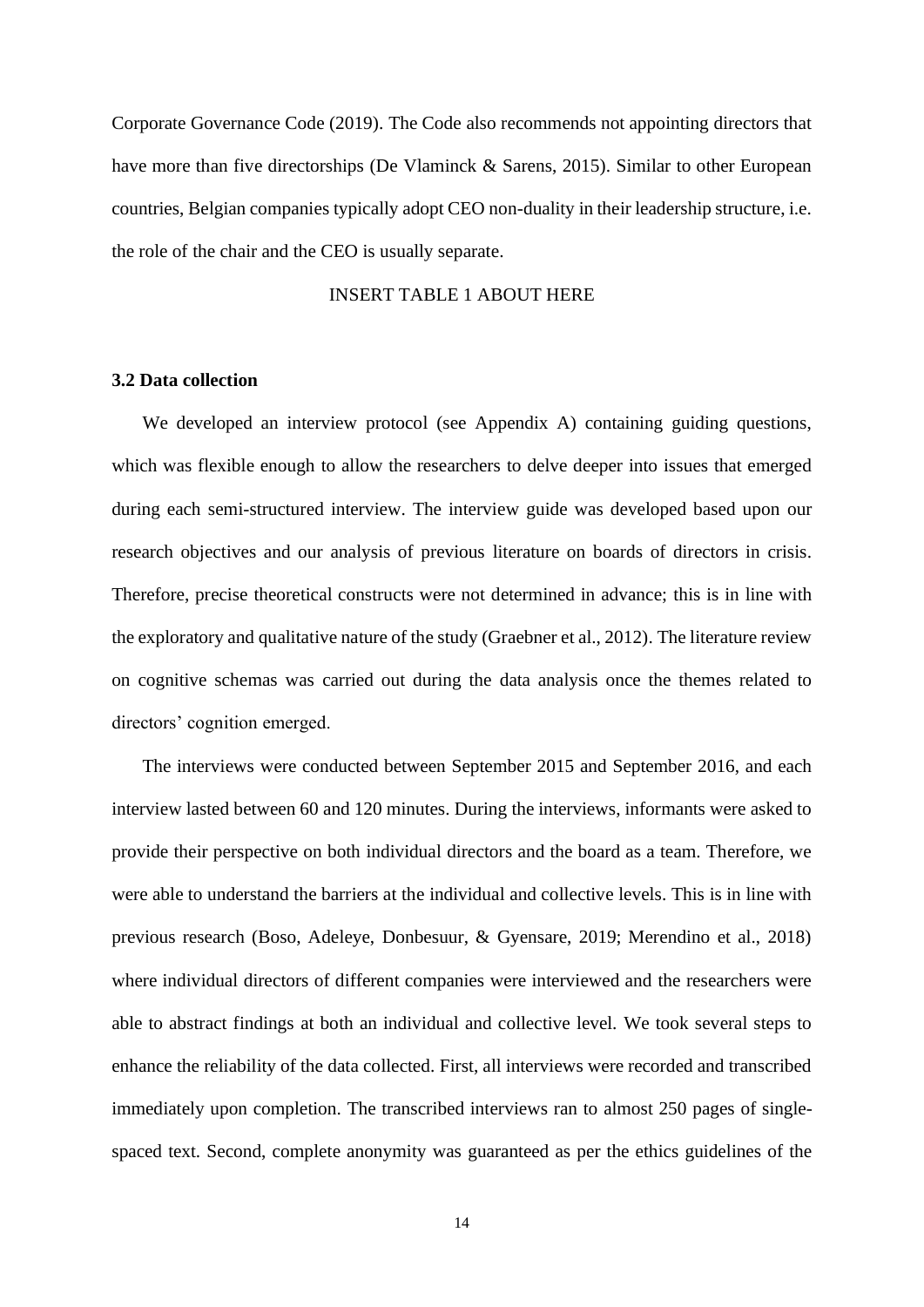Corporate Governance Code (2019). The Code also recommends not appointing directors that have more than five directorships (De Vlaminck & Sarens, 2015). Similar to other European countries, Belgian companies typically adopt CEO non-duality in their leadership structure, i.e. the role of the chair and the CEO is usually separate.

INSERT TABLE 1 ABOUT HERE

### 3.2 Data collection

We developed an interview protocol (see Appendix A) containing guiding questions, which was flexible enough to allow the researchers to delve deeper into issues that emerged during each semi-structured interview. The interview guide was developed based upon our research objectives and our analysis of previous literature on boards of directors in crisis. Therefore, precise theoretical constructs were not determined in advance; this is in line with the exploratory and qualitative nature of the study (Graebner et al., 2012). The literature review on cognitive schemas was carried out during the data analysis once the themes related to directors' cognition emerged.

The interviews were conducted between September 2015 and September 2016, and each interview lasted between 60 and 120 minutes. During the interviews, informants were asked to provide their perspective on both individual directors and the board as a team. Therefore, we were able to understand the barriers at the individual and collective levels. This is in line with previous research (Boso, Adeleye, Donbesuur, & Gyensare, 2019; Merendino et al., 2018) where individual directors of different companies were interviewed and the researchers were able to abstract findings at both an individual and collective level. We took several steps to enhance the reliability of the data collected. First, all interviews were recorded and transcribed immediately upon completion. The transcribed interviews ran to almost 250 pages of single-spaced text. Second, complete anonymity was guaranteed as per the ethics guidelines of the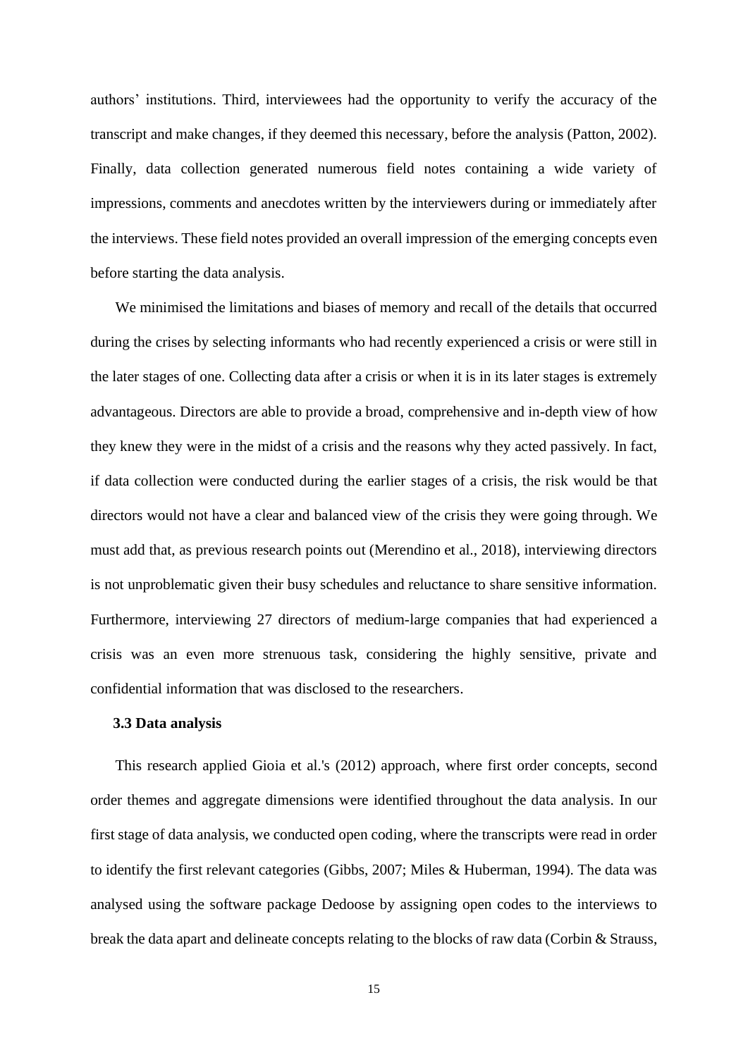authors' institutions. Third, interviewees had the opportunity to verify the accuracy of the transcript and make changes, if they deemed this necessary, before the analysis (Patton, 2002). Finally, data collection generated numerous field notes containing a wide variety of impressions, comments and anecdotes written by the interviewers during or immediately after the interviews. These field notes provided an overall impression of the emerging concepts even before starting the data analysis.

We minimised the limitations and biases of memory and recall of the details that occurred during the crises by selecting informants who had recently experienced a crisis or were still in the later stages of one. Collecting data after a crisis or when it is in its later stages is extremely advantageous. Directors are able to provide a broad, comprehensive and in-depth view of how they knew they were in the midst of a crisis and the reasons why they acted passively. In fact, if data collection were conducted during the earlier stages of a crisis, the risk would be that directors would not have a clear and balanced view of the crisis they were going through. We must add that, as previous research points out (Merendino et al., 2018), interviewing directors is not unproblematic given their busy schedules and reluctance to share sensitive information. Furthermore, interviewing 27 directors of medium-large companies that had experienced a crisis was an even more strenuous task, considering the highly sensitive, private and confidential information that was disclosed to the researchers.

### 3.3 Data analysis

This research applied Gioia et al.'s (2012) approach, where first order concepts, second order themes and aggregate dimensions were identified throughout the data analysis. In our first stage of data analysis, we conducted open coding, where the transcripts were read in order to identify the first relevant categories (Gibbs, 2007; Miles & Huberman, 1994). The data was analysed using the software package Dedoose by assigning open codes to the interviews to break the data apart and delineate concepts relating to the blocks of raw data (Corbin & Strauss,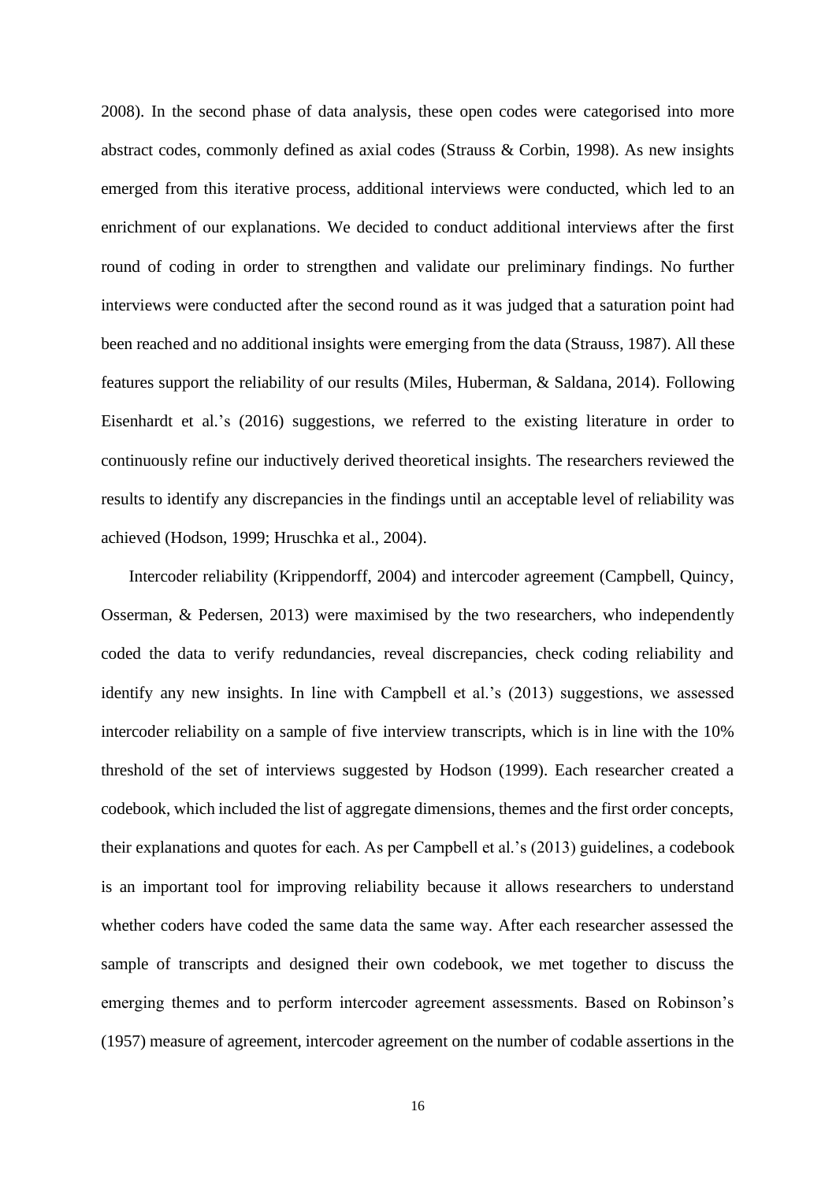2008). In the second phase of data analysis, these open codes were categorised into more abstract codes, commonly defined as axial codes (Strauss & Corbin, 1998). As new insights emerged from this iterative process, additional interviews were conducted, which led to an enrichment of our explanations. We decided to conduct additional interviews after the first round of coding in order to strengthen and validate our preliminary findings. No further interviews were conducted after the second round as it was judged that a saturation point had been reached and no additional insights were emerging from the data (Strauss, 1987). All these features support the reliability of our results (Miles, Huberman, & Saldana, 2014). Following Eisenhardt et al.'s (2016) suggestions, we referred to the existing literature in order to continuously refine our inductively derived theoretical insights. The researchers reviewed the results to identify any discrepancies in the findings until an acceptable level of reliability was achieved (Hodson, 1999; Hruschka et al., 2004).

Intercoder reliability (Krippendorff, 2004) and intercoder agreement (Campbell, Quincy, Osserman, & Pedersen, 2013) were maximised by the two researchers, who independently coded the data to verify redundancies, reveal discrepancies, check coding reliability and identify any new insights. In line with Campbell et al.'s (2013) suggestions, we assessed intercoder reliability on a sample of five interview transcripts, which is in line with the 10% threshold of the set of interviews suggested by Hodson (1999). Each researcher created a codebook, which included the list of aggregate dimensions, themes and the first order concepts, their explanations and quotes for each. As per Campbell et al.'s (2013) guidelines, a codebook is an important tool for improving reliability because it allows researchers to understand whether coders have coded the same data the same way. After each researcher assessed the sample of transcripts and designed their own codebook, we met together to discuss the emerging themes and to perform intercoder agreement assessments. Based on Robinson's (1957) measure of agreement, intercoder agreement on the number of codable assertions in the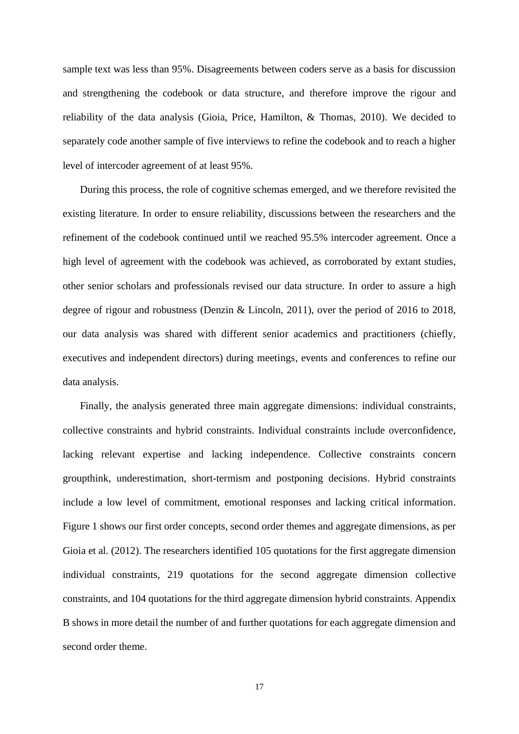sample text was less than 95%. Disagreements between coders serve as a basis for discussion and strengthening the codebook or data structure, and therefore improve the rigour and reliability of the data analysis (Gioia, Price, Hamilton, & Thomas, 2010). We decided to separately code another sample of five interviews to refine the codebook and to reach a higher level of intercoder agreement of at least 95%.

During this process, the role of cognitive schemas emerged, and we therefore revisited the existing literature. In order to ensure reliability, discussions between the researchers and the refinement of the codebook continued until we reached 95.5% intercoder agreement. Once a high level of agreement with the codebook was achieved, as corroborated by extant studies, other senior scholars and professionals revised our data structure. In order to assure a high degree of rigour and robustness (Denzin & Lincoln, 2011), over the period of 2016 to 2018, our data analysis was shared with different senior academics and practitioners (chiefly, executives and independent directors) during meetings, events and conferences to refine our data analysis.

Finally, the analysis generated three main aggregate dimensions: individual constraints, collective constraints and hybrid constraints. Individual constraints include overconfidence, lacking relevant expertise and lacking independence. Collective constraints concern groupthink, underestimation, short-termism and postponing decisions. Hybrid constraints include a low level of commitment, emotional responses and lacking critical information. Figure 1 shows our first order concepts, second order themes and aggregate dimensions, as per Gioia et al. (2012). The researchers identified 105 quotations for the first aggregate dimension individual constraints, 219 quotations for the second aggregate dimension collective constraints, and 104 quotations for the third aggregate dimension hybrid constraints. Appendix B shows in more detail the number of and further quotations for each aggregate dimension and second order theme.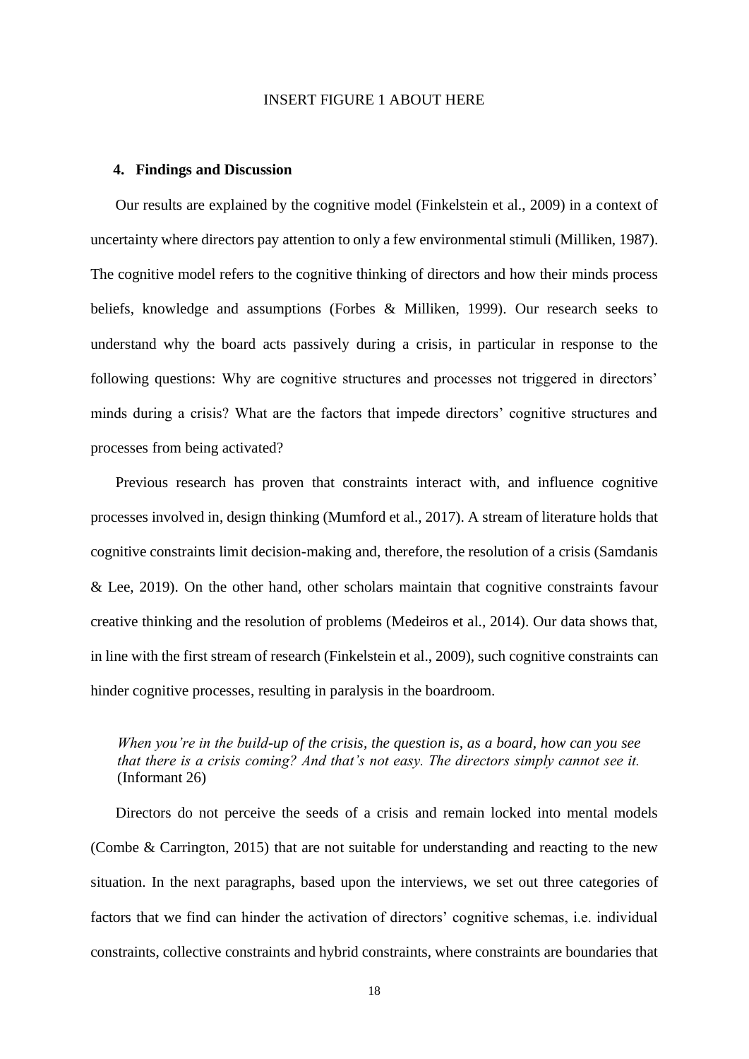INSERT FIGURE 1 ABOUT HERE

## 4. Findings and Discussion

Our results are explained by the cognitive model (Finkelstein et al., 2009) in a context of uncertainty where directors pay attention to only a few environmental stimuli (Milliken, 1987). The cognitive model refers to the cognitive thinking of directors and how their minds process beliefs, knowledge and assumptions (Forbes & Milliken, 1999). Our research seeks to understand why the board acts passively during a crisis, in particular in response to the following questions: Why are cognitive structures and processes not triggered in directors' minds during a crisis? What are the factors that impede directors' cognitive structures and processes from being activated?

Previous research has proven that constraints interact with, and influence cognitive processes involved in, design thinking (Mumford et al., 2017). A stream of literature holds that cognitive constraints limit decision-making and, therefore, the resolution of a crisis (Samdanis & Lee, 2019). On the other hand, other scholars maintain that cognitive constraints favour creative thinking and the resolution of problems (Medeiros et al., 2014). Our data shows that, in line with the first stream of research (Finkelstein et al., 2009), such cognitive constraints can hinder cognitive processes, resulting in paralysis in the boardroom.

> *When you're in the build-up of the crisis, the question is, as a board, how can you see that there is a crisis coming? And that's not easy. The directors simply cannot see it.* (Informant 26)

Directors do not perceive the seeds of a crisis and remain locked into mental models (Combe & Carrington, 2015) that are not suitable for understanding and reacting to the new situation. In the next paragraphs, based upon the interviews, we set out three categories of factors that we find can hinder the activation of directors' cognitive schemas, i.e. individual constraints, collective constraints and hybrid constraints, where constraints are boundaries that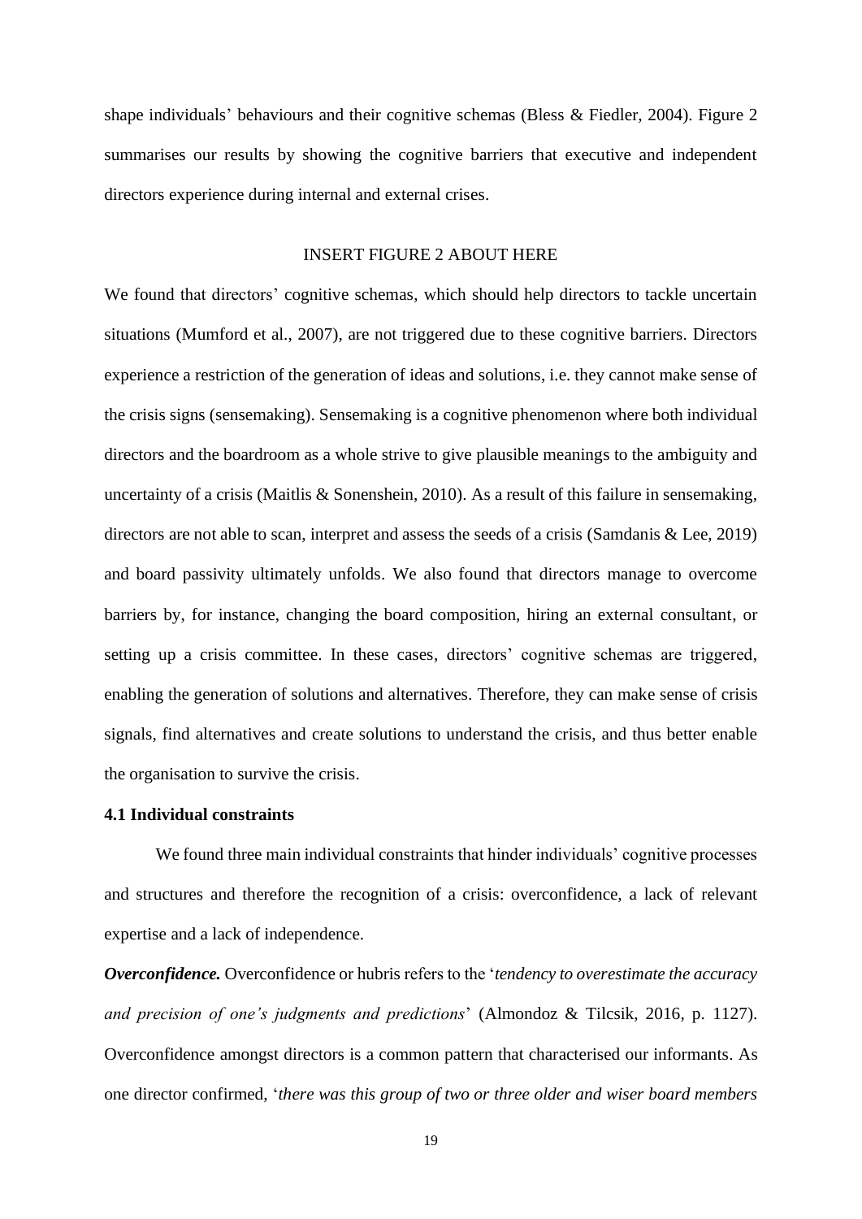shape individuals' behaviours and their cognitive schemas (Bless & Fiedler, 2004). Figure 2 summarises our results by showing the cognitive barriers that executive and independent directors experience during internal and external crises.

INSERT FIGURE 2 ABOUT HERE

We found that directors' cognitive schemas, which should help directors to tackle uncertain situations (Mumford et al., 2007), are not triggered due to these cognitive barriers. Directors experience a restriction of the generation of ideas and solutions, i.e. they cannot make sense of the crisis signs (sensemaking). Sensemaking is a cognitive phenomenon where both individual directors and the boardroom as a whole strive to give plausible meanings to the ambiguity and uncertainty of a crisis (Maitlis & Sonenshein, 2010). As a result of this failure in sensemaking, directors are not able to scan, interpret and assess the seeds of a crisis (Samdanis & Lee, 2019) and board passivity ultimately unfolds. We also found that directors manage to overcome barriers by, for instance, changing the board composition, hiring an external consultant, or setting up a crisis committee. In these cases, directors' cognitive schemas are triggered, enabling the generation of solutions and alternatives. Therefore, they can make sense of crisis signals, find alternatives and create solutions to understand the crisis, and thus better enable the organisation to survive the crisis.

### 4.1 Individual constraints

We found three main individual constraints that hinder individuals' cognitive processes and structures and therefore the recognition of a crisis: overconfidence, a lack of relevant expertise and a lack of independence.

***Overconfidence.*** Overconfidence or hubris refers to the '*tendency to overestimate the accuracy and precision of one's judgments and predictions*' (Almondoz & Tilcsik, 2016, p. 1127). Overconfidence amongst directors is a common pattern that characterised our informants. As one director confirmed, '*there was this group of two or three older and wiser board members*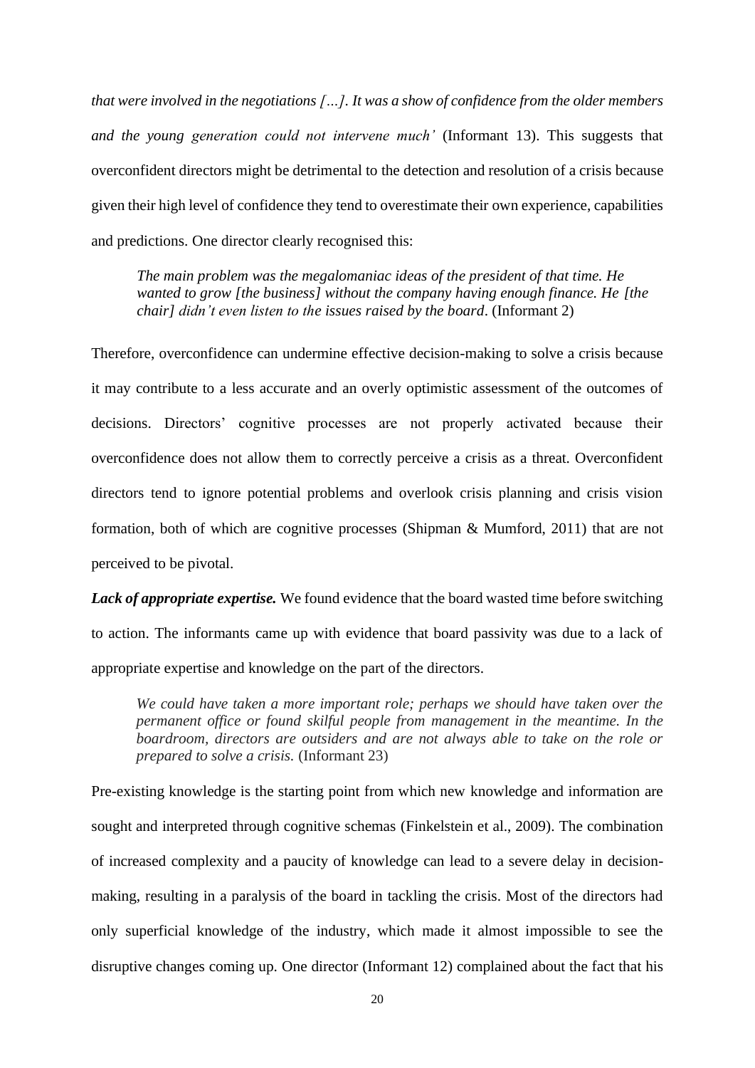*that were involved in the negotiations […]. It was a show of confidence from the older members and the young generation could not intervene much'* (Informant 13). This suggests that overconfident directors might be detrimental to the detection and resolution of a crisis because given their high level of confidence they tend to overestimate their own experience, capabilities and predictions. One director clearly recognised this:

> *The main problem was the megalomaniac ideas of the president of that time. He wanted to grow [the business] without the company having enough finance. He [the chair] didn't even listen to the issues raised by the board.* (Informant 2)

Therefore, overconfidence can undermine effective decision-making to solve a crisis because it may contribute to a less accurate and an overly optimistic assessment of the outcomes of decisions. Directors' cognitive processes are not properly activated because their overconfidence does not allow them to correctly perceive a crisis as a threat. Overconfident directors tend to ignore potential problems and overlook crisis planning and crisis vision formation, both of which are cognitive processes (Shipman & Mumford, 2011) that are not perceived to be pivotal.

***Lack of appropriate expertise.*** We found evidence that the board wasted time before switching to action. The informants came up with evidence that board passivity was due to a lack of appropriate expertise and knowledge on the part of the directors.

> *We could have taken a more important role; perhaps we should have taken over the permanent office or found skilful people from management in the meantime. In the boardroom, directors are outsiders and are not always able to take on the role or prepared to solve a crisis.* (Informant 23)

Pre-existing knowledge is the starting point from which new knowledge and information are sought and interpreted through cognitive schemas (Finkelstein et al., 2009). The combination of increased complexity and a paucity of knowledge can lead to a severe delay in decision-making, resulting in a paralysis of the board in tackling the crisis. Most of the directors had only superficial knowledge of the industry, which made it almost impossible to see the disruptive changes coming up. One director (Informant 12) complained about the fact that his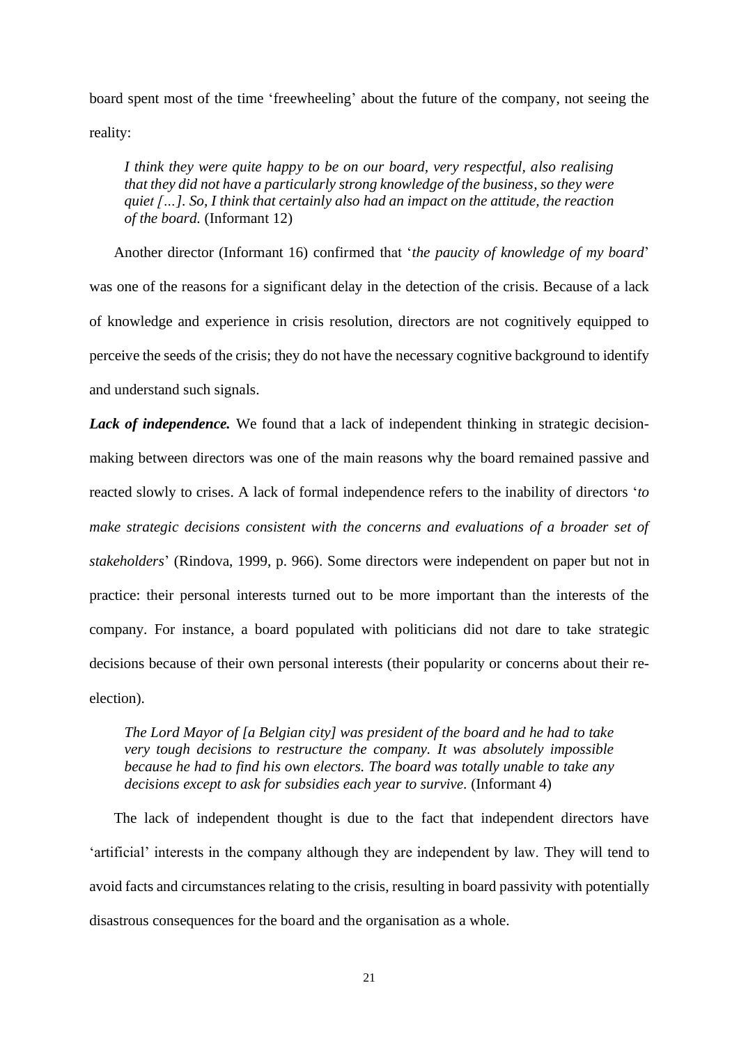board spent most of the time 'freewheeling' about the future of the company, not seeing the reality:

> *I think they were quite happy to be on our board, very respectful, also realising that they did not have a particularly strong knowledge of the business, so they were quiet […]. So, I think that certainly also had an impact on the attitude, the reaction of the board.* (Informant 12)

Another director (Informant 16) confirmed that '*the paucity of knowledge of my board*' was one of the reasons for a significant delay in the detection of the crisis. Because of a lack of knowledge and experience in crisis resolution, directors are not cognitively equipped to perceive the seeds of the crisis; they do not have the necessary cognitive background to identify and understand such signals.

***Lack of independence.*** We found that a lack of independent thinking in strategic decision-making between directors was one of the main reasons why the board remained passive and reacted slowly to crises. A lack of formal independence refers to the inability of directors '*to make strategic decisions consistent with the concerns and evaluations of a broader set of stakeholders*' (Rindova, 1999, p. 966). Some directors were independent on paper but not in practice: their personal interests turned out to be more important than the interests of the company. For instance, a board populated with politicians did not dare to take strategic decisions because of their own personal interests (their popularity or concerns about their re-election).

> *The Lord Mayor of [a Belgian city] was president of the board and he had to take very tough decisions to restructure the company. It was absolutely impossible because he had to find his own electors. The board was totally unable to take any decisions except to ask for subsidies each year to survive.* (Informant 4)

The lack of independent thought is due to the fact that independent directors have 'artificial' interests in the company although they are independent by law. They will tend to avoid facts and circumstances relating to the crisis, resulting in board passivity with potentially disastrous consequences for the board and the organisation as a whole.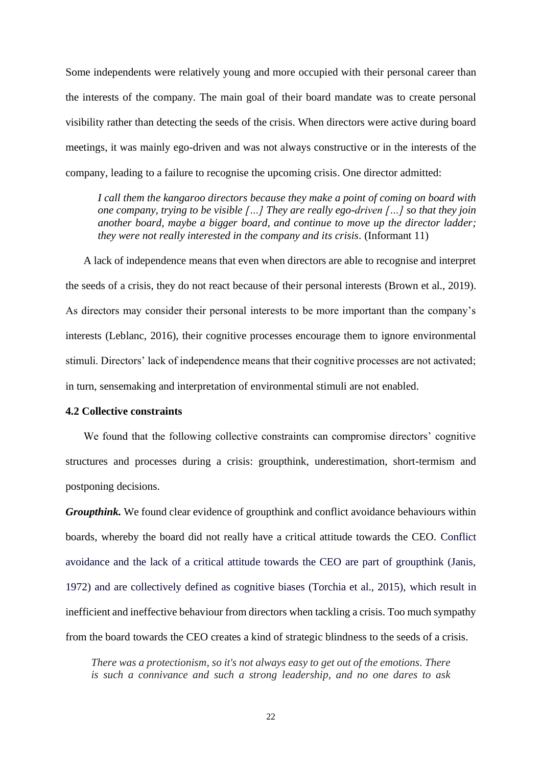Some independents were relatively young and more occupied with their personal career than the interests of the company. The main goal of their board mandate was to create personal visibility rather than detecting the seeds of the crisis. When directors were active during board meetings, it was mainly ego-driven and was not always constructive or in the interests of the company, leading to a failure to recognise the upcoming crisis. One director admitted:

> *I call them the kangaroo directors because they make a point of coming on board with one company, trying to be visible […] They are really ego-driven […] so that they join another board, maybe a bigger board, and continue to move up the director ladder; they were not really interested in the company and its crisis.* (Informant 11)

A lack of independence means that even when directors are able to recognise and interpret the seeds of a crisis, they do not react because of their personal interests (Brown et al., 2019). As directors may consider their personal interests to be more important than the company's interests (Leblanc, 2016), their cognitive processes encourage them to ignore environmental stimuli. Directors' lack of independence means that their cognitive processes are not activated; in turn, sensemaking and interpretation of environmental stimuli are not enabled.

### 4.2 Collective constraints

We found that the following collective constraints can compromise directors' cognitive structures and processes during a crisis: groupthink, underestimation, short-termism and postponing decisions.

***Groupthink.*** We found clear evidence of groupthink and conflict avoidance behaviours within boards, whereby the board did not really have a critical attitude towards the CEO. Conflict avoidance and the lack of a critical attitude towards the CEO are part of groupthink (Janis, 1972) and are collectively defined as cognitive biases (Torchia et al., 2015), which result in inefficient and ineffective behaviour from directors when tackling a crisis. Too much sympathy from the board towards the CEO creates a kind of strategic blindness to the seeds of a crisis.

> *There was a protectionism, so it's not always easy to get out of the emotions. There is such a connivance and such a strong leadership, and no one dares to ask*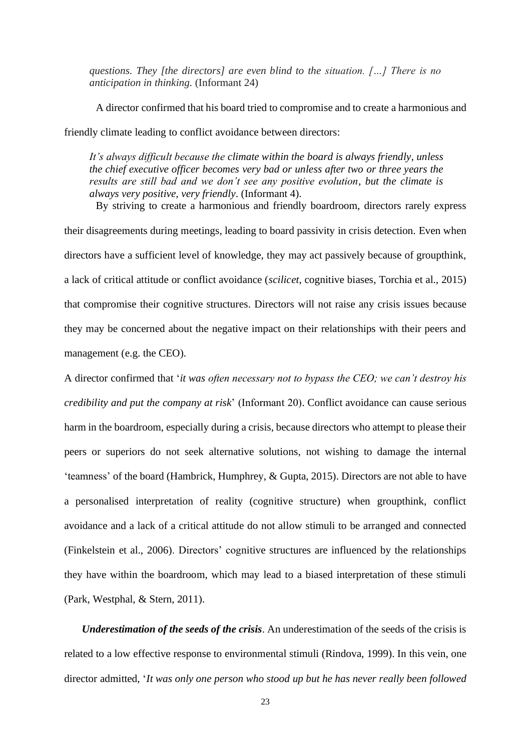*questions. They [the directors] are even blind to the situation. […] There is no anticipation in thinking.* (Informant 24)

A director confirmed that his board tried to compromise and to create a harmonious and friendly climate leading to conflict avoidance between directors:

> *It's always difficult because the climate within the board is always friendly, unless the chief executive officer becomes very bad or unless after two or three years the results are still bad and we don't see any positive evolution, but the climate is always very positive, very friendly*. (Informant 4).

By striving to create a harmonious and friendly boardroom, directors rarely express their disagreements during meetings, leading to board passivity in crisis detection. Even when directors have a sufficient level of knowledge, they may act passively because of groupthink, a lack of critical attitude or conflict avoidance (*scilicet*, cognitive biases, Torchia et al., 2015) that compromise their cognitive structures. Directors will not raise any crisis issues because they may be concerned about the negative impact on their relationships with their peers and management (e.g. the CEO).

A director confirmed that '*it was often necessary not to bypass the CEO; we can't destroy his credibility and put the company at risk*' (Informant 20). Conflict avoidance can cause serious harm in the boardroom, especially during a crisis, because directors who attempt to please their peers or superiors do not seek alternative solutions, not wishing to damage the internal 'teamness' of the board (Hambrick, Humphrey, & Gupta, 2015). Directors are not able to have a personalised interpretation of reality (cognitive structure) when groupthink, conflict avoidance and a lack of a critical attitude do not allow stimuli to be arranged and connected (Finkelstein et al., 2006). Directors' cognitive structures are influenced by the relationships they have within the boardroom, which may lead to a biased interpretation of these stimuli (Park, Westphal, & Stern, 2011).

***Underestimation of the seeds of the crisis***. An underestimation of the seeds of the crisis is related to a low effective response to environmental stimuli (Rindova, 1999). In this vein, one director admitted, '*It was only one person who stood up but he has never really been followed*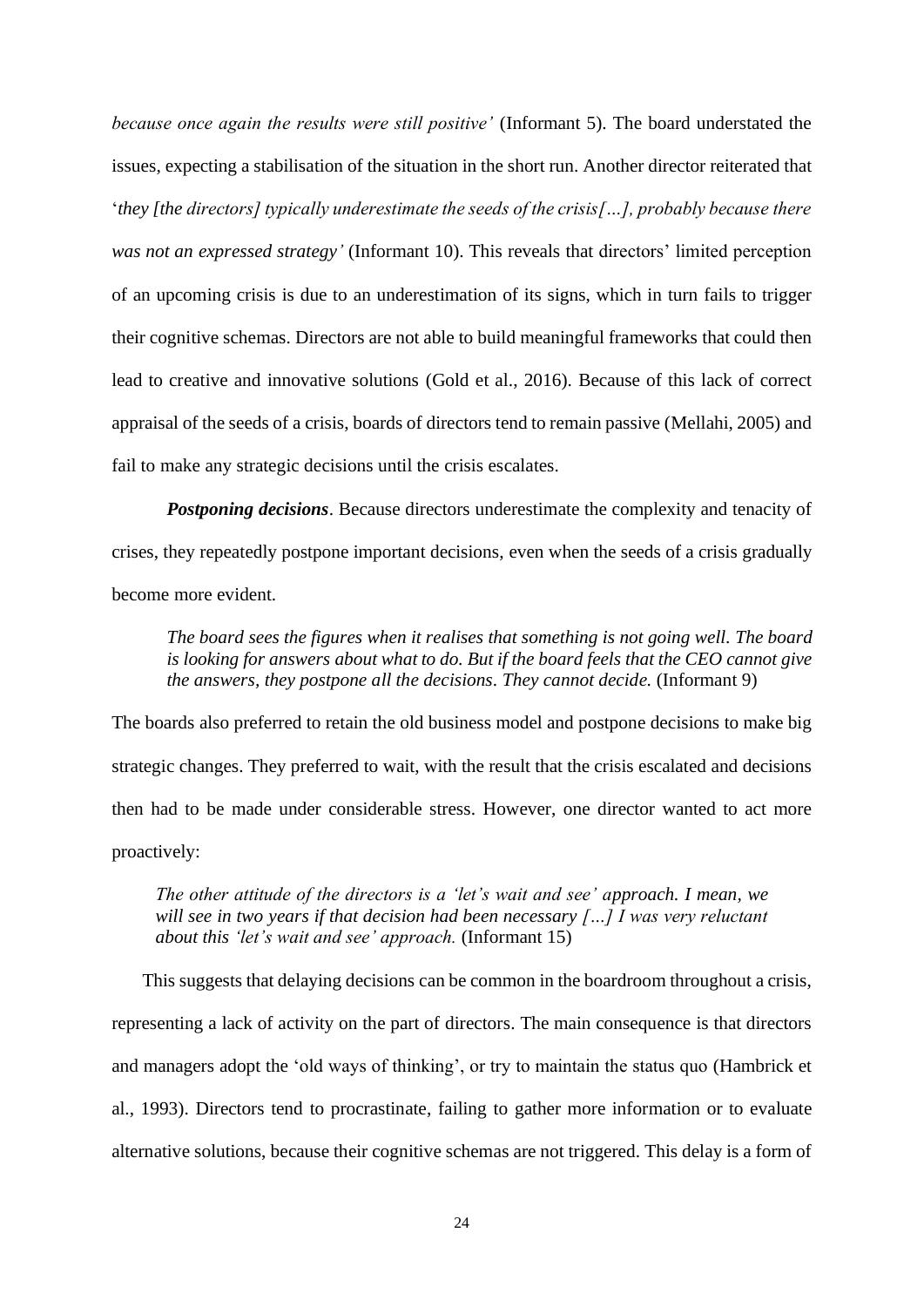*because once again the results were still positive'* (Informant 5). The board understated the issues, expecting a stabilisation of the situation in the short run. Another director reiterated that '*they [the directors] typically underestimate the seeds of the crisis[…], probably because there was not an expressed strategy'* (Informant 10). This reveals that directors' limited perception of an upcoming crisis is due to an underestimation of its signs, which in turn fails to trigger their cognitive schemas. Directors are not able to build meaningful frameworks that could then lead to creative and innovative solutions (Gold et al., 2016). Because of this lack of correct appraisal of the seeds of a crisis, boards of directors tend to remain passive (Mellahi, 2005) and fail to make any strategic decisions until the crisis escalates.

***Postponing decisions***. Because directors underestimate the complexity and tenacity of crises, they repeatedly postpone important decisions, even when the seeds of a crisis gradually become more evident.

> *The board sees the figures when it realises that something is not going well. The board is looking for answers about what to do. But if the board feels that the CEO cannot give the answers, they postpone all the decisions. They cannot decide.* (Informant 9)

The boards also preferred to retain the old business model and postpone decisions to make big strategic changes. They preferred to wait, with the result that the crisis escalated and decisions then had to be made under considerable stress. However, one director wanted to act more proactively:

> *The other attitude of the directors is a 'let's wait and see' approach. I mean, we will see in two years if that decision had been necessary […] I was very reluctant about this 'let's wait and see' approach.* (Informant 15)

This suggests that delaying decisions can be common in the boardroom throughout a crisis, representing a lack of activity on the part of directors. The main consequence is that directors and managers adopt the 'old ways of thinking', or try to maintain the status quo (Hambrick et al., 1993). Directors tend to procrastinate, failing to gather more information or to evaluate alternative solutions, because their cognitive schemas are not triggered. This delay is a form of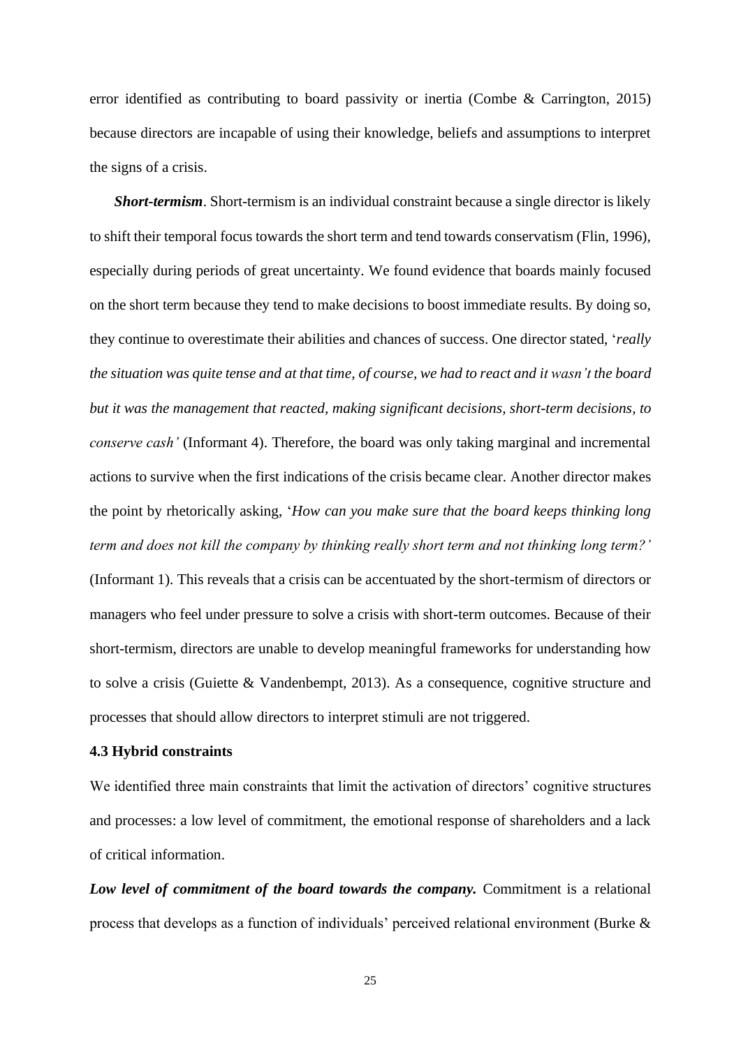error identified as contributing to board passivity or inertia (Combe & Carrington, 2015) because directors are incapable of using their knowledge, beliefs and assumptions to interpret the signs of a crisis.

***Short-termism***. Short-termism is an individual constraint because a single director is likely to shift their temporal focus towards the short term and tend towards conservatism (Flin, 1996), especially during periods of great uncertainty. We found evidence that boards mainly focused on the short term because they tend to make decisions to boost immediate results. By doing so, they continue to overestimate their abilities and chances of success. One director stated, '*really the situation was quite tense and at that time, of course, we had to react and it wasn't the board but it was the management that reacted, making significant decisions, short-term decisions, to conserve cash'* (Informant 4). Therefore, the board was only taking marginal and incremental actions to survive when the first indications of the crisis became clear. Another director makes the point by rhetorically asking, '*How can you make sure that the board keeps thinking long term and does not kill the company by thinking really short term and not thinking long term?'* (Informant 1). This reveals that a crisis can be accentuated by the short-termism of directors or managers who feel under pressure to solve a crisis with short-term outcomes. Because of their short-termism, directors are unable to develop meaningful frameworks for understanding how to solve a crisis (Guiette & Vandenbempt, 2013). As a consequence, cognitive structure and processes that should allow directors to interpret stimuli are not triggered.

### 4.3 Hybrid constraints

We identified three main constraints that limit the activation of directors' cognitive structures and processes: a low level of commitment, the emotional response of shareholders and a lack of critical information.

***Low level of commitment of the board towards the company.*** Commitment is a relational process that develops as a function of individuals' perceived relational environment (Burke &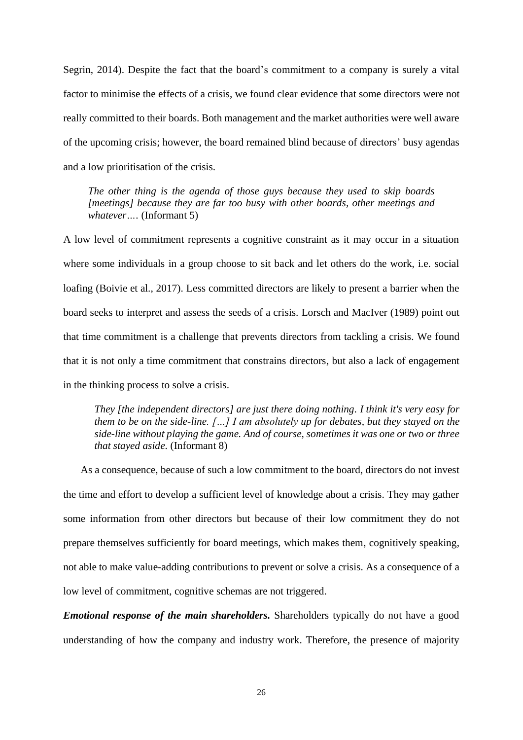Segrin, 2014). Despite the fact that the board's commitment to a company is surely a vital factor to minimise the effects of a crisis, we found clear evidence that some directors were not really committed to their boards. Both management and the market authorities were well aware of the upcoming crisis; however, the board remained blind because of directors' busy agendas and a low prioritisation of the crisis.

> *The other thing is the agenda of those guys because they used to skip boards [meetings] because they are far too busy with other boards, other meetings and whatever….* (Informant 5)

A low level of commitment represents a cognitive constraint as it may occur in a situation where some individuals in a group choose to sit back and let others do the work, i.e. social loafing (Boivie et al., 2017). Less committed directors are likely to present a barrier when the board seeks to interpret and assess the seeds of a crisis. Lorsch and MacIver (1989) point out that time commitment is a challenge that prevents directors from tackling a crisis. We found that it is not only a time commitment that constrains directors, but also a lack of engagement in the thinking process to solve a crisis.

> *They [the independent directors] are just there doing nothing. I think it's very easy for them to be on the side-line. […] I am absolutely up for debates, but they stayed on the side-line without playing the game. And of course, sometimes it was one or two or three that stayed aside.* (Informant 8)

As a consequence, because of such a low commitment to the board, directors do not invest the time and effort to develop a sufficient level of knowledge about a crisis. They may gather some information from other directors but because of their low commitment they do not prepare themselves sufficiently for board meetings, which makes them, cognitively speaking, not able to make value-adding contributions to prevent or solve a crisis. As a consequence of a low level of commitment, cognitive schemas are not triggered.

***Emotional response of the main shareholders.*** Shareholders typically do not have a good understanding of how the company and industry work. Therefore, the presence of majority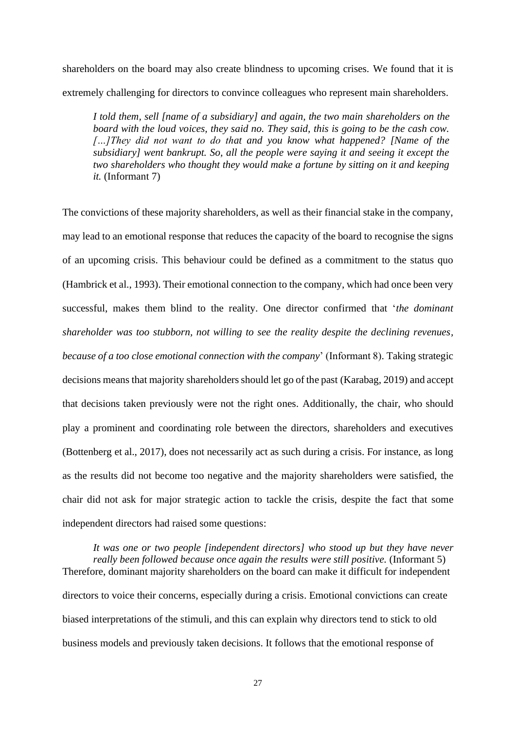shareholders on the board may also create blindness to upcoming crises. We found that it is extremely challenging for directors to convince colleagues who represent main shareholders.

> *I told them, sell [name of a subsidiary] and again, the two main shareholders on the board with the loud voices, they said no. They said, this is going to be the cash cow. [...]They did not want to do that and you know what happened? [Name of the subsidiary] went bankrupt. So, all the people were saying it and seeing it except the two shareholders who thought they would make a fortune by sitting on it and keeping it.* (Informant 7)

The convictions of these majority shareholders, as well as their financial stake in the company, may lead to an emotional response that reduces the capacity of the board to recognise the signs of an upcoming crisis. This behaviour could be defined as a commitment to the status quo (Hambrick et al., 1993). Their emotional connection to the company, which had once been very successful, makes them blind to the reality. One director confirmed that '*the dominant shareholder was too stubborn, not willing to see the reality despite the declining revenues, because of a too close emotional connection with the company*' (Informant 8). Taking strategic decisions means that majority shareholders should let go of the past (Karabag, 2019) and accept that decisions taken previously were not the right ones. Additionally, the chair, who should play a prominent and coordinating role between the directors, shareholders and executives (Bottenberg et al., 2017), does not necessarily act as such during a crisis. For instance, as long as the results did not become too negative and the majority shareholders were satisfied, the chair did not ask for major strategic action to tackle the crisis, despite the fact that some independent directors had raised some questions:

> *It was one or two people [independent directors] who stood up but they have never really been followed because once again the results were still positive.* (Informant 5)

Therefore, dominant majority shareholders on the board can make it difficult for independent directors to voice their concerns, especially during a crisis. Emotional convictions can create biased interpretations of the stimuli, and this can explain why directors tend to stick to old business models and previously taken decisions. It follows that the emotional response of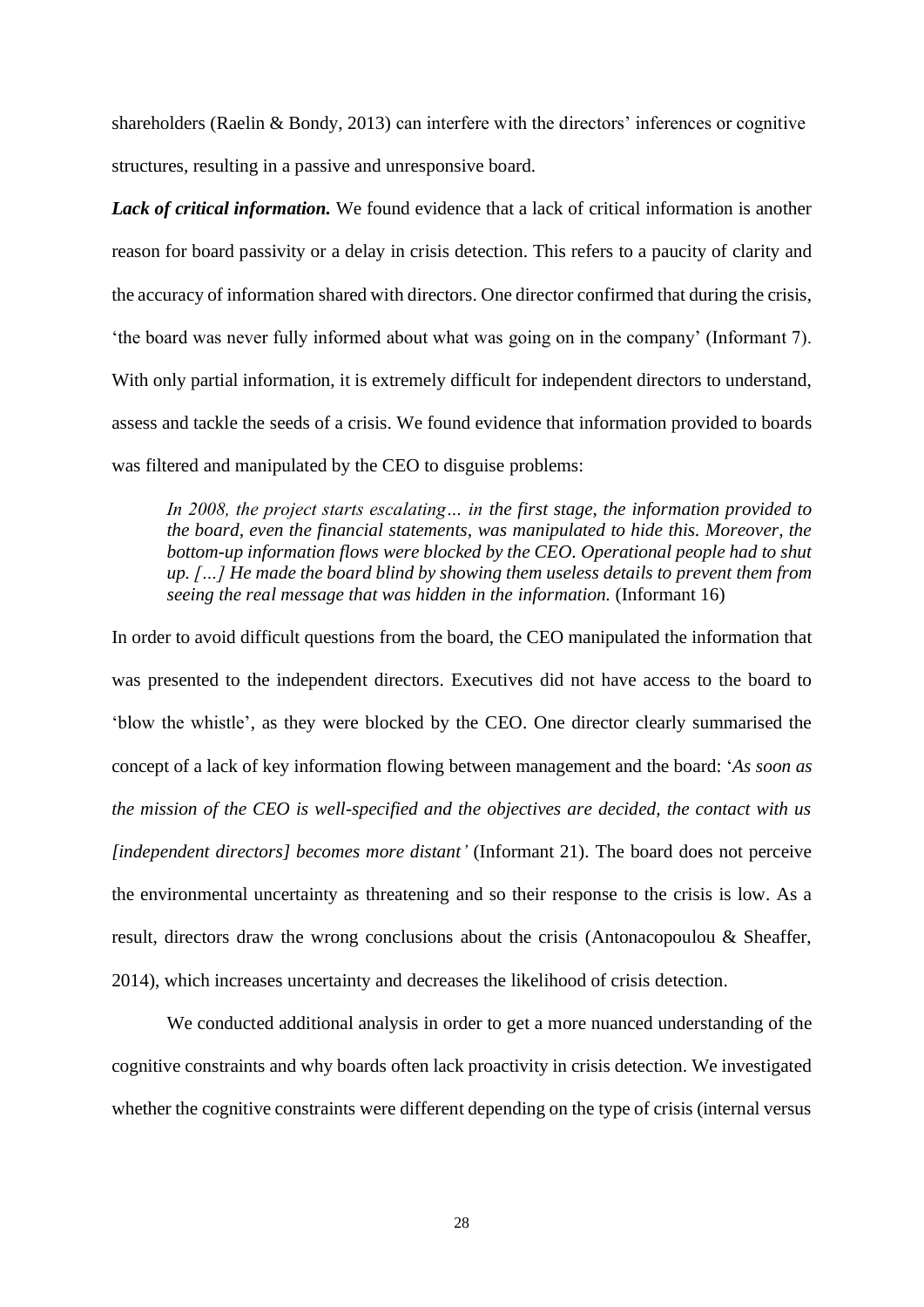shareholders (Raelin & Bondy, 2013) can interfere with the directors' inferences or cognitive structures, resulting in a passive and unresponsive board.

***Lack of critical information.*** We found evidence that a lack of critical information is another reason for board passivity or a delay in crisis detection. This refers to a paucity of clarity and the accuracy of information shared with directors. One director confirmed that during the crisis, 'the board was never fully informed about what was going on in the company' (Informant 7). With only partial information, it is extremely difficult for independent directors to understand, assess and tackle the seeds of a crisis. We found evidence that information provided to boards was filtered and manipulated by the CEO to disguise problems:

> *In 2008, the project starts escalating… in the first stage, the information provided to the board, even the financial statements, was manipulated to hide this. Moreover, the bottom-up information flows were blocked by the CEO. Operational people had to shut up. […] He made the board blind by showing them useless details to prevent them from seeing the real message that was hidden in the information.* (Informant 16)

In order to avoid difficult questions from the board, the CEO manipulated the information that was presented to the independent directors. Executives did not have access to the board to 'blow the whistle', as they were blocked by the CEO. One director clearly summarised the concept of a lack of key information flowing between management and the board: '*As soon as the mission of the CEO is well-specified and the objectives are decided, the contact with us [independent directors] becomes more distant'* (Informant 21). The board does not perceive the environmental uncertainty as threatening and so their response to the crisis is low. As a result, directors draw the wrong conclusions about the crisis (Antonacopoulou & Sheaffer, 2014), which increases uncertainty and decreases the likelihood of crisis detection.

We conducted additional analysis in order to get a more nuanced understanding of the cognitive constraints and why boards often lack proactivity in crisis detection. We investigated whether the cognitive constraints were different depending on the type of crisis (internal versus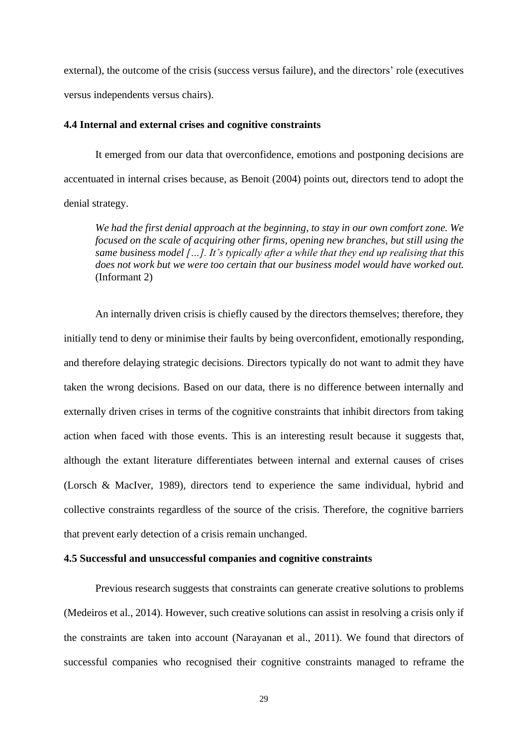external), the outcome of the crisis (success versus failure), and the directors' role (executives versus independents versus chairs).

### 4.4 Internal and external crises and cognitive constraints

It emerged from our data that overconfidence, emotions and postponing decisions are accentuated in internal crises because, as Benoit (2004) points out, directors tend to adopt the denial strategy.

> *We had the first denial approach at the beginning, to stay in our own comfort zone. We focused on the scale of acquiring other firms, opening new branches, but still using the same business model […]. It's typically after a while that they end up realising that this does not work but we were too certain that our business model would have worked out.* (Informant 2)

An internally driven crisis is chiefly caused by the directors themselves; therefore, they initially tend to deny or minimise their faults by being overconfident, emotionally responding, and therefore delaying strategic decisions. Directors typically do not want to admit they have taken the wrong decisions. Based on our data, there is no difference between internally and externally driven crises in terms of the cognitive constraints that inhibit directors from taking action when faced with those events. This is an interesting result because it suggests that, although the extant literature differentiates between internal and external causes of crises (Lorsch & MacIver, 1989), directors tend to experience the same individual, hybrid and collective constraints regardless of the source of the crisis. Therefore, the cognitive barriers that prevent early detection of a crisis remain unchanged.

### 4.5 Successful and unsuccessful companies and cognitive constraints

Previous research suggests that constraints can generate creative solutions to problems (Medeiros et al., 2014). However, such creative solutions can assist in resolving a crisis only if the constraints are taken into account (Narayanan et al., 2011). We found that directors of successful companies who recognised their cognitive constraints managed to reframe the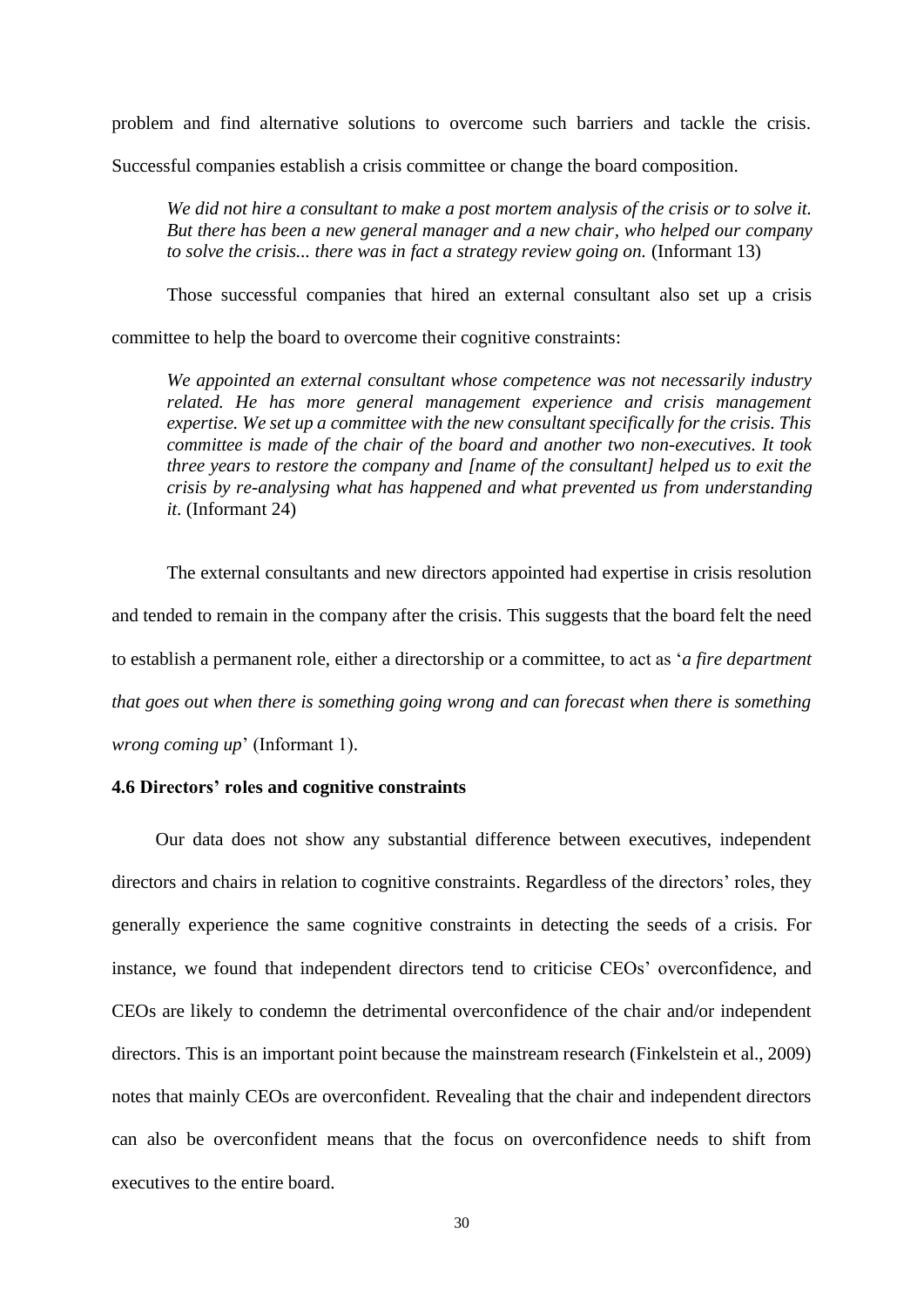problem and find alternative solutions to overcome such barriers and tackle the crisis. Successful companies establish a crisis committee or change the board composition.

> *We did not hire a consultant to make a post mortem analysis of the crisis or to solve it. But there has been a new general manager and a new chair, who helped our company to solve the crisis... there was in fact a strategy review going on.* (Informant 13)

Those successful companies that hired an external consultant also set up a crisis committee to help the board to overcome their cognitive constraints:

> *We appointed an external consultant whose competence was not necessarily industry related. He has more general management experience and crisis management expertise. We set up a committee with the new consultant specifically for the crisis. This committee is made of the chair of the board and another two non-executives. It took three years to restore the company and [name of the consultant] helped us to exit the crisis by re-analysing what has happened and what prevented us from understanding it.* (Informant 24)

The external consultants and new directors appointed had expertise in crisis resolution and tended to remain in the company after the crisis. This suggests that the board felt the need to establish a permanent role, either a directorship or a committee, to act as '*a fire department that goes out when there is something going wrong and can forecast when there is something wrong coming up*' (Informant 1).

### 4.6 Directors' roles and cognitive constraints

Our data does not show any substantial difference between executives, independent directors and chairs in relation to cognitive constraints. Regardless of the directors' roles, they generally experience the same cognitive constraints in detecting the seeds of a crisis. For instance, we found that independent directors tend to criticise CEOs' overconfidence, and CEOs are likely to condemn the detrimental overconfidence of the chair and/or independent directors. This is an important point because the mainstream research (Finkelstein et al., 2009) notes that mainly CEOs are overconfident. Revealing that the chair and independent directors can also be overconfident means that the focus on overconfidence needs to shift from executives to the entire board.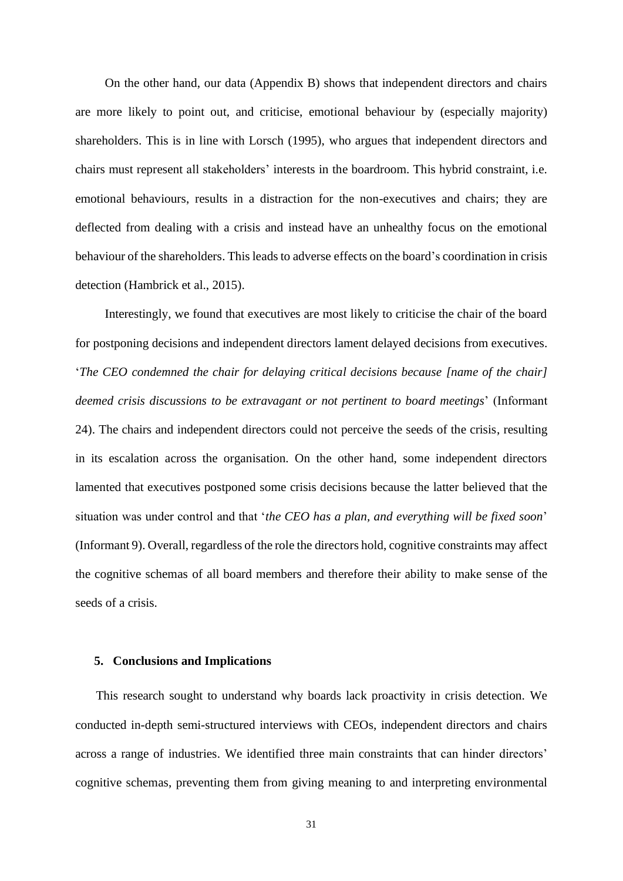On the other hand, our data (Appendix B) shows that independent directors and chairs are more likely to point out, and criticise, emotional behaviour by (especially majority) shareholders. This is in line with Lorsch (1995), who argues that independent directors and chairs must represent all stakeholders' interests in the boardroom. This hybrid constraint, i.e. emotional behaviours, results in a distraction for the non-executives and chairs; they are deflected from dealing with a crisis and instead have an unhealthy focus on the emotional behaviour of the shareholders. This leads to adverse effects on the board's coordination in crisis detection (Hambrick et al., 2015).

Interestingly, we found that executives are most likely to criticise the chair of the board for postponing decisions and independent directors lament delayed decisions from executives. '*The CEO condemned the chair for delaying critical decisions because [name of the chair] deemed crisis discussions to be extravagant or not pertinent to board meetings*' (Informant 24). The chairs and independent directors could not perceive the seeds of the crisis, resulting in its escalation across the organisation. On the other hand, some independent directors lamented that executives postponed some crisis decisions because the latter believed that the situation was under control and that '*the CEO has a plan, and everything will be fixed soon*' (Informant 9). Overall, regardless of the role the directors hold, cognitive constraints may affect the cognitive schemas of all board members and therefore their ability to make sense of the seeds of a crisis.

## 5. Conclusions and Implications

This research sought to understand why boards lack proactivity in crisis detection. We conducted in-depth semi-structured interviews with CEOs, independent directors and chairs across a range of industries. We identified three main constraints that can hinder directors' cognitive schemas, preventing them from giving meaning to and interpreting environmental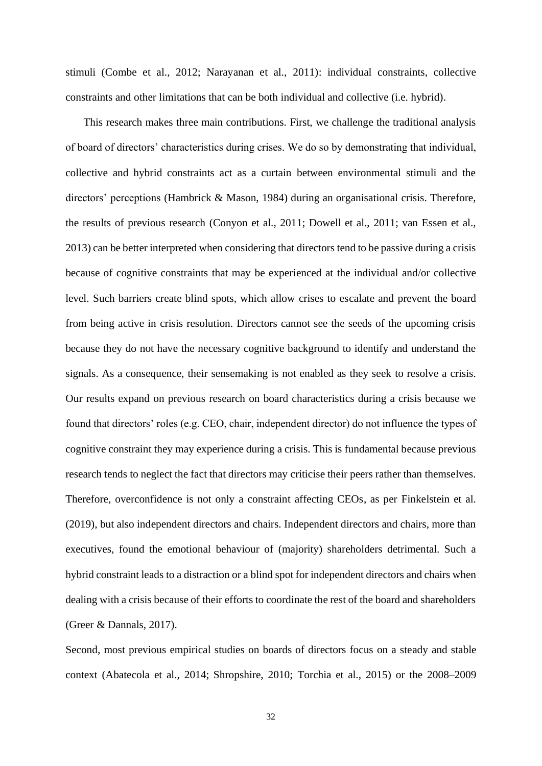stimuli (Combe et al., 2012; Narayanan et al., 2011): individual constraints, collective constraints and other limitations that can be both individual and collective (i.e. hybrid).

This research makes three main contributions. First, we challenge the traditional analysis of board of directors' characteristics during crises. We do so by demonstrating that individual, collective and hybrid constraints act as a curtain between environmental stimuli and the directors' perceptions (Hambrick & Mason, 1984) during an organisational crisis. Therefore, the results of previous research (Conyon et al., 2011; Dowell et al., 2011; van Essen et al., 2013) can be better interpreted when considering that directors tend to be passive during a crisis because of cognitive constraints that may be experienced at the individual and/or collective level. Such barriers create blind spots, which allow crises to escalate and prevent the board from being active in crisis resolution. Directors cannot see the seeds of the upcoming crisis because they do not have the necessary cognitive background to identify and understand the signals. As a consequence, their sensemaking is not enabled as they seek to resolve a crisis. Our results expand on previous research on board characteristics during a crisis because we found that directors' roles (e.g. CEO, chair, independent director) do not influence the types of cognitive constraint they may experience during a crisis. This is fundamental because previous research tends to neglect the fact that directors may criticise their peers rather than themselves. Therefore, overconfidence is not only a constraint affecting CEOs, as per Finkelstein et al. (2019), but also independent directors and chairs. Independent directors and chairs, more than executives, found the emotional behaviour of (majority) shareholders detrimental. Such a hybrid constraint leads to a distraction or a blind spot for independent directors and chairs when dealing with a crisis because of their efforts to coordinate the rest of the board and shareholders (Greer & Dannals, 2017).

Second, most previous empirical studies on boards of directors focus on a steady and stable context (Abatecola et al., 2014; Shropshire, 2010; Torchia et al., 2015) or the 2008–2009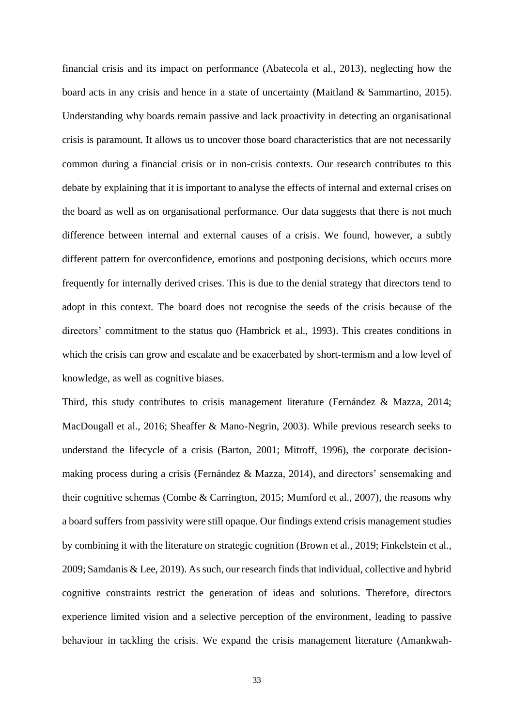financial crisis and its impact on performance (Abatecola et al., 2013), neglecting how the board acts in any crisis and hence in a state of uncertainty (Maitland & Sammartino, 2015). Understanding why boards remain passive and lack proactivity in detecting an organisational crisis is paramount. It allows us to uncover those board characteristics that are not necessarily common during a financial crisis or in non-crisis contexts. Our research contributes to this debate by explaining that it is important to analyse the effects of internal and external crises on the board as well as on organisational performance. Our data suggests that there is not much difference between internal and external causes of a crisis. We found, however, a subtly different pattern for overconfidence, emotions and postponing decisions, which occurs more frequently for internally derived crises. This is due to the denial strategy that directors tend to adopt in this context. The board does not recognise the seeds of the crisis because of the directors' commitment to the status quo (Hambrick et al., 1993). This creates conditions in which the crisis can grow and escalate and be exacerbated by short-termism and a low level of knowledge, as well as cognitive biases.

Third, this study contributes to crisis management literature (Fernández & Mazza, 2014; MacDougall et al., 2016; Sheaffer & Mano-Negrin, 2003). While previous research seeks to understand the lifecycle of a crisis (Barton, 2001; Mitroff, 1996), the corporate decision-making process during a crisis (Fernández & Mazza, 2014), and directors' sensemaking and their cognitive schemas (Combe & Carrington, 2015; Mumford et al., 2007), the reasons why a board suffers from passivity were still opaque. Our findings extend crisis management studies by combining it with the literature on strategic cognition (Brown et al., 2019; Finkelstein et al., 2009; Samdanis & Lee, 2019). As such, our research finds that individual, collective and hybrid cognitive constraints restrict the generation of ideas and solutions. Therefore, directors experience limited vision and a selective perception of the environment, leading to passive behaviour in tackling the crisis. We expand the crisis management literature (Amankwah-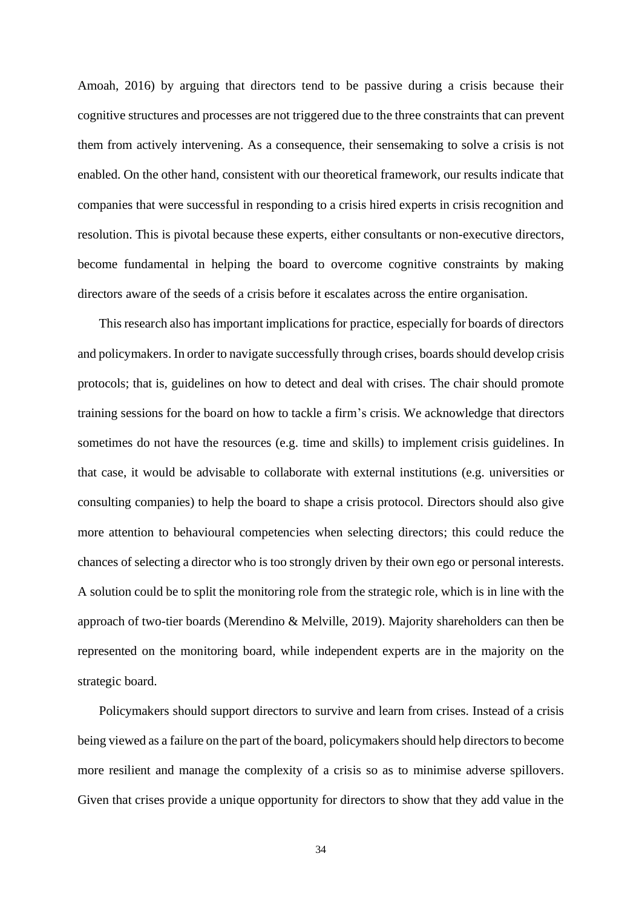Amoah, 2016) by arguing that directors tend to be passive during a crisis because their cognitive structures and processes are not triggered due to the three constraints that can prevent them from actively intervening. As a consequence, their sensemaking to solve a crisis is not enabled. On the other hand, consistent with our theoretical framework, our results indicate that companies that were successful in responding to a crisis hired experts in crisis recognition and resolution. This is pivotal because these experts, either consultants or non-executive directors, become fundamental in helping the board to overcome cognitive constraints by making directors aware of the seeds of a crisis before it escalates across the entire organisation.

This research also has important implications for practice, especially for boards of directors and policymakers. In order to navigate successfully through crises, boards should develop crisis protocols; that is, guidelines on how to detect and deal with crises. The chair should promote training sessions for the board on how to tackle a firm's crisis. We acknowledge that directors sometimes do not have the resources (e.g. time and skills) to implement crisis guidelines. In that case, it would be advisable to collaborate with external institutions (e.g. universities or consulting companies) to help the board to shape a crisis protocol. Directors should also give more attention to behavioural competencies when selecting directors; this could reduce the chances of selecting a director who is too strongly driven by their own ego or personal interests. A solution could be to split the monitoring role from the strategic role, which is in line with the approach of two-tier boards (Merendino & Melville, 2019). Majority shareholders can then be represented on the monitoring board, while independent experts are in the majority on the strategic board.

Policymakers should support directors to survive and learn from crises. Instead of a crisis being viewed as a failure on the part of the board, policymakers should help directors to become more resilient and manage the complexity of a crisis so as to minimise adverse spillovers. Given that crises provide a unique opportunity for directors to show that they add value in the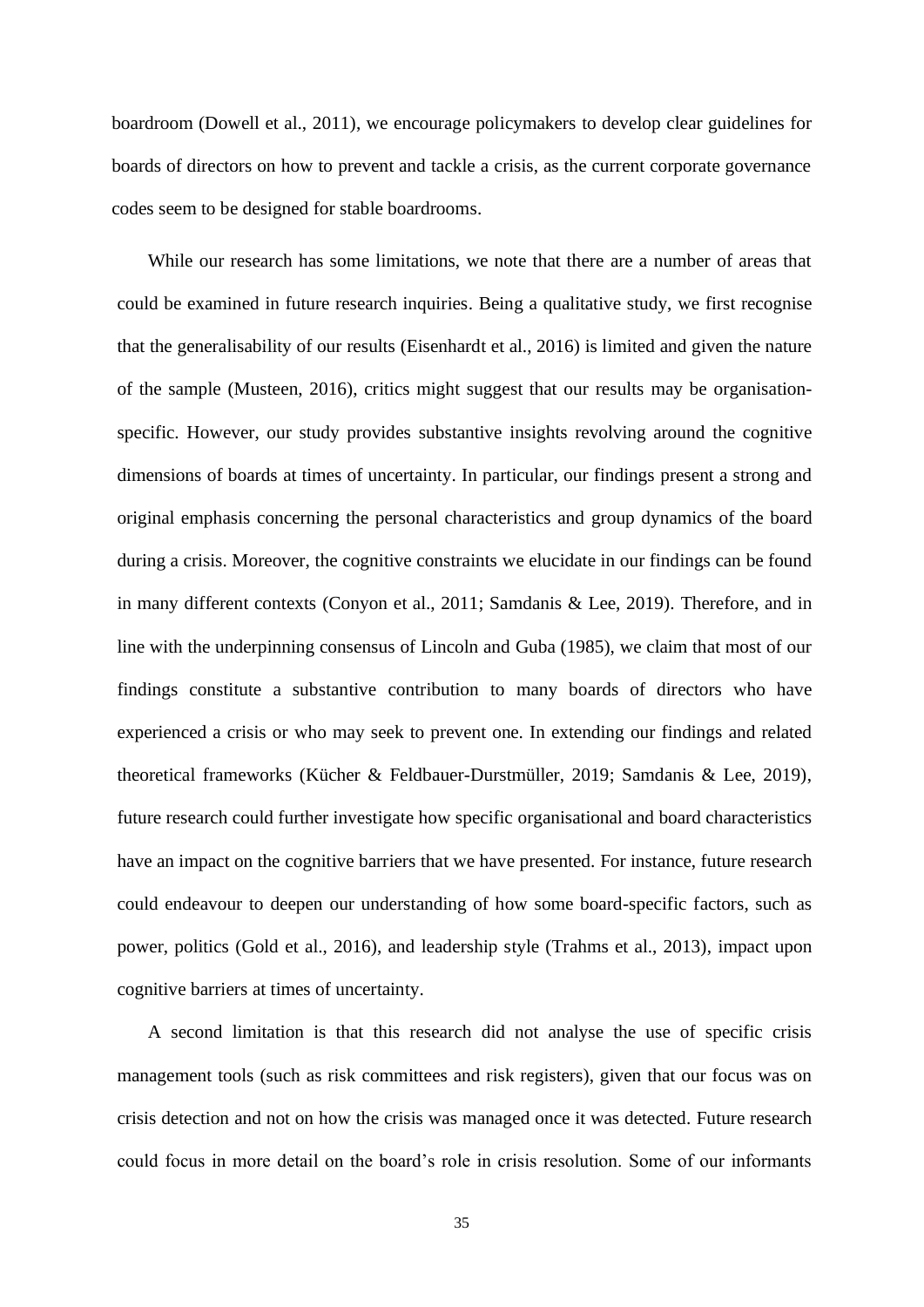boardroom (Dowell et al., 2011), we encourage policymakers to develop clear guidelines for boards of directors on how to prevent and tackle a crisis, as the current corporate governance codes seem to be designed for stable boardrooms.

While our research has some limitations, we note that there are a number of areas that could be examined in future research inquiries. Being a qualitative study, we first recognise that the generalisability of our results (Eisenhardt et al., 2016) is limited and given the nature of the sample (Musteen, 2016), critics might suggest that our results may be organisation-specific. However, our study provides substantive insights revolving around the cognitive dimensions of boards at times of uncertainty. In particular, our findings present a strong and original emphasis concerning the personal characteristics and group dynamics of the board during a crisis. Moreover, the cognitive constraints we elucidate in our findings can be found in many different contexts (Conyon et al., 2011; Samdanis & Lee, 2019). Therefore, and in line with the underpinning consensus of Lincoln and Guba (1985), we claim that most of our findings constitute a substantive contribution to many boards of directors who have experienced a crisis or who may seek to prevent one. In extending our findings and related theoretical frameworks (Kücher & Feldbauer-Durstmüller, 2019; Samdanis & Lee, 2019), future research could further investigate how specific organisational and board characteristics have an impact on the cognitive barriers that we have presented. For instance, future research could endeavour to deepen our understanding of how some board-specific factors, such as power, politics (Gold et al., 2016), and leadership style (Trahms et al., 2013), impact upon cognitive barriers at times of uncertainty.

A second limitation is that this research did not analyse the use of specific crisis management tools (such as risk committees and risk registers), given that our focus was on crisis detection and not on how the crisis was managed once it was detected. Future research could focus in more detail on the board's role in crisis resolution. Some of our informants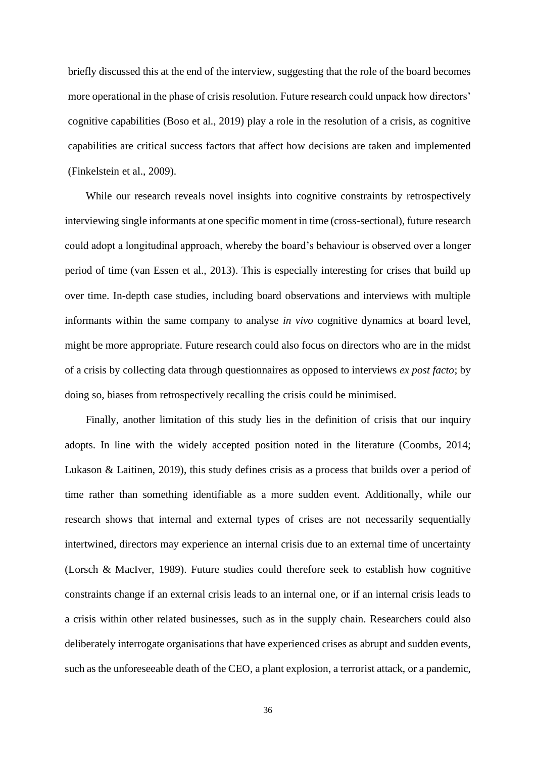briefly discussed this at the end of the interview, suggesting that the role of the board becomes more operational in the phase of crisis resolution. Future research could unpack how directors' cognitive capabilities (Boso et al., 2019) play a role in the resolution of a crisis, as cognitive capabilities are critical success factors that affect how decisions are taken and implemented (Finkelstein et al., 2009).

While our research reveals novel insights into cognitive constraints by retrospectively interviewing single informants at one specific moment in time (cross-sectional), future research could adopt a longitudinal approach, whereby the board's behaviour is observed over a longer period of time (van Essen et al., 2013). This is especially interesting for crises that build up over time. In-depth case studies, including board observations and interviews with multiple informants within the same company to analyse *in vivo* cognitive dynamics at board level, might be more appropriate. Future research could also focus on directors who are in the midst of a crisis by collecting data through questionnaires as opposed to interviews *ex post facto*; by doing so, biases from retrospectively recalling the crisis could be minimised.

Finally, another limitation of this study lies in the definition of crisis that our inquiry adopts. In line with the widely accepted position noted in the literature (Coombs, 2014; Lukason & Laitinen, 2019), this study defines crisis as a process that builds over a period of time rather than something identifiable as a more sudden event. Additionally, while our research shows that internal and external types of crises are not necessarily sequentially intertwined, directors may experience an internal crisis due to an external time of uncertainty (Lorsch & MacIver, 1989). Future studies could therefore seek to establish how cognitive constraints change if an external crisis leads to an internal one, or if an internal crisis leads to a crisis within other related businesses, such as in the supply chain. Researchers could also deliberately interrogate organisations that have experienced crises as abrupt and sudden events, such as the unforeseeable death of the CEO, a plant explosion, a terrorist attack, or a pandemic,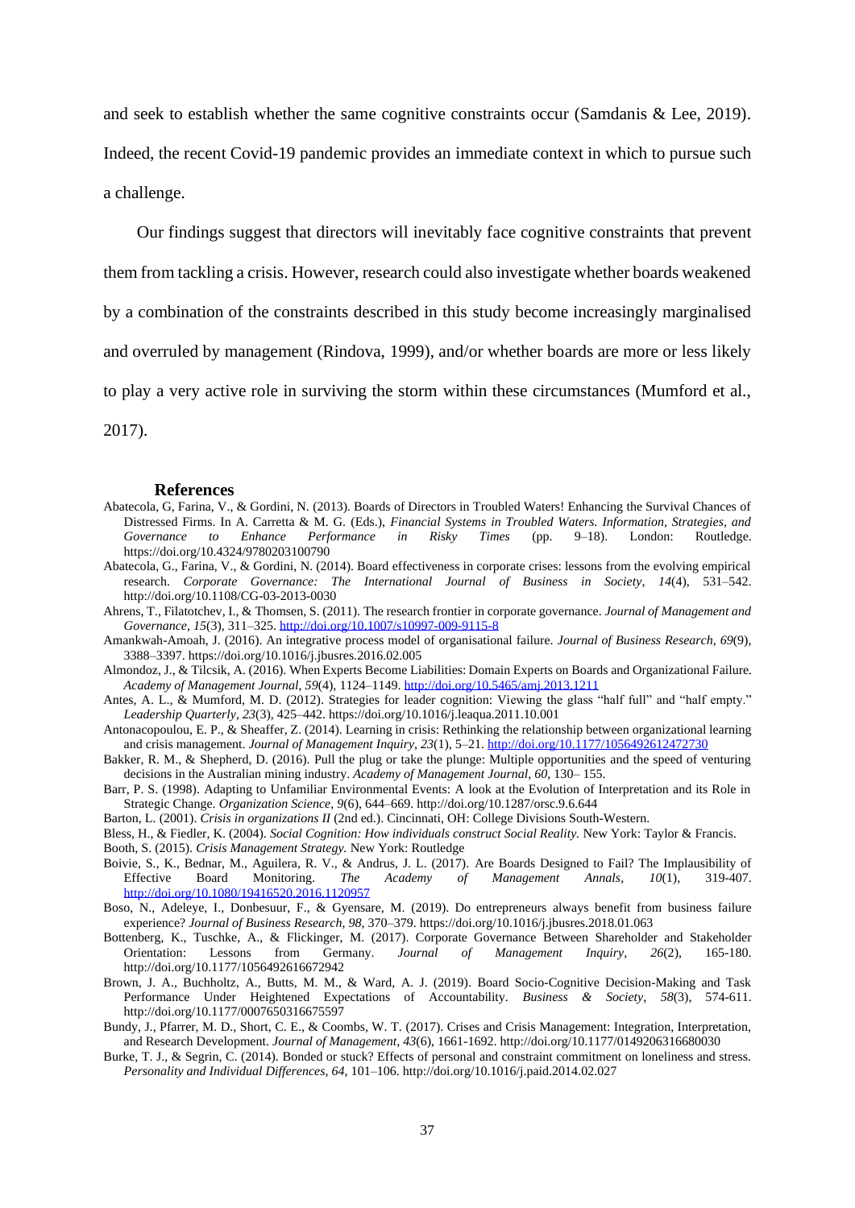and seek to establish whether the same cognitive constraints occur (Samdanis & Lee, 2019). Indeed, the recent Covid-19 pandemic provides an immediate context in which to pursue such a challenge.

Our findings suggest that directors will inevitably face cognitive constraints that prevent them from tackling a crisis. However, research could also investigate whether boards weakened by a combination of the constraints described in this study become increasingly marginalised and overruled by management (Rindova, 1999), and/or whether boards are more or less likely to play a very active role in surviving the storm within these circumstances (Mumford et al., 2017).

## References

Abatecola, G, Farina, V., & Gordini, N. (2013). Boards of Directors in Troubled Waters! Enhancing the Survival Chances of Distressed Firms. In A. Carretta & M. G. (Eds.), *Financial Systems in Troubled Waters. Information, Strategies, and Governance to Enhance Performance in Risky Times* (pp. 9–18). London: Routledge. https://doi.org/10.4324/9780203100790

Abatecola, G., Farina, V., & Gordini, N. (2014). Board effectiveness in corporate crises: lessons from the evolving empirical research. *Corporate Governance: The International Journal of Business in Society*, *14*(4), 531–542. http://doi.org/10.1108/CG-03-2013-0030

Ahrens, T., Filatotchev, I., & Thomsen, S. (2011). The research frontier in corporate governance. *Journal of Management and Governance*, *15*(3), 311–325. http://doi.org/10.1007/s10997-009-9115-8

Amankwah-Amoah, J. (2016). An integrative process model of organisational failure. *Journal of Business Research*, *69*(9), 3388–3397. https://doi.org/10.1016/j.jbusres.2016.02.005

Almondoz, J., & Tilcsik, A. (2016). When Experts Become Liabilities: Domain Experts on Boards and Organizational Failure. *Academy of Management Journal*, *59*(4), 1124–1149. http://doi.org/10.5465/amj.2013.1211

Antes, A. L., & Mumford, M. D. (2012). Strategies for leader cognition: Viewing the glass "half full" and "half empty." *Leadership Quarterly*, *23*(3), 425–442. https://doi.org/10.1016/j.leaqua.2011.10.001

Antonacopoulou, E. P., & Sheaffer, Z. (2014). Learning in crisis: Rethinking the relationship between organizational learning and crisis management. *Journal of Management Inquiry*, *23*(1), 5–21. http://doi.org/10.1177/1056492612472730

Bakker, R. M., & Shepherd, D. (2016). Pull the plug or take the plunge: Multiple opportunities and the speed of venturing decisions in the Australian mining industry. *Academy of Management Journal*, *60*, 130– 155.

Barr, P. S. (1998). Adapting to Unfamiliar Environmental Events: A look at the Evolution of Interpretation and its Role in Strategic Change. *Organization Science*, *9*(6), 644–669. http://doi.org/10.1287/orsc.9.6.644

Barton, L. (2001). *Crisis in organizations II* (2nd ed.). Cincinnati, OH: College Divisions South-Western.

Bless, H., & Fiedler, K. (2004). *Social Cognition: How individuals construct Social Reality.* New York: Taylor & Francis.

Booth, S. (2015). *Crisis Management Strategy.* New York: Routledge

Boivie, S., K., Bednar, M., Aguilera, R. V., & Andrus, J. L. (2017). Are Boards Designed to Fail? The Implausibility of Effective Board Monitoring. *The Academy of Management Annals*, *10*(1), 319-407. http://doi.org/10.1080/19416520.2016.1120957

Boso, N., Adeleye, I., Donbesuur, F., & Gyensare, M. (2019). Do entrepreneurs always benefit from business failure experience? *Journal of Business Research*, *98*, 370–379. https://doi.org/10.1016/j.jbusres.2018.01.063

Bottenberg, K., Tuschke, A., & Flickinger, M. (2017). Corporate Governance Between Shareholder and Stakeholder Orientation: Lessons from Germany. *Journal of Management Inquiry*, *26*(2), 165-180. http://doi.org/10.1177/1056492616672942

Brown, J. A., Buchholtz, A., Butts, M. M., & Ward, A. J. (2019). Board Socio-Cognitive Decision-Making and Task Performance Under Heightened Expectations of Accountability. *Business & Society*, *58*(3), 574-611. http://doi.org/10.1177/0007650316675597

Bundy, J., Pfarrer, M. D., Short, C. E., & Coombs, W. T. (2017). Crises and Crisis Management: Integration, Interpretation, and Research Development. *Journal of Management, 43*(6), 1661-1692. http://doi.org/10.1177/0149206316680030

Burke, T. J., & Segrin, C. (2014). Bonded or stuck? Effects of personal and constraint commitment on loneliness and stress. *Personality and Individual Differences*, *64*, 101–106. http://doi.org/10.1016/j.paid.2014.02.027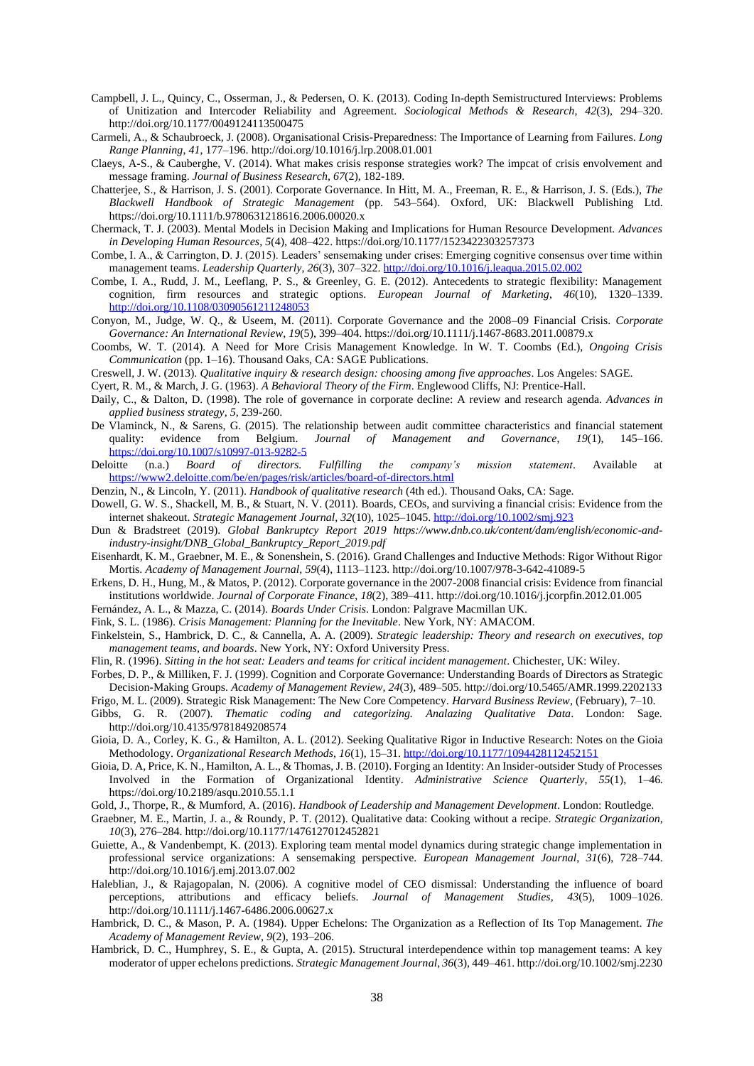Campbell, J. L., Quincy, C., Osserman, J., & Pedersen, O. K. (2013). Coding In-depth Semistructured Interviews: Problems of Unitization and Intercoder Reliability and Agreement. *Sociological Methods & Research*, *42*(3), 294–320. http://doi.org/10.1177/0049124113500475

Carmeli, A., & Schaubroeck, J. (2008). Organisational Crisis-Preparedness: The Importance of Learning from Failures. *Long Range Planning*, *41*, 177–196. http://doi.org/10.1016/j.lrp.2008.01.001

Claeys, A-S., & Cauberghe, V. (2014). What makes crisis response strategies work? The impcat of crisis envolvement and message framing. *Journal of Business Research*, *67*(2), 182-189.

Chatterjee, S., & Harrison, J. S. (2001). Corporate Governance. In Hitt, M. A., Freeman, R. E., & Harrison, J. S. (Eds.), *The Blackwell Handbook of Strategic Management* (pp. 543–564). Oxford, UK: Blackwell Publishing Ltd. https://doi.org/10.1111/b.9780631218616.2006.00020.x

Chermack, T. J. (2003). Mental Models in Decision Making and Implications for Human Resource Development. *Advances in Developing Human Resources*, *5*(4), 408–422. https://doi.org/10.1177/1523422303257373

Combe, I. A., & Carrington, D. J. (2015). Leaders' sensemaking under crises: Emerging cognitive consensus over time within management teams. *Leadership Quarterly*, *26*(3), 307–322. http://doi.org/10.1016/j.leaqua.2015.02.002

Combe, I. A., Rudd, J. M., Leeflang, P. S., & Greenley, G. E. (2012). Antecedents to strategic flexibility: Management cognition, firm resources and strategic options. *European Journal of Marketing*, *46*(10), 1320–1339. http://doi.org/10.1108/03090561211248053

Conyon, M., Judge, W. Q., & Useem, M. (2011). Corporate Governance and the 2008–09 Financial Crisis. *Corporate Governance: An International Review*, *19*(5), 399–404. https://doi.org/10.1111/j.1467-8683.2011.00879.x

Coombs, W. T. (2014). A Need for More Crisis Management Knowledge. In W. T. Coombs (Ed.), *Ongoing Crisis Communication* (pp. 1–16). Thousand Oaks, CA: SAGE Publications.

Creswell, J. W. (2013). *Qualitative inquiry & research design: choosing among five approaches*. Los Angeles: SAGE.

Cyert, R. M., & March, J. G. (1963). *A Behavioral Theory of the Firm*. Englewood Cliffs, NJ: Prentice-Hall.

Daily, C., & Dalton, D. (1998). The role of governance in corporate decline: A review and research agenda. *Advances in applied business strategy, 5*, 239-260.

De Vlaminck, N., & Sarens, G. (2015). The relationship between audit committee characteristics and financial statement quality: evidence from Belgium. *Journal of Management and Governance*, *19*(1), 145–166. https://doi.org/10.1007/s10997-013-9282-5

Deloitte (n.a.) *Board of directors. Fulfilling the company's mission statement*. Available at https://www2.deloitte.com/be/en/pages/risk/articles/board-of-directors.html

Denzin, N., & Lincoln, Y. (2011). *Handbook of qualitative research* (4th ed.). Thousand Oaks, CA: Sage.

Dowell, G. W. S., Shackell, M. B., & Stuart, N. V. (2011). Boards, CEOs, and surviving a financial crisis: Evidence from the internet shakeout. *Strategic Management Journal*, *32*(10), 1025–1045. http://doi.org/10.1002/smj.923

Dun & Bradstreet (2019). *Global Bankruptcy Report 2019 https://www.dnb.co.uk/content/dam/english/economic-and-industry-insight/DNB_Global_Bankruptcy_Report_2019.pdf*

Eisenhardt, K. M., Graebner, M. E., & Sonenshein, S. (2016). Grand Challenges and Inductive Methods: Rigor Without Rigor Mortis. *Academy of Management Journal*, *59*(4), 1113–1123. http://doi.org/10.1007/978-3-642-41089-5

Erkens, D. H., Hung, M., & Matos, P. (2012). Corporate governance in the 2007-2008 financial crisis: Evidence from financial institutions worldwide. *Journal of Corporate Finance*, *18*(2), 389–411. http://doi.org/10.1016/j.jcorpfin.2012.01.005

Fernández, A. L., & Mazza, C. (2014). *Boards Under Crisis*. London: Palgrave Macmillan UK.

Fink, S. L. (1986). *Crisis Management: Planning for the Inevitable*. New York, NY: AMACOM.

Finkelstein, S., Hambrick, D. C., & Cannella, A. A. (2009). *Strategic leadership: Theory and research on executives, top management teams, and boards*. New York, NY: Oxford University Press.

Flin, R. (1996). *Sitting in the hot seat: Leaders and teams for critical incident management*. Chichester, UK: Wiley.

Forbes, D. P., & Milliken, F. J. (1999). Cognition and Corporate Governance: Understanding Boards of Directors as Strategic Decision-Making Groups. *Academy of Management Review*, *24*(3), 489–505. http://doi.org/10.5465/AMR.1999.2202133

Frigo, M. L. (2009). Strategic Risk Management: The New Core Competency. *Harvard Business Review*, (February), 7–10.

Gibbs, G. R. (2007). *Thematic coding and categorizing. Analazing Qualitative Data*. London: Sage. http://doi.org/10.4135/9781849208574

Gioia, D. A., Corley, K. G., & Hamilton, A. L. (2012). Seeking Qualitative Rigor in Inductive Research: Notes on the Gioia Methodology. *Organizational Research Methods*, *16*(1), 15–31. http://doi.org/10.1177/1094428112452151

Gioia, D. A, Price, K. N., Hamilton, A. L., & Thomas, J. B. (2010). Forging an Identity: An Insider-outsider Study of Processes Involved in the Formation of Organizational Identity. *Administrative Science Quarterly*, *55*(1), 1–46. https://doi.org/10.2189/asqu.2010.55.1.1

Gold, J., Thorpe, R., & Mumford, A. (2016). *Handbook of Leadership and Management Development*. London: Routledge.

Graebner, M. E., Martin, J. a., & Roundy, P. T. (2012). Qualitative data: Cooking without a recipe. *Strategic Organization*, *10*(3), 276–284. http://doi.org/10.1177/1476127012452821

Guiette, A., & Vandenbempt, K. (2013). Exploring team mental model dynamics during strategic change implementation in professional service organizations: A sensemaking perspective. *European Management Journal*, *31*(6), 728–744. http://doi.org/10.1016/j.emj.2013.07.002

Haleblian, J., & Rajagopalan, N. (2006). A cognitive model of CEO dismissal: Understanding the influence of board perceptions, attributions and efficacy beliefs. *Journal of Management Studies*, *43*(5), 1009–1026. http://doi.org/10.1111/j.1467-6486.2006.00627.x

Hambrick, D. C., & Mason, P. A. (1984). Upper Echelons: The Organization as a Reflection of Its Top Management. *The Academy of Management Review*, *9*(2), 193–206.

Hambrick, D. C., Humphrey, S. E., & Gupta, A. (2015). Structural interdependence within top management teams: A key moderator of upper echelons predictions. *Strategic Management Journal*, *36*(3), 449–461. http://doi.org/10.1002/smj.2230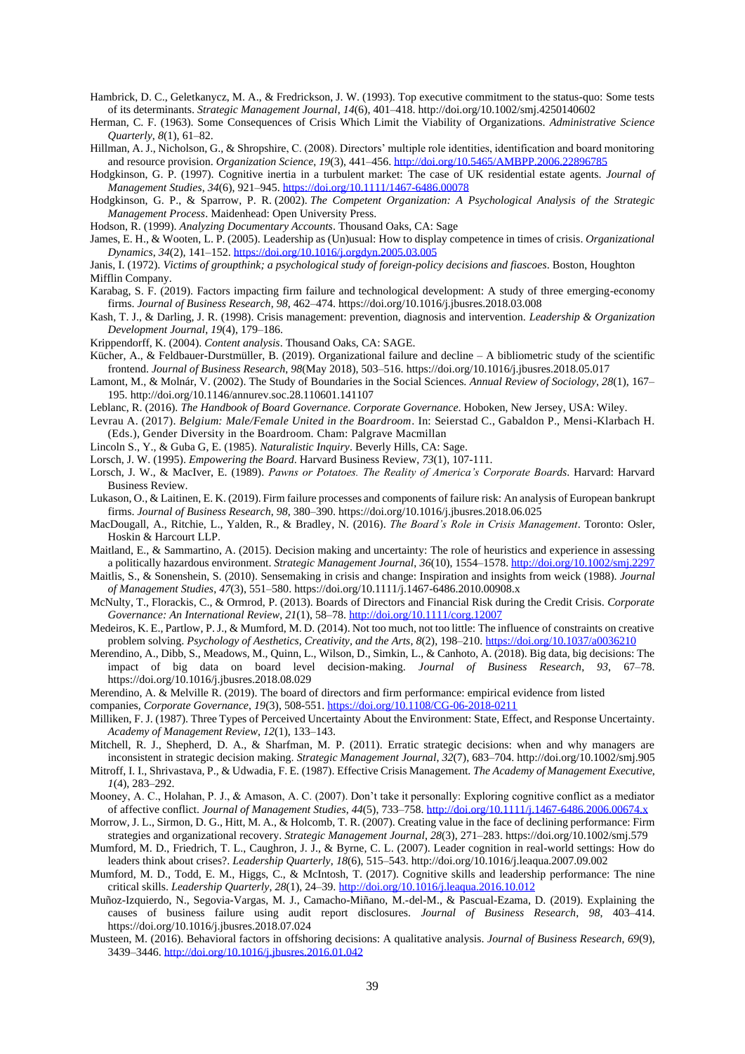Hambrick, D. C., Geletkanycz, M. A., & Fredrickson, J. W. (1993). Top executive commitment to the status-quo: Some tests of its determinants. *Strategic Management Journal*, *14*(6), 401–418. http://doi.org/10.1002/smj.4250140602

Herman, C. F. (1963). Some Consequences of Crisis Which Limit the Viability of Organizations. *Administrative Science Quarterly*, *8*(1), 61–82.

Hillman, A. J., Nicholson, G., & Shropshire, C. (2008). Directors' multiple role identities, identification and board monitoring and resource provision. *Organization Science*, *19*(3), 441–456. http://doi.org/10.5465/AMBPP.2006.22896785

Hodgkinson, G. P. (1997). Cognitive inertia in a turbulent market: The case of UK residential estate agents. *Journal of Management Studies*, *34*(6), 921–945. https://doi.org/10.1111/1467-6486.00078

Hodgkinson, G. P., & Sparrow, P. R. (2002). *The Competent Organization: A Psychological Analysis of the Strategic Management Process*. Maidenhead: Open University Press.

Hodson, R. (1999). *Analyzing Documentary Accounts*. Thousand Oaks, CA: Sage

James, E. H., & Wooten, L. P. (2005). Leadership as (Un)usual: How to display competence in times of crisis. *Organizational Dynamics*, *34*(2), 141–152. https://doi.org/10.1016/j.orgdyn.2005.03.005

Janis, I. (1972). *Victims of groupthink; a psychological study of foreign-policy decisions and fiascoes*. Boston, Houghton Mifflin Company.

Karabag, S. F. (2019). Factors impacting firm failure and technological development: A study of three emerging-economy firms. *Journal of Business Research, 98*, 462–474. https://doi.org/10.1016/j.jbusres.2018.03.008

Kash, T. J., & Darling, J. R. (1998). Crisis management: prevention, diagnosis and intervention. *Leadership & Organization Development Journal*, *19*(4), 179–186.

Krippendorff, K. (2004). *Content analysis*. Thousand Oaks, CA: SAGE.

Kücher, A., & Feldbauer-Durstmüller, B. (2019). Organizational failure and decline – A bibliometric study of the scientific frontend. *Journal of Business Research*, *98*(May 2018), 503–516. https://doi.org/10.1016/j.jbusres.2018.05.017

Lamont, M., & Molnár, V. (2002). The Study of Boundaries in the Social Sciences. *Annual Review of Sociology*, *28*(1), 167–195. http://doi.org/10.1146/annurev.soc.28.110601.141107

Leblanc, R. (2016). *The Handbook of Board Governance. Corporate Governance*. Hoboken, New Jersey, USA: Wiley.

Levrau A. (2017). *Belgium: Male/Female United in the Boardroom*. In: Seierstad C., Gabaldon P., Mensi-Klarbach H. (Eds.), Gender Diversity in the Boardroom. Cham: Palgrave Macmillan

Lincoln S., Y., & Guba G, E. (1985). *Naturalistic Inquiry*. Beverly Hills, CA: Sage.

Lorsch, J. W. (1995). *Empowering the Board*. Harvard Business Review, *73*(1), 107-111.

Lorsch, J. W., & MacIver, E. (1989). *Pawns or Potatoes. The Reality of America's Corporate Boards*. Harvard: Harvard Business Review.

Lukason, O., & Laitinen, E. K. (2019). Firm failure processes and components of failure risk: An analysis of European bankrupt firms. *Journal of Business Research, 98,* 380–390. https://doi.org/10.1016/j.jbusres.2018.06.025

MacDougall, A., Ritchie, L., Yalden, R., & Bradley, N. (2016). *The Board's Role in Crisis Management*. Toronto: Osler, Hoskin & Harcourt LLP.

Maitland, E., & Sammartino, A. (2015). Decision making and uncertainty: The role of heuristics and experience in assessing a politically hazardous environment. *Strategic Management Journal*, *36*(10), 1554–1578. http://doi.org/10.1002/smj.2297

Maitlis, S., & Sonenshein, S. (2010). Sensemaking in crisis and change: Inspiration and insights from weick (1988). *Journal of Management Studies*, *47*(3), 551–580. https://doi.org/10.1111/j.1467-6486.2010.00908.x

McNulty, T., Florackis, C., & Ormrod, P. (2013). Boards of Directors and Financial Risk during the Credit Crisis. *Corporate Governance: An International Review*, *21*(1), 58–78. http://doi.org/10.1111/corg.12007

Medeiros, K. E., Partlow, P. J., & Mumford, M. D. (2014). Not too much, not too little: The influence of constraints on creative problem solving. *Psychology of Aesthetics, Creativity, and the Arts*, *8*(2), 198–210. https://doi.org/10.1037/a0036210

Merendino, A., Dibb, S., Meadows, M., Quinn, L., Wilson, D., Simkin, L., & Canhoto, A. (2018). Big data, big decisions: The impact of big data on board level decision-making. *Journal of Business Research*, *93*, 67–78. https://doi.org/10.1016/j.jbusres.2018.08.029

Merendino, A. & Melville R. (2019). The board of directors and firm performance: empirical evidence from listed companies, *Corporate Governance*, *19*(3), 508-551. https://doi.org/10.1108/CG-06-2018-0211

Milliken, F. J. (1987). Three Types of Perceived Uncertainty About the Environment: State, Effect, and Response Uncertainty. *Academy of Management Review*, *12*(1), 133–143.

Mitchell, R. J., Shepherd, D. A., & Sharfman, M. P. (2011). Erratic strategic decisions: when and why managers are inconsistent in strategic decision making. *Strategic Management Journal*, *32*(7), 683–704. http://doi.org/10.1002/smj.905

Mitroff, I. I., Shrivastava, P., & Udwadia, F. E. (1987). Effective Crisis Management. *The Academy of Management Executive, 1*(4), 283–292.

Mooney, A. C., Holahan, P. J., & Amason, A. C. (2007). Don't take it personally: Exploring cognitive conflict as a mediator of affective conflict. *Journal of Management Studies*, *44*(5), 733–758. http://doi.org/10.1111/j.1467-6486.2006.00674.x

Morrow, J. L., Sirmon, D. G., Hitt, M. A., & Holcomb, T. R. (2007). Creating value in the face of declining performance: Firm strategies and organizational recovery. *Strategic Management Journal*, *28*(3), 271–283. https://doi.org/10.1002/smj.579

Mumford, M. D., Friedrich, T. L., Caughron, J. J., & Byrne, C. L. (2007). Leader cognition in real-world settings: How do leaders think about crises?. *Leadership Quarterly*, *18*(6), 515–543. http://doi.org/10.1016/j.leaqua.2007.09.002

Mumford, M. D., Todd, E. M., Higgs, C., & McIntosh, T. (2017). Cognitive skills and leadership performance: The nine critical skills. *Leadership Quarterly*, *28*(1), 24–39. http://doi.org/10.1016/j.leaqua.2016.10.012

Muñoz-Izquierdo, N., Segovia-Vargas, M. J., Camacho-Miñano, M.-del-M., & Pascual-Ezama, D. (2019). Explaining the causes of business failure using audit report disclosures. *Journal of Business Research*, *98*, 403–414. https://doi.org/10.1016/j.jbusres.2018.07.024

Musteen, M. (2016). Behavioral factors in offshoring decisions: A qualitative analysis. *Journal of Business Research, 69*(9), 3439–3446. http://doi.org/10.1016/j.jbusres.2016.01.042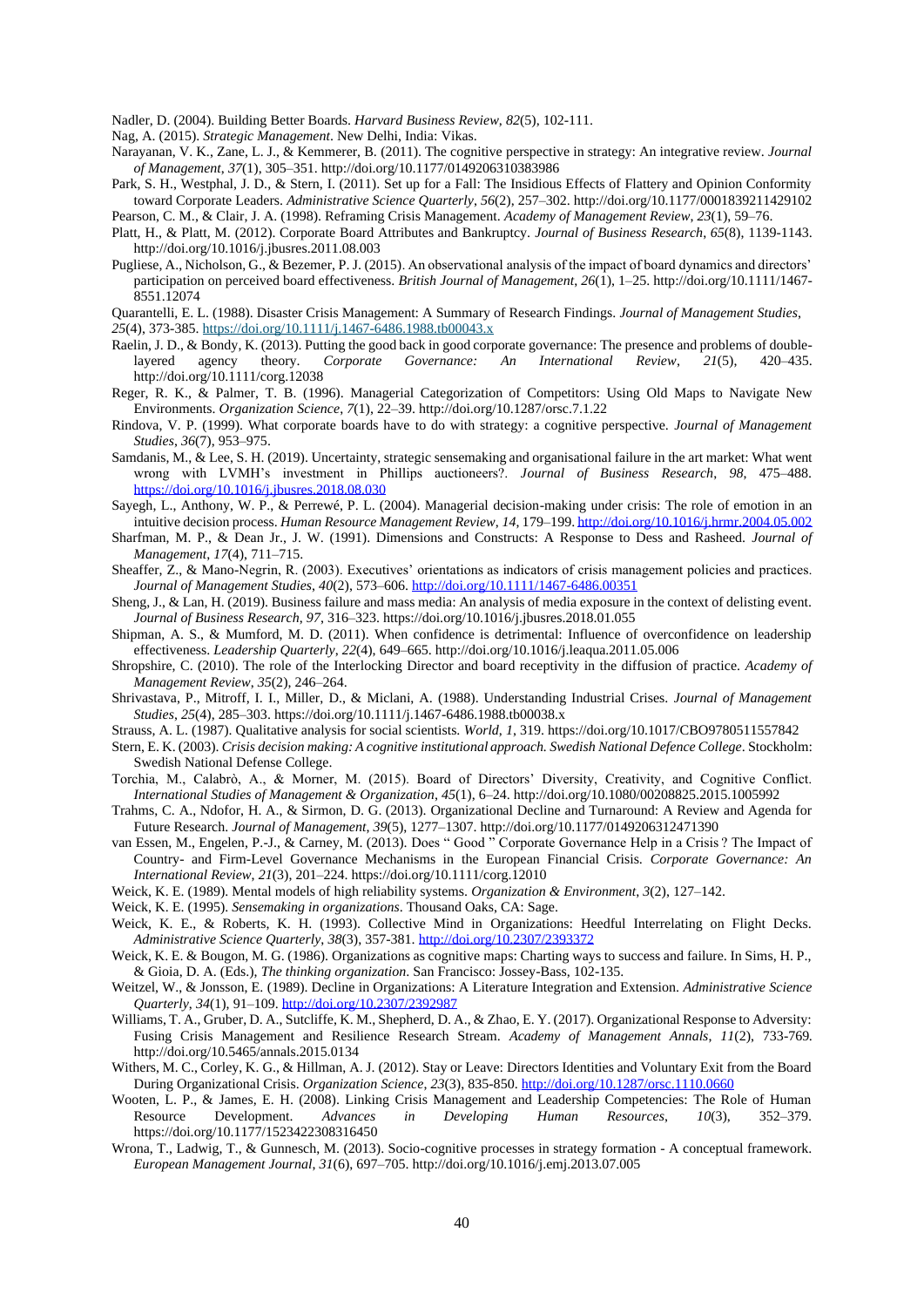Nadler, D. (2004). Building Better Boards. *Harvard Business Review*, *82*(5), 102-111.

Nag, A. (2015). *Strategic Management*. New Delhi, India: Vikas.

Narayanan, V. K., Zane, L. J., & Kemmerer, B. (2011). The cognitive perspective in strategy: An integrative review. *Journal of Management*, *37*(1), 305–351. http://doi.org/10.1177/0149206310383986

Park, S. H., Westphal, J. D., & Stern, I. (2011). Set up for a Fall: The Insidious Effects of Flattery and Opinion Conformity toward Corporate Leaders. *Administrative Science Quarterly*, *56*(2), 257–302. http://doi.org/10.1177/0001839211429102

Pearson, C. M., & Clair, J. A. (1998). Reframing Crisis Management. *Academy of Management Review*, *23*(1), 59–76.

Platt, H., & Platt, M. (2012). Corporate Board Attributes and Bankruptcy. *Journal of Business Research*, *65*(8), 1139-1143. http://doi.org/10.1016/j.jbusres.2011.08.003

Pugliese, A., Nicholson, G., & Bezemer, P. J. (2015). An observational analysis of the impact of board dynamics and directors' participation on perceived board effectiveness. *British Journal of Management*, *26*(1), 1–25. http://doi.org/10.1111/1467-8551.12074

Quarantelli, E. L. (1988). Disaster Crisis Management: A Summary of Research Findings. *Journal of Management Studies*, *25*(4), 373-385. https://doi.org/10.1111/j.1467-6486.1988.tb00043.x

Raelin, J. D., & Bondy, K. (2013). Putting the good back in good corporate governance: The presence and problems of double-layered agency theory. *Corporate Governance: An International Review*, *21*(5), 420–435. http://doi.org/10.1111/corg.12038

Reger, R. K., & Palmer, T. B. (1996). Managerial Categorization of Competitors: Using Old Maps to Navigate New Environments. *Organization Science*, *7*(1), 22–39. http://doi.org/10.1287/orsc.7.1.22

Rindova, V. P. (1999). What corporate boards have to do with strategy: a cognitive perspective. *Journal of Management Studies*, *36*(7), 953–975.

Samdanis, M., & Lee, S. H. (2019). Uncertainty, strategic sensemaking and organisational failure in the art market: What went wrong with LVMH's investment in Phillips auctioneers?. *Journal of Business Research*, *98*, 475–488. https://doi.org/10.1016/j.jbusres.2018.08.030

Sayegh, L., Anthony, W. P., & Perrewé, P. L. (2004). Managerial decision-making under crisis: The role of emotion in an intuitive decision process. *Human Resource Management Review*, *14*, 179–199. http://doi.org/10.1016/j.hrmr.2004.05.002

Sharfman, M. P., & Dean Jr., J. W. (1991). Dimensions and Constructs: A Response to Dess and Rasheed. *Journal of Management*, *17*(4), 711–715.

Sheaffer, Z., & Mano-Negrin, R. (2003). Executives' orientations as indicators of crisis management policies and practices. *Journal of Management Studies*, *40*(2), 573–606. http://doi.org/10.1111/1467-6486.00351

Sheng, J., & Lan, H. (2019). Business failure and mass media: An analysis of media exposure in the context of delisting event. *Journal of Business Research*, *97*, 316–323. https://doi.org/10.1016/j.jbusres.2018.01.055

Shipman, A. S., & Mumford, M. D. (2011). When confidence is detrimental: Influence of overconfidence on leadership effectiveness. *Leadership Quarterly*, *22*(4), 649–665. http://doi.org/10.1016/j.leaqua.2011.05.006

Shropshire, C. (2010). The role of the Interlocking Director and board receptivity in the diffusion of practice. *Academy of Management Review*, *35*(2), 246–264.

Shrivastava, P., Mitroff, I. I., Miller, D., & Miclani, A. (1988). Understanding Industrial Crises. *Journal of Management Studies*, *25*(4), 285–303. https://doi.org/10.1111/j.1467-6486.1988.tb00038.x

Strauss, A. L. (1987). Qualitative analysis for social scientists. *World*, *1*, 319. https://doi.org/10.1017/CBO9780511557842

Stern, E. K. (2003). *Crisis decision making: A cognitive institutional approach. Swedish National Defence College*. Stockholm: Swedish National Defense College.

Torchia, M., Calabrò, A., & Morner, M. (2015). Board of Directors' Diversity, Creativity, and Cognitive Conflict. *International Studies of Management & Organization*, *45*(1), 6–24. http://doi.org/10.1080/00208825.2015.1005992

Trahms, C. A., Ndofor, H. A., & Sirmon, D. G. (2013). Organizational Decline and Turnaround: A Review and Agenda for Future Research. *Journal of Management*, *39*(5), 1277–1307. http://doi.org/10.1177/0149206312471390

van Essen, M., Engelen, P.-J., & Carney, M. (2013). Does " Good " Corporate Governance Help in a Crisis ? The Impact of Country- and Firm-Level Governance Mechanisms in the European Financial Crisis. *Corporate Governance: An International Review*, *21*(3), 201–224. https://doi.org/10.1111/corg.12010

Weick, K. E. (1989). Mental models of high reliability systems. *Organization & Environment*, *3*(2), 127–142.

Weick, K. E. (1995). *Sensemaking in organizations*. Thousand Oaks, CA: Sage.

Weick, K. E., & Roberts, K. H. (1993). Collective Mind in Organizations: Heedful Interrelating on Flight Decks. *Administrative Science Quarterly*, *38*(3), 357-381. http://doi.org/10.2307/2393372

Weick, K. E. & Bougon, M. G. (1986). Organizations as cognitive maps: Charting ways to success and failure. In Sims, H. P., & Gioia, D. A. (Eds.), *The thinking organization*. San Francisco: Jossey-Bass, 102-135.

Weitzel, W., & Jonsson, E. (1989). Decline in Organizations: A Literature Integration and Extension. *Administrative Science Quarterly*, *34*(1), 91–109. http://doi.org/10.2307/2392987

Williams, T. A., Gruber, D. A., Sutcliffe, K. M., Shepherd, D. A., & Zhao, E. Y. (2017). Organizational Response to Adversity: Fusing Crisis Management and Resilience Research Stream. *Academy of Management Annals*, *11*(2), 733-769. http://doi.org/10.5465/annals.2015.0134

Withers, M. C., Corley, K. G., & Hillman, A. J. (2012). Stay or Leave: Directors Identities and Voluntary Exit from the Board During Organizational Crisis. *Organization Science*, *23*(3), 835-850. http://doi.org/10.1287/orsc.1110.0660

Wooten, L. P., & James, E. H. (2008). Linking Crisis Management and Leadership Competencies: The Role of Human Resource Development. *Advances in Developing Human Resources*, *10*(3), 352–379. https://doi.org/10.1177/1523422308316450

Wrona, T., Ladwig, T., & Gunnesch, M. (2013). Socio-cognitive processes in strategy formation - A conceptual framework. *European Management Journal*, *31*(6), 697–705. http://doi.org/10.1016/j.emj.2013.07.005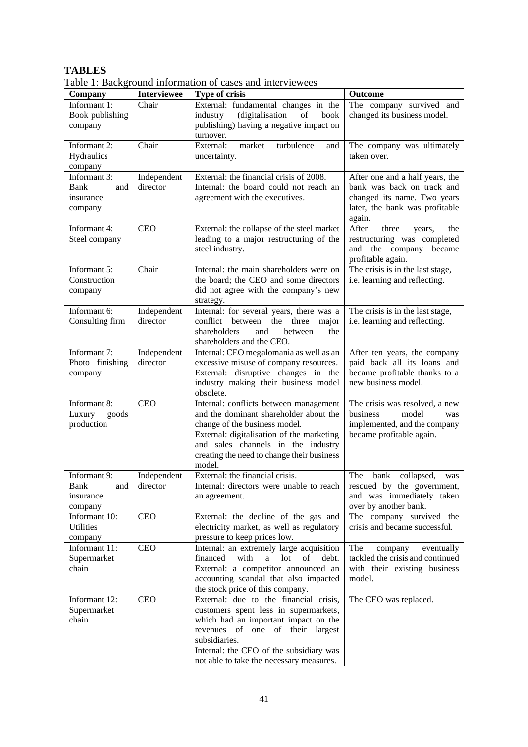# TABLES

Table 1: Background information of cases and interviewees

| Company | Interviewee | Type of crisis | Outcome |
| --- | --- | --- | --- |
| Informant 1: Book publishing company | Chair | External: fundamental changes in the industry (digitalisation of book publishing) having a negative impact on turnover. | The company survived and changed its business model. |
| Informant 2: Hydraulics company | Chair | External: market turbulence and uncertainty. | The company was ultimately taken over. |
| Informant 3: Bank and insurance company | Independent director | External: the financial crisis of 2008. Internal: the board could not reach an agreement with the executives. | After one and a half years, the bank was back on track and changed its name. Two years later, the bank was profitable again. |
| Informant 4: Steel company | CEO | External: the collapse of the steel market leading to a major restructuring of the steel industry. | After three years, the restructuring was completed and the company became profitable again. |
| Informant 5: Construction company | Chair | Internal: the main shareholders were on the board; the CEO and some directors did not agree with the company's new strategy. | The crisis is in the last stage, i.e. learning and reflecting. |
| Informant 6: Consulting firm | Independent director | Internal: for several years, there was a conflict between the three major shareholders and between the shareholders and the CEO. | The crisis is in the last stage, i.e. learning and reflecting. |
| Informant 7: Photo finishing company | Independent director | Internal: CEO megalomania as well as an excessive misuse of company resources. External: disruptive changes in the industry making their business model obsolete. | After ten years, the company paid back all its loans and became profitable thanks to a new business model. |
| Informant 8: Luxury goods production | CEO | Internal: conflicts between management and the dominant shareholder about the change of the business model. External: digitalisation of the marketing and sales channels in the industry creating the need to change their business model. | The crisis was resolved, a new business model was implemented, and the company became profitable again. |
| Informant 9: Bank and insurance company | Independent director | External: the financial crisis. Internal: directors were unable to reach an agreement. | The bank collapsed, was rescued by the government, and was immediately taken over by another bank. |
| Informant 10: Utilities company | CEO | External: the decline of the gas and electricity market, as well as regulatory pressure to keep prices low. | The company survived the crisis and became successful. |
| Informant 11: Supermarket chain | CEO | Internal: an extremely large acquisition financed with a lot of debt. External: a competitor announced an accounting scandal that also impacted the stock price of this company. | The company eventually tackled the crisis and continued with their existing business model. |
| Informant 12: Supermarket chain | CEO | External: due to the financial crisis, customers spent less in supermarkets, which had an important impact on the revenues of one of their largest subsidiaries. Internal: the CEO of the subsidiary was not able to take the necessary measures. | The CEO was replaced. |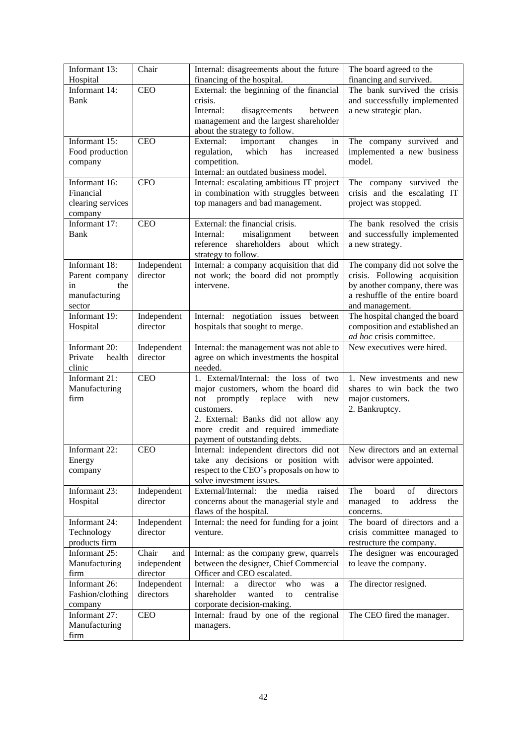| Informant 13: Hospital | Chair | Internal: disagreements about the future financing of the hospital. | The board agreed to the financing and survived. |
|---|---|---|---|
| Informant 14: Bank | CEO | External: the beginning of the financial crisis.<br>Internal: disagreements between management and the largest shareholder about the strategy to follow. | The bank survived the crisis and successfully implemented a new strategic plan. |
| Informant 15: Food production company | CEO | External: important changes in regulation, which has increased competition.<br>Internal: an outdated business model. | The company survived and implemented a new business model. |
| Informant 16: Financial clearing services company | CFO | Internal: escalating ambitious IT project in combination with struggles between top managers and bad management. | The company survived the crisis and the escalating IT project was stopped. |
| Informant 17: Bank | CEO | External: the financial crisis.<br>Internal: misalignment between reference shareholders about which strategy to follow. | The bank resolved the crisis and successfully implemented a new strategy. |
| Informant 18: Parent company in the manufacturing sector | Independent director | Internal: a company acquisition that did not work; the board did not promptly intervene. | The company did not solve the crisis. Following acquisition by another company, there was a reshuffle of the entire board and management. |
| Informant 19: Hospital | Independent director | Internal: negotiation issues between hospitals that sought to merge. | The hospital changed the board composition and established an *ad hoc* crisis committee. |
| Informant 20: Private health clinic | Independent director | Internal: the management was not able to agree on which investments the hospital needed. | New executives were hired. |
| Informant 21: Manufacturing firm | CEO | 1. External/Internal: the loss of two major customers, whom the board did not promptly replace with new customers.<br>2. External: Banks did not allow any more credit and required immediate payment of outstanding debts. | 1. New investments and new shares to win back the two major customers.<br>2. Bankruptcy. |
| Informant 22: Energy company | CEO | Internal: independent directors did not take any decisions or position with respect to the CEO's proposals on how to solve investment issues. | New directors and an external advisor were appointed. |
| Informant 23: Hospital | Independent director | External/Internal: the media raised concerns about the managerial style and flaws of the hospital. | The board of directors managed to address the concerns. |
| Informant 24: Technology products firm | Independent director | Internal: the need for funding for a joint venture. | The board of directors and a crisis committee managed to restructure the company. |
| Informant 25: Manufacturing firm | Chair and independent director | Internal: as the company grew, quarrels between the designer, Chief Commercial Officer and CEO escalated. | The designer was encouraged to leave the company. |
| Informant 26: Fashion/clothing company | Independent directors | Internal: a director who was a shareholder wanted to centralise corporate decision-making. | The director resigned. |
| Informant 27: Manufacturing firm | CEO | Internal: fraud by one of the regional managers. | The CEO fired the manager. |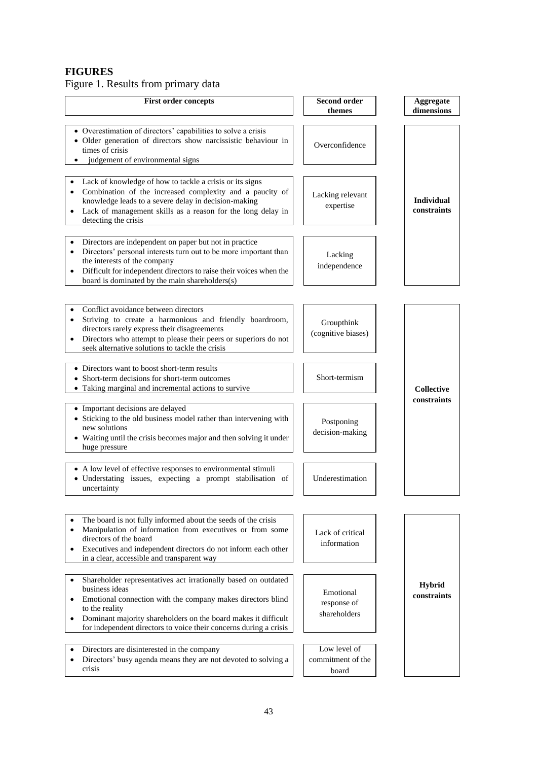## FIGURES

Figure 1. Results from primary data

| First order concepts | Second order themes | Aggregate dimensions |
|---|---|---|
| • Overestimation of directors' capabilities to solve a crisis<br>• Older generation of directors show narcissistic behaviour in times of crisis<br>• judgement of environmental signs | Overconfidence | **Individual constraints** |
| • Lack of knowledge of how to tackle a crisis or its signs<br>• Combination of the increased complexity and a paucity of knowledge leads to a severe delay in decision-making<br>• Lack of management skills as a reason for the long delay in detecting the crisis | Lacking relevant expertise | |
| • Directors are independent on paper but not in practice<br>• Directors' personal interests turn out to be more important than the interests of the company<br>• Difficult for independent directors to raise their voices when the board is dominated by the main shareholders(s) | Lacking independence | |
| • Conflict avoidance between directors<br>• Striving to create a harmonious and friendly boardroom, directors rarely express their disagreements<br>• Directors who attempt to please their peers or superiors do not seek alternative solutions to tackle the crisis | Groupthink (cognitive biases) | **Collective constraints** |
| • Directors want to boost short-term results<br>• Short-term decisions for short-term outcomes<br>• Taking marginal and incremental actions to survive | Short-termism | |
| • Important decisions are delayed<br>• Sticking to the old business model rather than intervening with new solutions<br>• Waiting until the crisis becomes major and then solving it under huge pressure | Postponing decision-making | |
| • A low level of effective responses to environmental stimuli<br>• Understating issues, expecting a prompt stabilisation of uncertainty | Underestimation | |
| • The board is not fully informed about the seeds of the crisis<br>• Manipulation of information from executives or from some directors of the board<br>• Executives and independent directors do not inform each other in a clear, accessible and transparent way | Lack of critical information | **Hybrid constraints** |
| • Shareholder representatives act irrationally based on outdated business ideas<br>• Emotional connection with the company makes directors blind to the reality<br>• Dominant majority shareholders on the board makes it difficult for independent directors to voice their concerns during a crisis | Emotional response of shareholders | |
| • Directors are disinterested in the company<br>• Directors' busy agenda means they are not devoted to solving a crisis | Low level of commitment of the board | |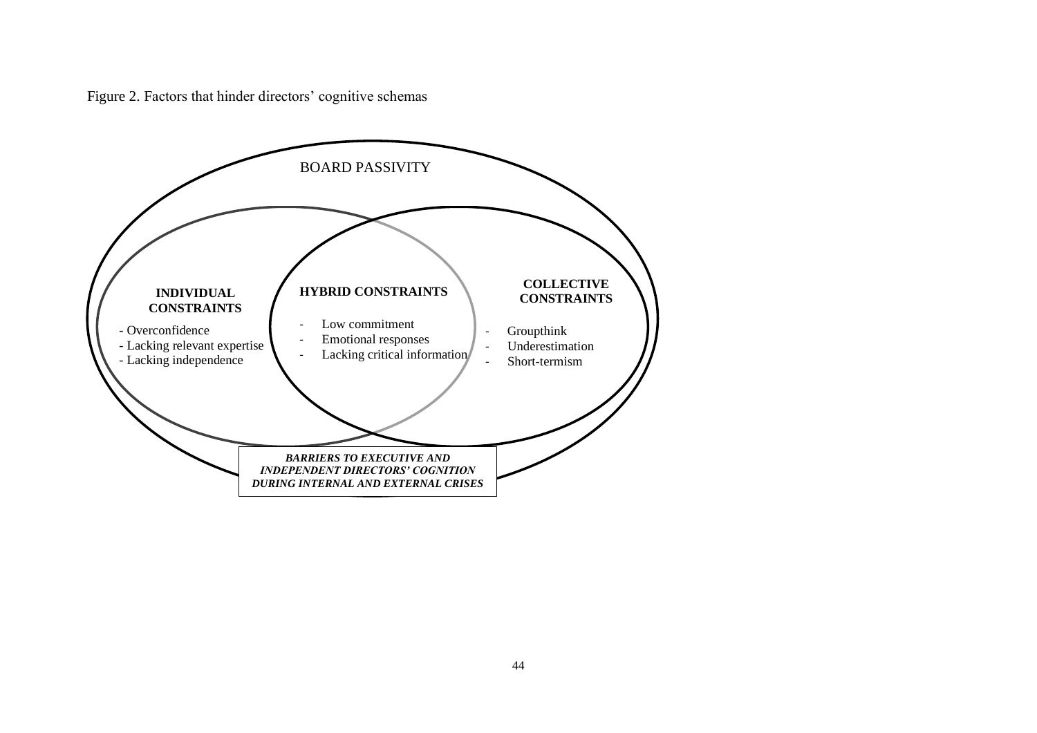Figure 2. Factors that hinder directors' cognitive schemas

BOARD PASSIVITY

**INDIVIDUAL CONSTRAINTS**

- Overconfidence
- Lacking relevant expertise
- Lacking independence

**HYBRID CONSTRAINTS**

- Low commitment
- Emotional responses
- Lacking critical information

**COLLECTIVE CONSTRAINTS**

- Groupthink
- Underestimation
- Short-termism

***BARRIERS TO EXECUTIVE AND INDEPENDENT DIRECTORS' COGNITION DURING INTERNAL AND EXTERNAL CRISES***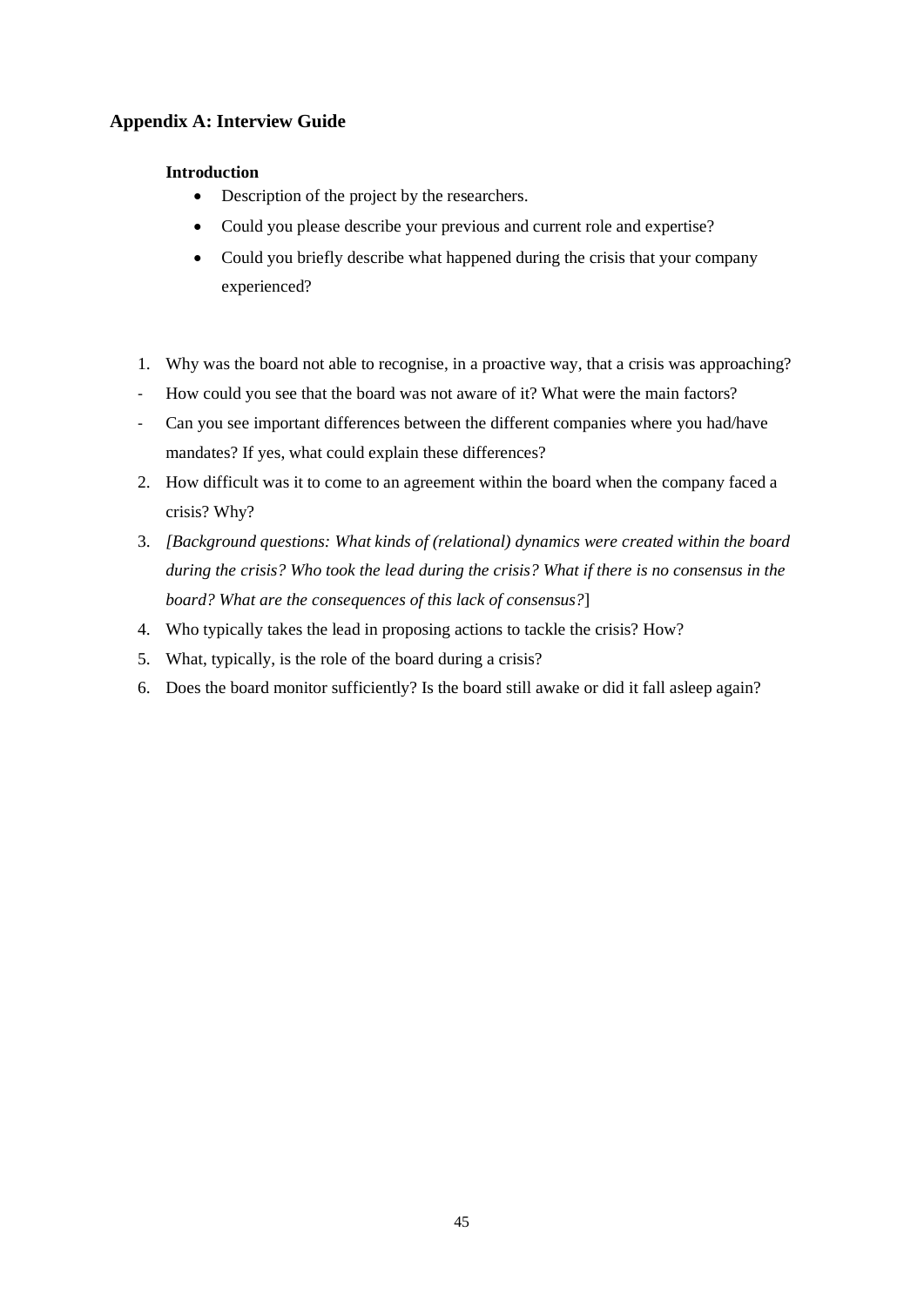## Appendix A: Interview Guide

**Introduction**

- Description of the project by the researchers.
- Could you please describe your previous and current role and expertise?
- Could you briefly describe what happened during the crisis that your company experienced?

1. Why was the board not able to recognise, in a proactive way, that a crisis was approaching?

- How could you see that the board was not aware of it? What were the main factors?
- Can you see important differences between the different companies where you had/have mandates? If yes, what could explain these differences?

2. How difficult was it to come to an agreement within the board when the company faced a crisis? Why?
3. *[Background questions: What kinds of (relational) dynamics were created within the board during the crisis? Who took the lead during the crisis? What if there is no consensus in the board? What are the consequences of this lack of consensus?*]
4. Who typically takes the lead in proposing actions to tackle the crisis? How?
5. What, typically, is the role of the board during a crisis?
6. Does the board monitor sufficiently? Is the board still awake or did it fall asleep again?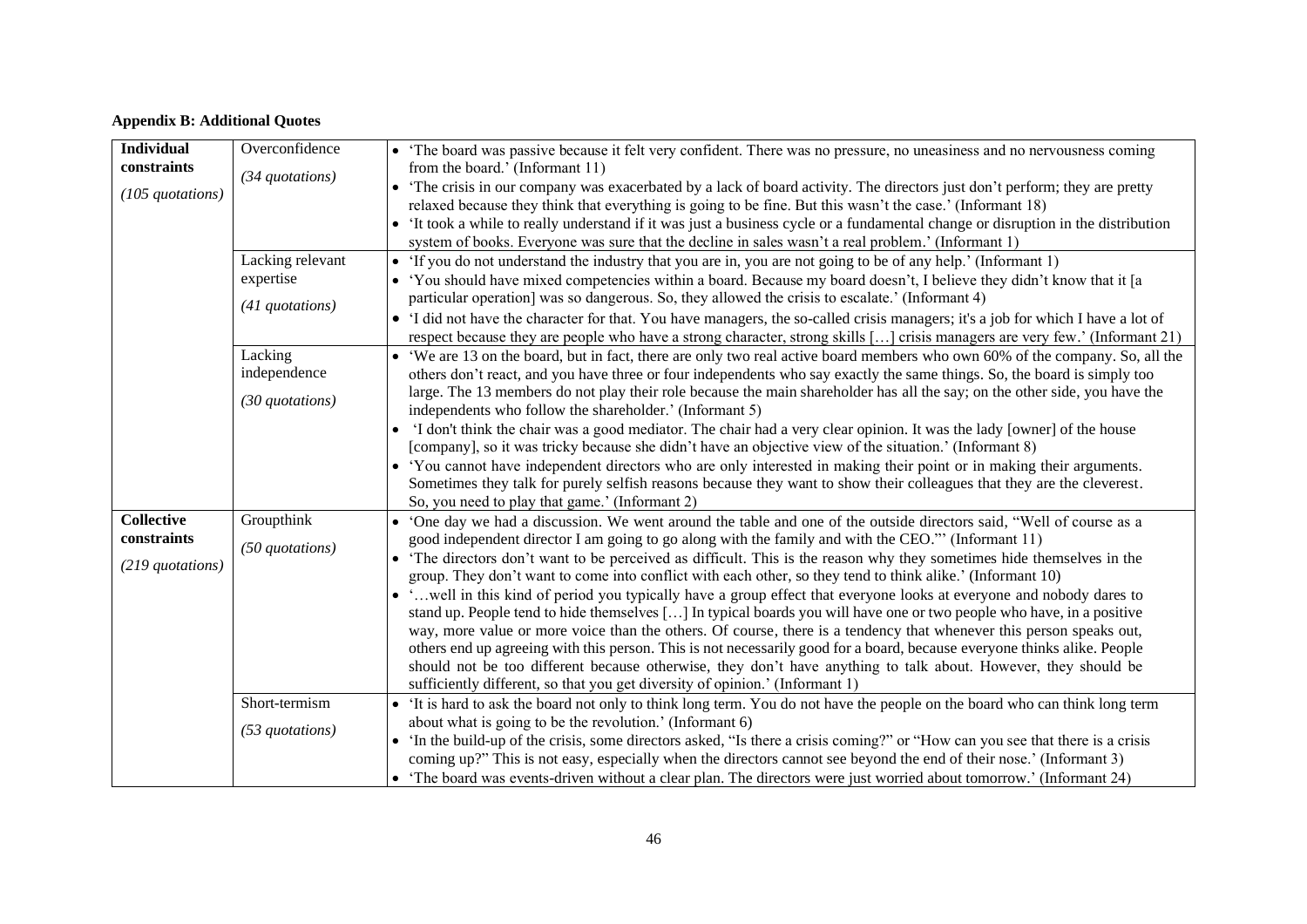**Appendix B: Additional Quotes**

| | | |
|---|---|---|
| **Individual constraints** *(105 quotations)* | Overconfidence *(34 quotations)* | • 'The board was passive because it felt very confident. There was no pressure, no uneasiness and no nervousness coming from the board.' (Informant 11)<br>• 'The crisis in our company was exacerbated by a lack of board activity. The directors just don't perform; they are pretty relaxed because they think that everything is going to be fine. But this wasn't the case.' (Informant 18)<br>• 'It took a while to really understand if it was just a business cycle or a fundamental change or disruption in the distribution system of books. Everyone was sure that the decline in sales wasn't a real problem.' (Informant 1) |
| | Lacking relevant expertise *(41 quotations)* | • 'If you do not understand the industry that you are in, you are not going to be of any help.' (Informant 1)<br>• 'You should have mixed competencies within a board. Because my board doesn't, I believe they didn't know that it [a particular operation] was so dangerous. So, they allowed the crisis to escalate.' (Informant 4)<br>• 'I did not have the character for that. You have managers, the so-called crisis managers; it's a job for which I have a lot of respect because they are people who have a strong character, strong skills […] crisis managers are very few.' (Informant 21) |
| | Lacking independence *(30 quotations)* | • 'We are 13 on the board, but in fact, there are only two real active board members who own 60% of the company. So, all the others don't react, and you have three or four independents who say exactly the same things. So, the board is simply too large. The 13 members do not play their role because the main shareholder has all the say; on the other side, you have the independents who follow the shareholder.' (Informant 5)<br>• 'I don't think the chair was a good mediator. The chair had a very clear opinion. It was the lady [owner] of the house [company], so it was tricky because she didn't have an objective view of the situation.' (Informant 8)<br>• 'You cannot have independent directors who are only interested in making their point or in making their arguments. Sometimes they talk for purely selfish reasons because they want to show their colleagues that they are the cleverest. So, you need to play that game.' (Informant 2) |
| **Collective constraints** *(219 quotations)* | Groupthink *(50 quotations)* | • 'One day we had a discussion. We went around the table and one of the outside directors said, "Well of course as a good independent director I am going to go along with the family and with the CEO."' (Informant 11)<br>• 'The directors don't want to be perceived as difficult. This is the reason why they sometimes hide themselves in the group. They don't want to come into conflict with each other, so they tend to think alike.' (Informant 10)<br>• '…well in this kind of period you typically have a group effect that everyone looks at everyone and nobody dares to stand up. People tend to hide themselves […] In typical boards you will have one or two people who have, in a positive way, more value or more voice than the others. Of course, there is a tendency that whenever this person speaks out, others end up agreeing with this person. This is not necessarily good for a board, because everyone thinks alike. People should not be too different because otherwise, they don't have anything to talk about. However, they should be sufficiently different, so that you get diversity of opinion.' (Informant 1) |
| | Short-termism *(53 quotations)* | • 'It is hard to ask the board not only to think long term. You do not have the people on the board who can think long term about what is going to be the revolution.' (Informant 6)<br>• 'In the build-up of the crisis, some directors asked, "Is there a crisis coming?" or "How can you see that there is a crisis coming up?" This is not easy, especially when the directors cannot see beyond the end of their nose.' (Informant 3)<br>• 'The board was events-driven without a clear plan. The directors were just worried about tomorrow.' (Informant 24) |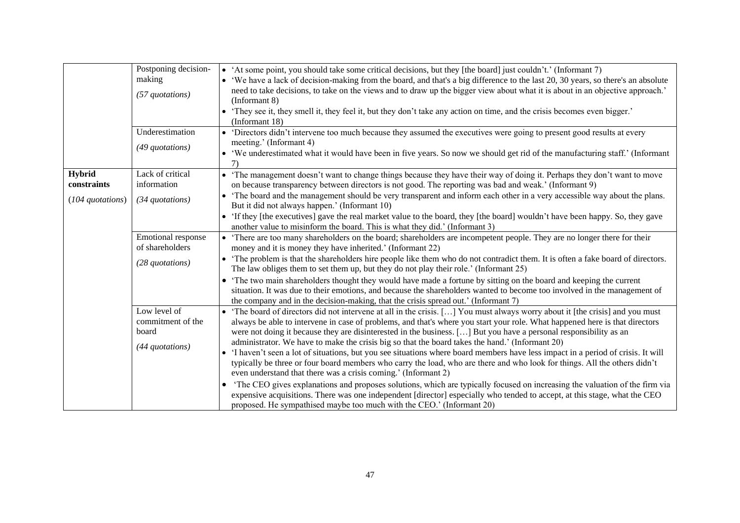| | | |
|---|---|---|
| | Postponing decision-making<br><br>*(57 quotations)* | • 'At some point, you should take some critical decisions, but they [the board] just couldn't.' (Informant 7)<br>• 'We have a lack of decision-making from the board, and that's a big difference to the last 20, 30 years, so there's an absolute need to take decisions, to take on the views and to draw up the bigger view about what it is about in an objective approach.' (Informant 8)<br>• 'They see it, they smell it, they feel it, but they don't take any action on time, and the crisis becomes even bigger.' (Informant 18) |
| | Underestimation<br><br>*(49 quotations)* | • 'Directors didn't intervene too much because they assumed the executives were going to present good results at every meeting.' (Informant 4)<br>• 'We underestimated what it would have been in five years. So now we should get rid of the manufacturing staff.' (Informant 7) |
| **Hybrid constraints**<br><br>(*104 quotations*) | Lack of critical information<br><br>*(34 quotations)* | • 'The management doesn't want to change things because they have their way of doing it. Perhaps they don't want to move on because transparency between directors is not good. The reporting was bad and weak.' (Informant 9)<br>• 'The board and the management should be very transparent and inform each other in a very accessible way about the plans. But it did not always happen.' (Informant 10)<br>• 'If they [the executives] gave the real market value to the board, they [the board] wouldn't have been happy. So, they gave another value to misinform the board. This is what they did.' (Informant 3) |
| | Emotional response of shareholders<br><br>*(28 quotations)* | • 'There are too many shareholders on the board; shareholders are incompetent people. They are no longer there for their money and it is money they have inherited.' (Informant 22)<br>• 'The problem is that the shareholders hire people like them who do not contradict them. It is often a fake board of directors. The law obliges them to set them up, but they do not play their role.' (Informant 25)<br>• 'The two main shareholders thought they would have made a fortune by sitting on the board and keeping the current situation. It was due to their emotions, and because the shareholders wanted to become too involved in the management of the company and in the decision-making, that the crisis spread out.' (Informant 7) |
| | Low level of commitment of the board<br><br>*(44 quotations)* | • 'The board of directors did not intervene at all in the crisis. […] You must always worry about it [the crisis] and you must always be able to intervene in case of problems, and that's where you start your role. What happened here is that directors were not doing it because they are disinterested in the business. […] But you have a personal responsibility as an administrator. We have to make the crisis big so that the board takes the hand.' (Informant 20)<br>• 'I haven't seen a lot of situations, but you see situations where board members have less impact in a period of crisis. It will typically be three or four board members who carry the load, who are there and who look for things. All the others didn't even understand that there was a crisis coming.' (Informant 2)<br>• 'The CEO gives explanations and proposes solutions, which are typically focused on increasing the valuation of the firm via expensive acquisitions. There was one independent [director] especially who tended to accept, at this stage, what the CEO proposed. He sympathised maybe too much with the CEO.' (Informant 20) |